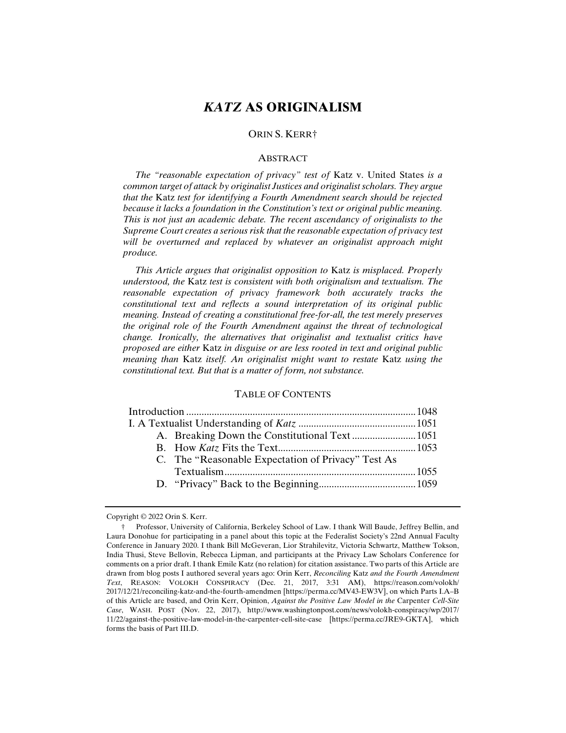# *KATZ* AS ORIGINALISM

ORIN S. KERR†

## ABSTRACT

*The "reasonable expectation of privacy" test of* Katz v. United States *is a common target of attack by originalist Justices and originalist scholars. They argue that the* Katz *test for identifying a Fourth Amendment search should be rejected because it lacks a foundation in the Constitution's text or original public meaning. This is not just an academic debate. The recent ascendancy of originalists to the Supreme Court creates a serious risk that the reasonable expectation of privacy test will be overturned and replaced by whatever an originalist approach might produce.*

*This Article argues that originalist opposition to* Katz *is misplaced. Properly understood, the* Katz *test is consistent with both originalism and textualism. The reasonable expectation of privacy framework both accurately tracks the constitutional text and reflects a sound interpretation of its original public meaning. Instead of creating a constitutional free-for-all, the test merely preserves the original role of the Fourth Amendment against the threat of technological change. Ironically, the alternatives that originalist and textualist critics have proposed are either* Katz *in disguise or are less rooted in text and original public meaning than* Katz *itself. An originalist might want to restate* Katz *using the constitutional text. But that is a matter of form, not substance.*

## TABLE OF CONTENTS

Introduction ........ 1048
I. A Textualist Understanding of *Katz* ........ 1051
  A. Breaking Down the Constitutional Text ........ 1051
  B. How *Katz* Fits the Text ........ 1053
  C. The "Reasonable Expectation of Privacy" Test As Textualism ........ 1055
  D. "Privacy" Back to the Beginning ........ 1059

---

Copyright © 2022 Orin S. Kerr.

† Professor, University of California, Berkeley School of Law. I thank Will Baude, Jeffrey Bellin, and Laura Donohue for participating in a panel about this topic at the Federalist Society's 22nd Annual Faculty Conference in January 2020. I thank Bill McGeveran, Lior Strahilevitz, Victoria Schwartz, Matthew Tokson, India Thusi, Steve Bellovin, Rebecca Lipman, and participants at the Privacy Law Scholars Conference for comments on a prior draft. I thank Emile Katz (no relation) for citation assistance. Two parts of this Article are drawn from blog posts I authored several years ago: Orin Kerr, *Reconciling* Katz *and the Fourth Amendment Text*, REASON: VOLOKH CONSPIRACY (Dec. 21, 2017, 3:31 AM), https://reason.com/volokh/2017/12/21/reconciling-katz-and-the-fourth-amendmen [https://perma.cc/MV43-EW3V], on which Parts I.A–B of this Article are based, and Orin Kerr, Opinion, *Against the Positive Law Model in the* Carpenter *Cell-Site Case*, WASH. POST (Nov. 22, 2017), http://www.washingtonpost.com/news/volokh-conspiracy/wp/2017/11/22/against-the-positive-law-model-in-the-carpenter-cell-site-case [https://perma.cc/JRE9-GKTA], which forms the basis of Part III.D.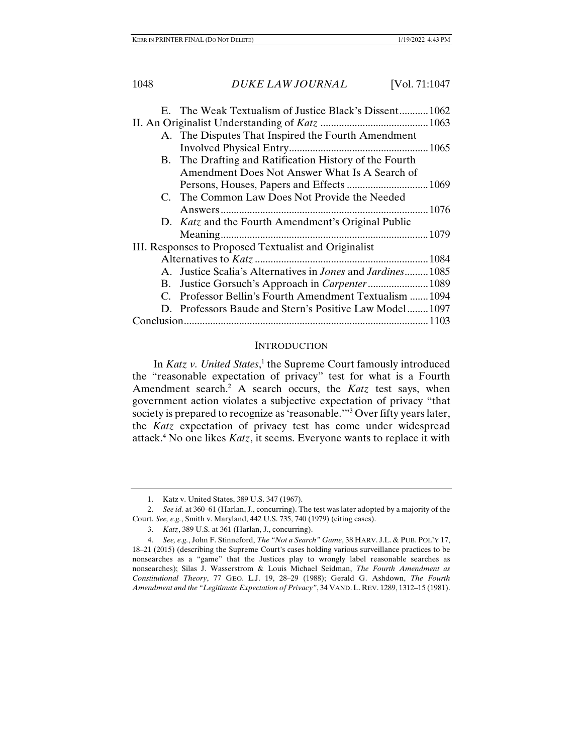E. The Weak Textualism of Justice Black's Dissent ........... 1062

II. An Originalist Understanding of *Katz* ......................................... 1063

A. The Disputes That Inspired the Fourth Amendment Involved Physical Entry ..................................................... 1065

B. The Drafting and Ratification History of the Fourth Amendment Does Not Answer What Is A Search of Persons, Houses, Papers and Effects ............................... 1069

C. The Common Law Does Not Provide the Needed Answers ............................................................................... 1076

D. *Katz* and the Fourth Amendment's Original Public Meaning ............................................................................... 1079

III. Responses to Proposed Textualist and Originalist Alternatives to *Katz* .................................................................. 1084

A. Justice Scalia's Alternatives in *Jones* and *Jardines* ......... 1085

B. Justice Gorsuch's Approach in *Carpenter* ....................... 1089

C. Professor Bellin's Fourth Amendment Textualism ....... 1094

D. Professors Baude and Stern's Positive Law Model ........ 1097

Conclusion ............................................................................................ 1103

## INTRODUCTION

In *Katz v. United States*,[1] the Supreme Court famously introduced the "reasonable expectation of privacy" test for what is a Fourth Amendment search.[2] A search occurs, the *Katz* test says, when government action violates a subjective expectation of privacy "that society is prepared to recognize as 'reasonable.'"[3] Over fifty years later, the *Katz* expectation of privacy test has come under widespread attack.[4] No one likes *Katz*, it seems. Everyone wants to replace it with

---

1. Katz v. United States, 389 U.S. 347 (1967).

2. *See id.* at 360–61 (Harlan, J., concurring). The test was later adopted by a majority of the Court. *See, e.g.*, Smith v. Maryland, 442 U.S. 735, 740 (1979) (citing cases).

3. *Katz*, 389 U.S. at 361 (Harlan, J., concurring).

4. *See, e.g.*, John F. Stinneford, *The "Not a Search" Game*, 38 HARV. J.L. & PUB. POL'Y 17, 18–21 (2015) (describing the Supreme Court's cases holding various surveillance practices to be nonsearches as a "game" that the Justices play to wrongly label reasonable searches as nonsearches); Silas J. Wasserstrom & Louis Michael Seidman, *The Fourth Amendment as Constitutional Theory*, 77 GEO. L.J. 19, 28–29 (1988); Gerald G. Ashdown, *The Fourth Amendment and the "Legitimate Expectation of Privacy"*, 34 VAND. L. REV. 1289, 1312–15 (1981).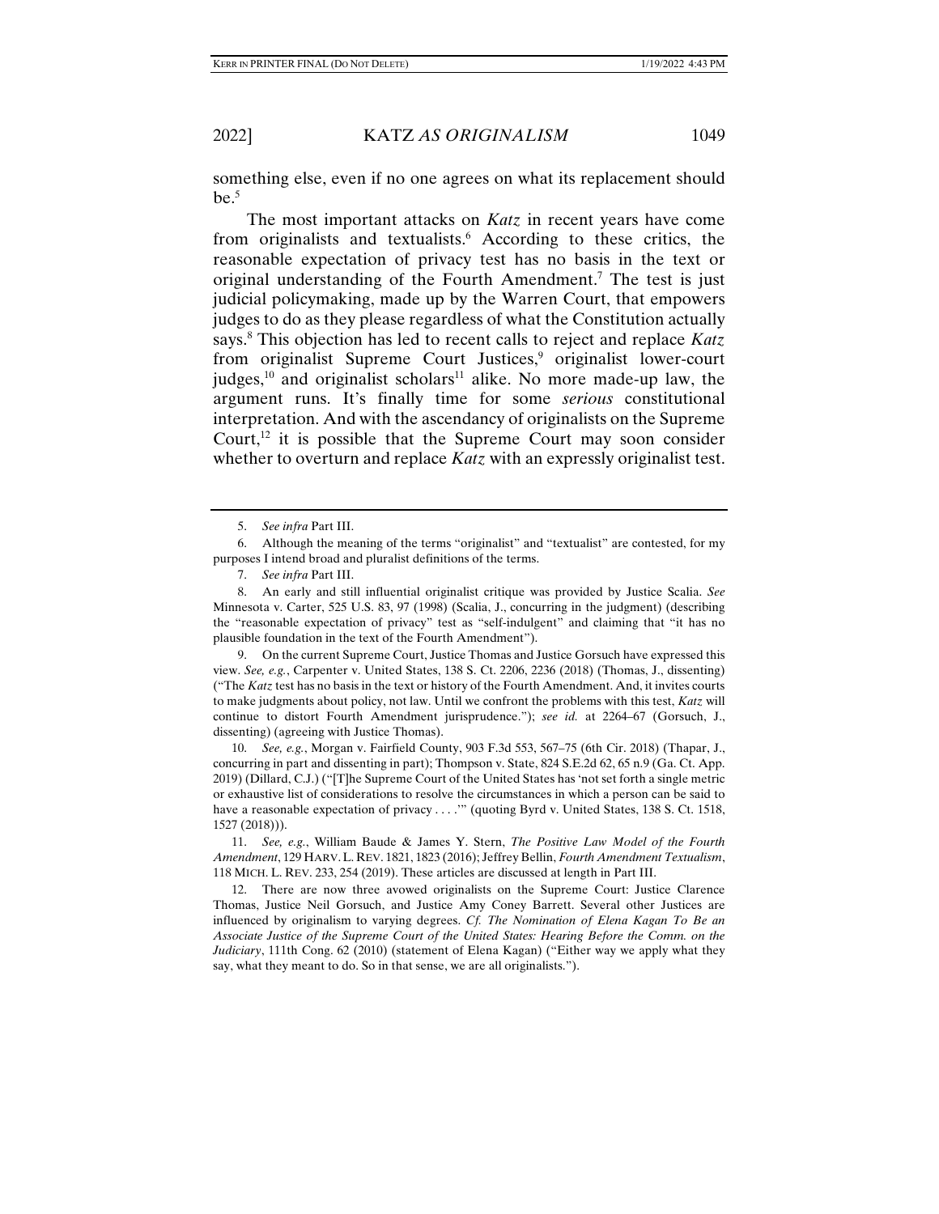something else, even if no one agrees on what its replacement should be.[5]

The most important attacks on *Katz* in recent years have come from originalists and textualists.[6] According to these critics, the reasonable expectation of privacy test has no basis in the text or original understanding of the Fourth Amendment.[7] The test is just judicial policymaking, made up by the Warren Court, that empowers judges to do as they please regardless of what the Constitution actually says.[8] This objection has led to recent calls to reject and replace *Katz* from originalist Supreme Court Justices,[9] originalist lower-court judges,[10] and originalist scholars[11] alike. No more made-up law, the argument runs. It's finally time for some *serious* constitutional interpretation. And with the ascendancy of originalists on the Supreme Court,[12] it is possible that the Supreme Court may soon consider whether to overturn and replace *Katz* with an expressly originalist test.

---

5. *See infra* Part III.

6. Although the meaning of the terms "originalist" and "textualist" are contested, for my purposes I intend broad and pluralist definitions of the terms.

7. *See infra* Part III.

8. An early and still influential originalist critique was provided by Justice Scalia. *See* Minnesota v. Carter, 525 U.S. 83, 97 (1998) (Scalia, J., concurring in the judgment) (describing the "reasonable expectation of privacy" test as "self-indulgent" and claiming that "it has no plausible foundation in the text of the Fourth Amendment").

9. On the current Supreme Court, Justice Thomas and Justice Gorsuch have expressed this view. *See, e.g.*, Carpenter v. United States, 138 S. Ct. 2206, 2236 (2018) (Thomas, J., dissenting) ("The *Katz* test has no basis in the text or history of the Fourth Amendment. And, it invites courts to make judgments about policy, not law. Until we confront the problems with this test, *Katz* will continue to distort Fourth Amendment jurisprudence."); *see id.* at 2264–67 (Gorsuch, J., dissenting) (agreeing with Justice Thomas).

10. *See, e.g.*, Morgan v. Fairfield County, 903 F.3d 553, 567–75 (6th Cir. 2018) (Thapar, J., concurring in part and dissenting in part); Thompson v. State, 824 S.E.2d 62, 65 n.9 (Ga. Ct. App. 2019) (Dillard, C.J.) ("[T]he Supreme Court of the United States has 'not set forth a single metric or exhaustive list of considerations to resolve the circumstances in which a person can be said to have a reasonable expectation of privacy . . . .'" (quoting Byrd v. United States, 138 S. Ct. 1518, 1527 (2018))).

11. *See, e.g.*, William Baude & James Y. Stern, *The Positive Law Model of the Fourth Amendment*, 129 HARV. L. REV. 1821, 1823 (2016); Jeffrey Bellin, *Fourth Amendment Textualism*, 118 MICH. L. REV. 233, 254 (2019). These articles are discussed at length in Part III.

12. There are now three avowed originalists on the Supreme Court: Justice Clarence Thomas, Justice Neil Gorsuch, and Justice Amy Coney Barrett. Several other Justices are influenced by originalism to varying degrees. *Cf. The Nomination of Elena Kagan To Be an Associate Justice of the Supreme Court of the United States: Hearing Before the Comm. on the Judiciary*, 111th Cong. 62 (2010) (statement of Elena Kagan) ("Either way we apply what they say, what they meant to do. So in that sense, we are all originalists.").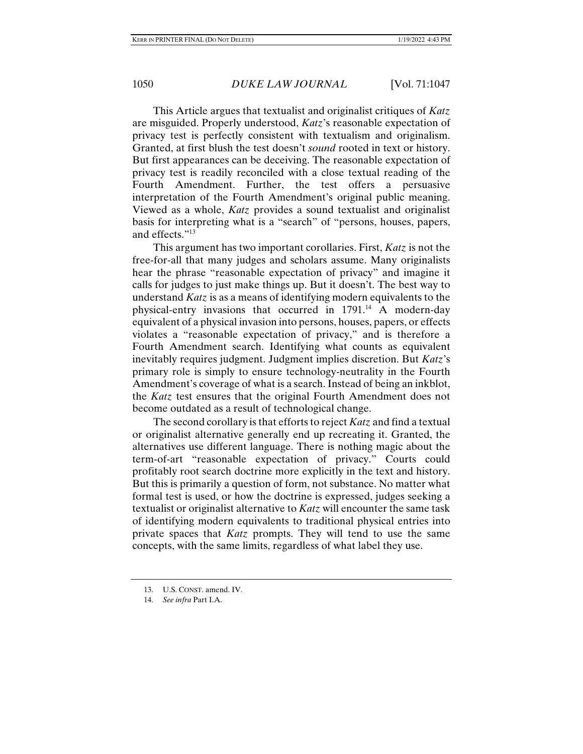This Article argues that textualist and originalist critiques of *Katz* are misguided. Properly understood, *Katz*'s reasonable expectation of privacy test is perfectly consistent with textualism and originalism. Granted, at first blush the test doesn't *sound* rooted in text or history. But first appearances can be deceiving. The reasonable expectation of privacy test is readily reconciled with a close textual reading of the Fourth Amendment. Further, the test offers a persuasive interpretation of the Fourth Amendment's original public meaning. Viewed as a whole, *Katz* provides a sound textualist and originalist basis for interpreting what is a "search" of "persons, houses, papers, and effects."[13]

This argument has two important corollaries. First, *Katz* is not the free-for-all that many judges and scholars assume. Many originalists hear the phrase "reasonable expectation of privacy" and imagine it calls for judges to just make things up. But it doesn't. The best way to understand *Katz* is as a means of identifying modern equivalents to the physical-entry invasions that occurred in 1791.[14] A modern-day equivalent of a physical invasion into persons, houses, papers, or effects violates a "reasonable expectation of privacy," and is therefore a Fourth Amendment search. Identifying what counts as equivalent inevitably requires judgment. Judgment implies discretion. But *Katz*'s primary role is simply to ensure technology-neutrality in the Fourth Amendment's coverage of what is a search. Instead of being an inkblot, the *Katz* test ensures that the original Fourth Amendment does not become outdated as a result of technological change.

The second corollary is that efforts to reject *Katz* and find a textual or originalist alternative generally end up recreating it. Granted, the alternatives use different language. There is nothing magic about the term-of-art "reasonable expectation of privacy." Courts could profitably root search doctrine more explicitly in the text and history. But this is primarily a question of form, not substance. No matter what formal test is used, or how the doctrine is expressed, judges seeking a textualist or originalist alternative to *Katz* will encounter the same task of identifying modern equivalents to traditional physical entries into private spaces that *Katz* prompts. They will tend to use the same concepts, with the same limits, regardless of what label they use.

---

13. U.S. CONST. amend. IV.

14. *See infra* Part I.A.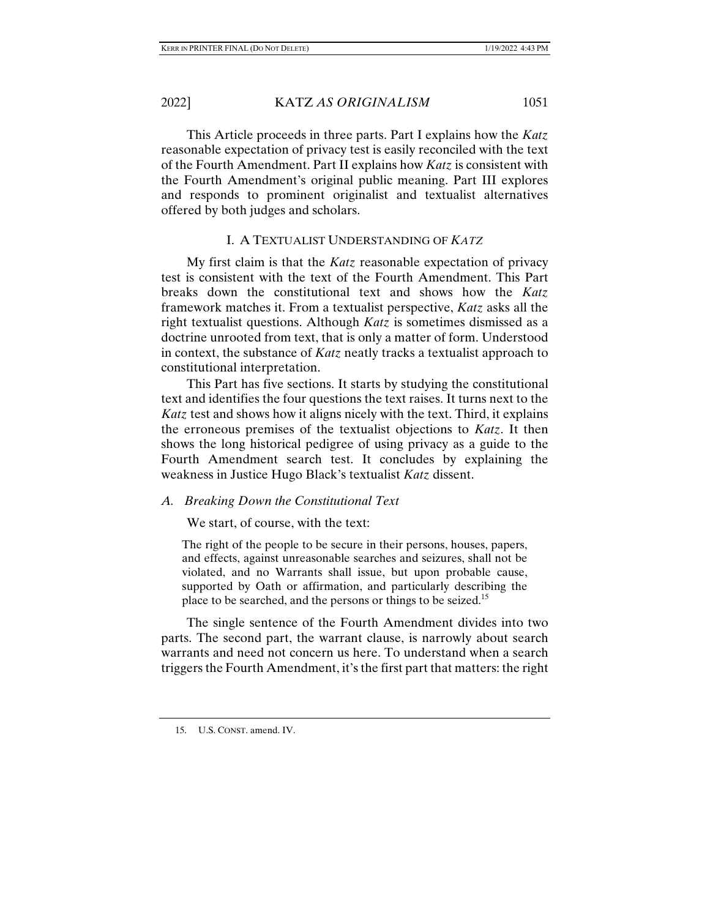This Article proceeds in three parts. Part I explains how the *Katz* reasonable expectation of privacy test is easily reconciled with the text of the Fourth Amendment. Part II explains how *Katz* is consistent with the Fourth Amendment's original public meaning. Part III explores and responds to prominent originalist and textualist alternatives offered by both judges and scholars.

## I. A TEXTUALIST UNDERSTANDING OF *KATZ*

My first claim is that the *Katz* reasonable expectation of privacy test is consistent with the text of the Fourth Amendment. This Part breaks down the constitutional text and shows how the *Katz* framework matches it. From a textualist perspective, *Katz* asks all the right textualist questions. Although *Katz* is sometimes dismissed as a doctrine unrooted from text, that is only a matter of form. Understood in context, the substance of *Katz* neatly tracks a textualist approach to constitutional interpretation.

This Part has five sections. It starts by studying the constitutional text and identifies the four questions the text raises. It turns next to the *Katz* test and shows how it aligns nicely with the text. Third, it explains the erroneous premises of the textualist objections to *Katz*. It then shows the long historical pedigree of using privacy as a guide to the Fourth Amendment search test. It concludes by explaining the weakness in Justice Hugo Black's textualist *Katz* dissent.

### A. *Breaking Down the Constitutional Text*

We start, of course, with the text:

> The right of the people to be secure in their persons, houses, papers, and effects, against unreasonable searches and seizures, shall not be violated, and no Warrants shall issue, but upon probable cause, supported by Oath or affirmation, and particularly describing the place to be searched, and the persons or things to be seized.[15]

The single sentence of the Fourth Amendment divides into two parts. The second part, the warrant clause, is narrowly about search warrants and need not concern us here. To understand when a search triggers the Fourth Amendment, it's the first part that matters: the right

15. U.S. CONST. amend. IV.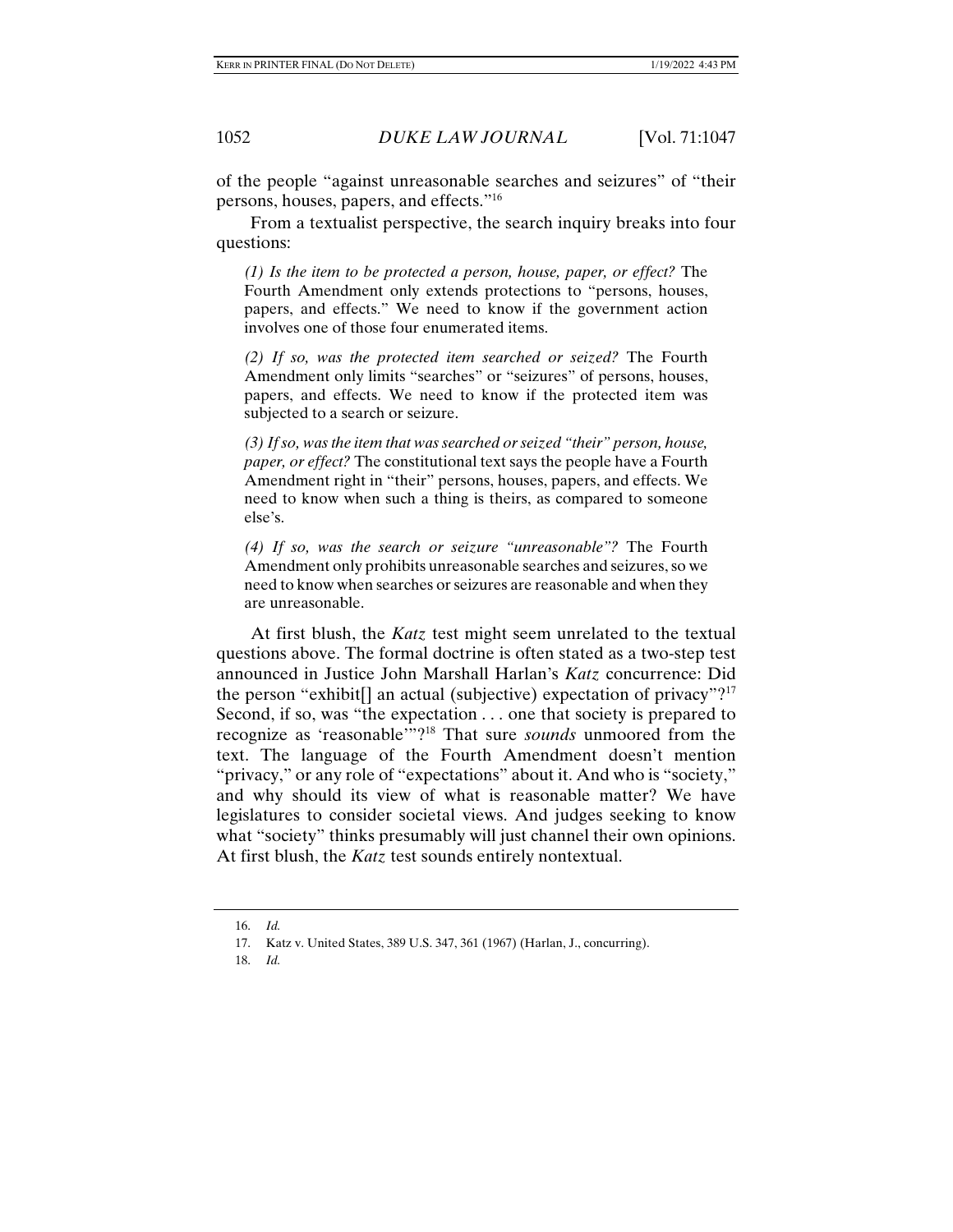of the people "against unreasonable searches and seizures" of "their persons, houses, papers, and effects."[16]

From a textualist perspective, the search inquiry breaks into four questions:

> *(1) Is the item to be protected a person, house, paper, or effect?* The Fourth Amendment only extends protections to "persons, houses, papers, and effects." We need to know if the government action involves one of those four enumerated items.
>
> *(2) If so, was the protected item searched or seized?* The Fourth Amendment only limits "searches" or "seizures" of persons, houses, papers, and effects. We need to know if the protected item was subjected to a search or seizure.
>
> *(3) If so, was the item that was searched or seized "their" person, house, paper, or effect?* The constitutional text says the people have a Fourth Amendment right in "their" persons, houses, papers, and effects. We need to know when such a thing is theirs, as compared to someone else's.
>
> *(4) If so, was the search or seizure "unreasonable"?* The Fourth Amendment only prohibits unreasonable searches and seizures, so we need to know when searches or seizures are reasonable and when they are unreasonable.

At first blush, the *Katz* test might seem unrelated to the textual questions above. The formal doctrine is often stated as a two-step test announced in Justice John Marshall Harlan's *Katz* concurrence: Did the person "exhibit[] an actual (subjective) expectation of privacy"?[17] Second, if so, was "the expectation . . . one that society is prepared to recognize as 'reasonable'"?[18] That sure *sounds* unmoored from the text. The language of the Fourth Amendment doesn't mention "privacy," or any role of "expectations" about it. And who is "society," and why should its view of what is reasonable matter? We have legislatures to consider societal views. And judges seeking to know what "society" thinks presumably will just channel their own opinions. At first blush, the *Katz* test sounds entirely nontextual.

---

16. *Id.*

17. Katz v. United States, 389 U.S. 347, 361 (1967) (Harlan, J., concurring).

18. *Id.*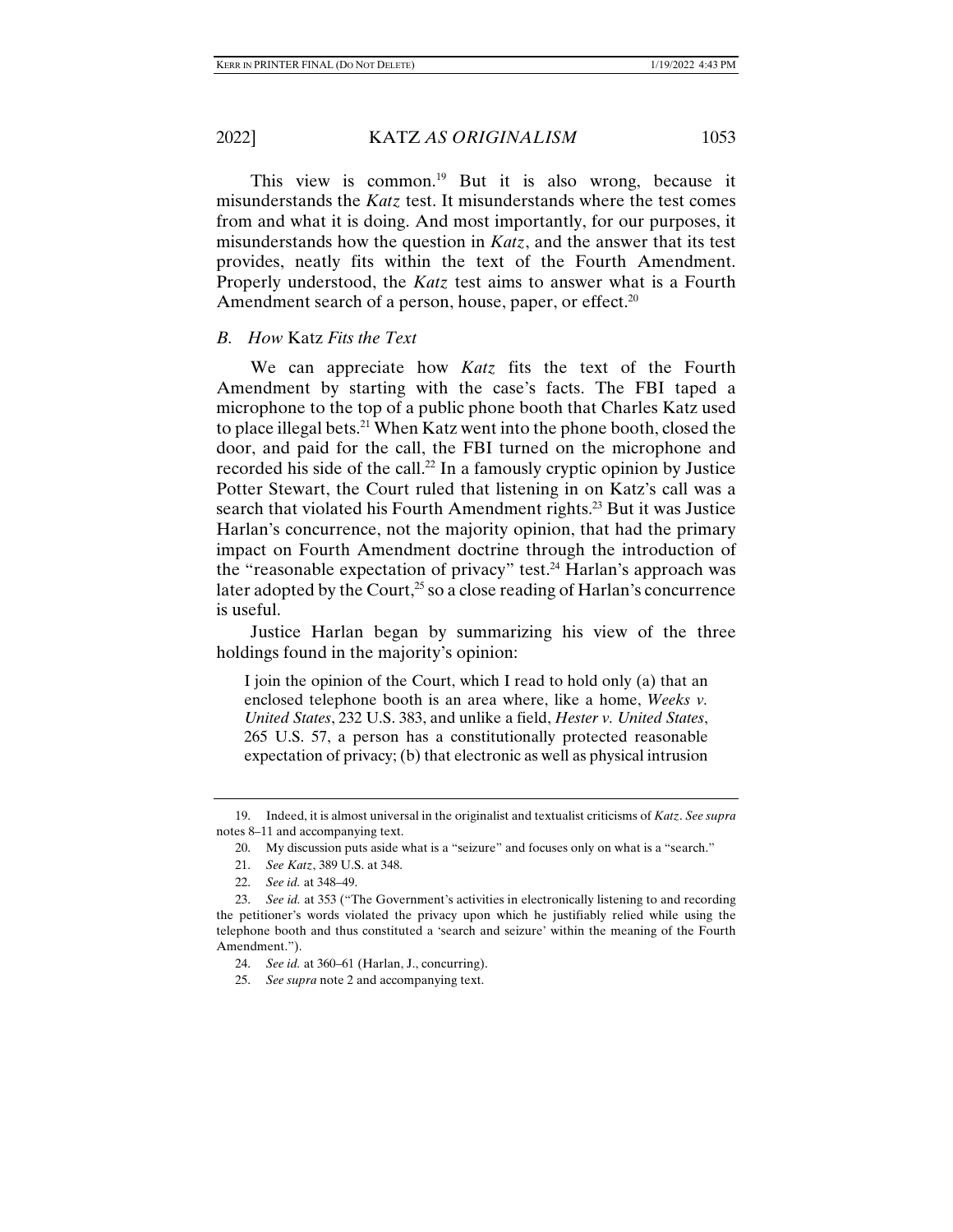This view is common.[19] But it is also wrong, because it misunderstands the *Katz* test. It misunderstands where the test comes from and what it is doing. And most importantly, for our purposes, it misunderstands how the question in *Katz*, and the answer that its test provides, neatly fits within the text of the Fourth Amendment. Properly understood, the *Katz* test aims to answer what is a Fourth Amendment search of a person, house, paper, or effect.[20]

### *B. How* Katz *Fits the Text*

We can appreciate how *Katz* fits the text of the Fourth Amendment by starting with the case's facts. The FBI taped a microphone to the top of a public phone booth that Charles Katz used to place illegal bets.[21] When Katz went into the phone booth, closed the door, and paid for the call, the FBI turned on the microphone and recorded his side of the call.[22] In a famously cryptic opinion by Justice Potter Stewart, the Court ruled that listening in on Katz's call was a search that violated his Fourth Amendment rights.[23] But it was Justice Harlan's concurrence, not the majority opinion, that had the primary impact on Fourth Amendment doctrine through the introduction of the "reasonable expectation of privacy" test.[24] Harlan's approach was later adopted by the Court,[25] so a close reading of Harlan's concurrence is useful.

Justice Harlan began by summarizing his view of the three holdings found in the majority's opinion:

> I join the opinion of the Court, which I read to hold only (a) that an enclosed telephone booth is an area where, like a home, *Weeks v. United States*, 232 U.S. 383, and unlike a field, *Hester v. United States*, 265 U.S. 57, a person has a constitutionally protected reasonable expectation of privacy; (b) that electronic as well as physical intrusion

---

19. Indeed, it is almost universal in the originalist and textualist criticisms of *Katz*. *See supra* notes 8–11 and accompanying text.

20. My discussion puts aside what is a "seizure" and focuses only on what is a "search."

21. *See Katz*, 389 U.S. at 348.

22. *See id.* at 348–49.

23. *See id.* at 353 ("The Government's activities in electronically listening to and recording the petitioner's words violated the privacy upon which he justifiably relied while using the telephone booth and thus constituted a 'search and seizure' within the meaning of the Fourth Amendment.").

24. *See id.* at 360–61 (Harlan, J., concurring).

25. *See supra* note 2 and accompanying text.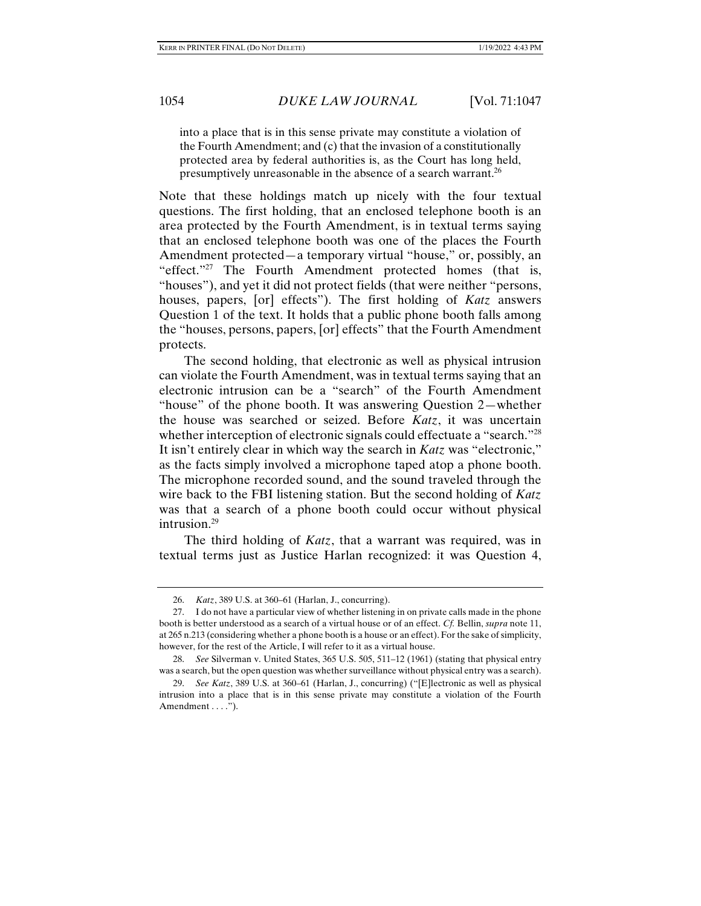> into a place that is in this sense private may constitute a violation of the Fourth Amendment; and (c) that the invasion of a constitutionally protected area by federal authorities is, as the Court has long held, presumptively unreasonable in the absence of a search warrant.[26]

Note that these holdings match up nicely with the four textual questions. The first holding, that an enclosed telephone booth is an area protected by the Fourth Amendment, is in textual terms saying that an enclosed telephone booth was one of the places the Fourth Amendment protected—a temporary virtual "house," or, possibly, an "effect."[27] The Fourth Amendment protected homes (that is, "houses"), and yet it did not protect fields (that were neither "persons, houses, papers, [or] effects"). The first holding of *Katz* answers Question 1 of the text. It holds that a public phone booth falls among the "houses, persons, papers, [or] effects" that the Fourth Amendment protects.

The second holding, that electronic as well as physical intrusion can violate the Fourth Amendment, was in textual terms saying that an electronic intrusion can be a "search" of the Fourth Amendment "house" of the phone booth. It was answering Question 2—whether the house was searched or seized. Before *Katz*, it was uncertain whether interception of electronic signals could effectuate a "search."[28] It isn't entirely clear in which way the search in *Katz* was "electronic," as the facts simply involved a microphone taped atop a phone booth. The microphone recorded sound, and the sound traveled through the wire back to the FBI listening station. But the second holding of *Katz* was that a search of a phone booth could occur without physical intrusion.[29]

The third holding of *Katz*, that a warrant was required, was in textual terms just as Justice Harlan recognized: it was Question 4,

---

26. *Katz*, 389 U.S. at 360–61 (Harlan, J., concurring).

27. I do not have a particular view of whether listening in on private calls made in the phone booth is better understood as a search of a virtual house or of an effect. *Cf.* Bellin, *supra* note 11, at 265 n.213 (considering whether a phone booth is a house or an effect). For the sake of simplicity, however, for the rest of the Article, I will refer to it as a virtual house.

28. *See* Silverman v. United States, 365 U.S. 505, 511–12 (1961) (stating that physical entry was a search, but the open question was whether surveillance without physical entry was a search).

29. *See Katz*, 389 U.S. at 360–61 (Harlan, J., concurring) ("[E]lectronic as well as physical intrusion into a place that is in this sense private may constitute a violation of the Fourth Amendment . . . .").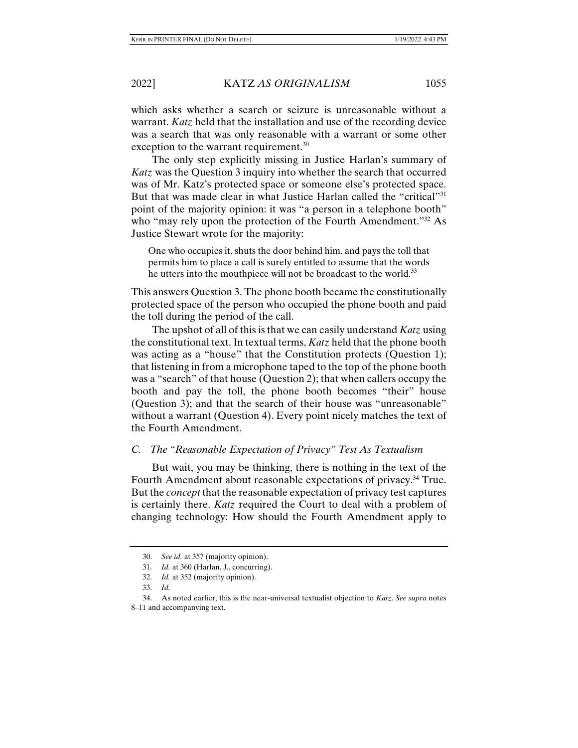which asks whether a search or seizure is unreasonable without a warrant. *Katz* held that the installation and use of the recording device was a search that was only reasonable with a warrant or some other exception to the warrant requirement.[30]

The only step explicitly missing in Justice Harlan's summary of *Katz* was the Question 3 inquiry into whether the search that occurred was of Mr. Katz's protected space or someone else's protected space. But that was made clear in what Justice Harlan called the "critical"[31] point of the majority opinion: it was "a person in a telephone booth" who "may rely upon the protection of the Fourth Amendment."[32] As Justice Stewart wrote for the majority:

> One who occupies it, shuts the door behind him, and pays the toll that permits him to place a call is surely entitled to assume that the words he utters into the mouthpiece will not be broadcast to the world.[33]

This answers Question 3. The phone booth became the constitutionally protected space of the person who occupied the phone booth and paid the toll during the period of the call.

The upshot of all of this is that we can easily understand *Katz* using the constitutional text. In textual terms, *Katz* held that the phone booth was acting as a "house" that the Constitution protects (Question 1); that listening in from a microphone taped to the top of the phone booth was a "search" of that house (Question 2); that when callers occupy the booth and pay the toll, the phone booth becomes "their" house (Question 3); and that the search of their house was "unreasonable" without a warrant (Question 4). Every point nicely matches the text of the Fourth Amendment.

### *C. The "Reasonable Expectation of Privacy" Test As Textualism*

But wait, you may be thinking, there is nothing in the text of the Fourth Amendment about reasonable expectations of privacy.[34] True. But the *concept* that the reasonable expectation of privacy test captures is certainly there. *Katz* required the Court to deal with a problem of changing technology: How should the Fourth Amendment apply to

---

30. *See id.* at 357 (majority opinion).

31. *Id.* at 360 (Harlan, J., concurring).

32. *Id.* at 352 (majority opinion).

33. *Id.*

34. As noted earlier, this is the near-universal textualist objection to *Katz*. *See supra* notes 8–11 and accompanying text.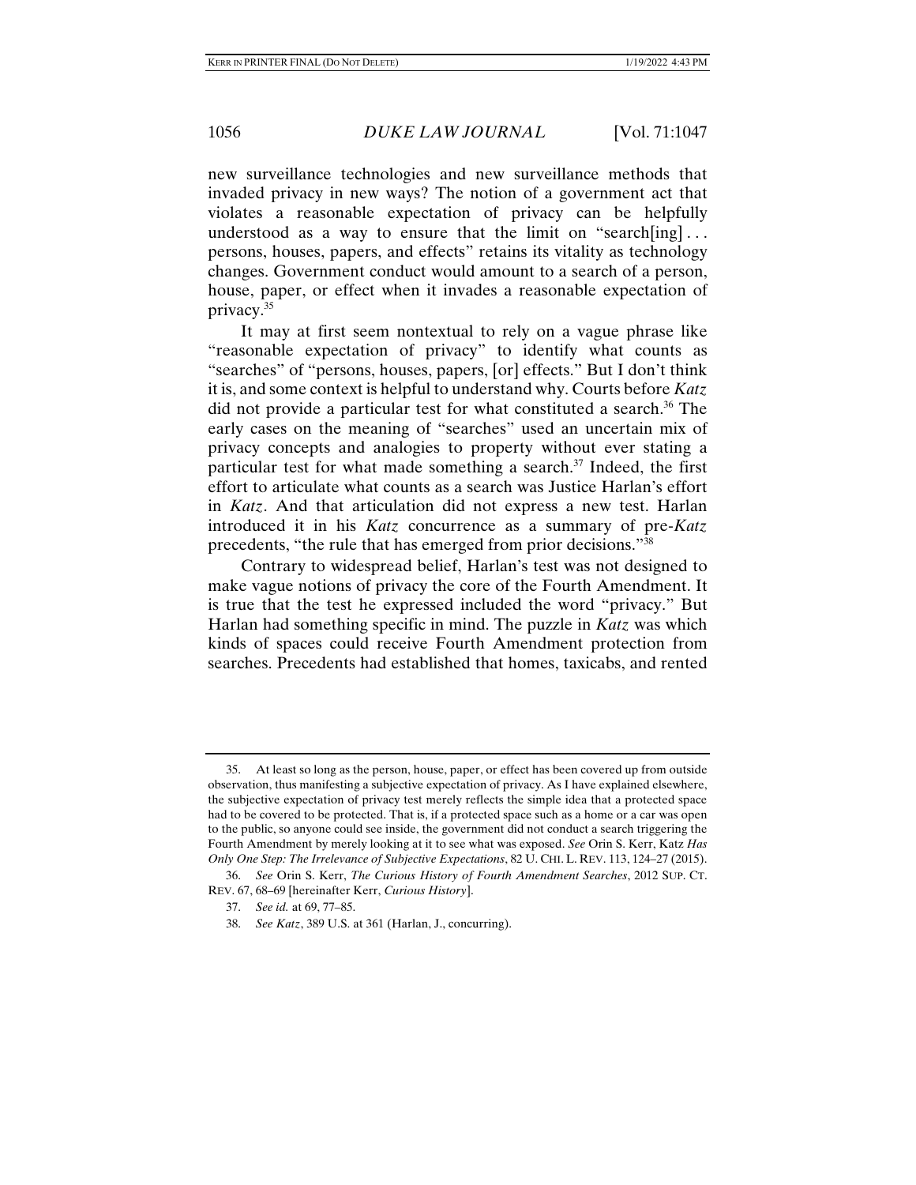new surveillance technologies and new surveillance methods that invaded privacy in new ways? The notion of a government act that violates a reasonable expectation of privacy can be helpfully understood as a way to ensure that the limit on "search[ing] . . . persons, houses, papers, and effects" retains its vitality as technology changes. Government conduct would amount to a search of a person, house, paper, or effect when it invades a reasonable expectation of privacy.[35]

It may at first seem nontextual to rely on a vague phrase like "reasonable expectation of privacy" to identify what counts as "searches" of "persons, houses, papers, [or] effects." But I don't think it is, and some context is helpful to understand why. Courts before *Katz* did not provide a particular test for what constituted a search.[36] The early cases on the meaning of "searches" used an uncertain mix of privacy concepts and analogies to property without ever stating a particular test for what made something a search.[37] Indeed, the first effort to articulate what counts as a search was Justice Harlan's effort in *Katz*. And that articulation did not express a new test. Harlan introduced it in his *Katz* concurrence as a summary of pre-*Katz* precedents, "the rule that has emerged from prior decisions."[38]

Contrary to widespread belief, Harlan's test was not designed to make vague notions of privacy the core of the Fourth Amendment. It is true that the test he expressed included the word "privacy." But Harlan had something specific in mind. The puzzle in *Katz* was which kinds of spaces could receive Fourth Amendment protection from searches. Precedents had established that homes, taxicabs, and rented

---

35. At least so long as the person, house, paper, or effect has been covered up from outside observation, thus manifesting a subjective expectation of privacy. As I have explained elsewhere, the subjective expectation of privacy test merely reflects the simple idea that a protected space had to be covered to be protected. That is, if a protected space such as a home or a car was open to the public, so anyone could see inside, the government did not conduct a search triggering the Fourth Amendment by merely looking at it to see what was exposed. *See* Orin S. Kerr, Katz *Has Only One Step: The Irrelevance of Subjective Expectations*, 82 U. CHI. L. REV. 113, 124–27 (2015).

36. *See* Orin S. Kerr, *The Curious History of Fourth Amendment Searches*, 2012 SUP. CT. REV. 67, 68–69 [hereinafter Kerr, *Curious History*].

37. *See id.* at 69, 77–85.

38. *See Katz*, 389 U.S. at 361 (Harlan, J., concurring).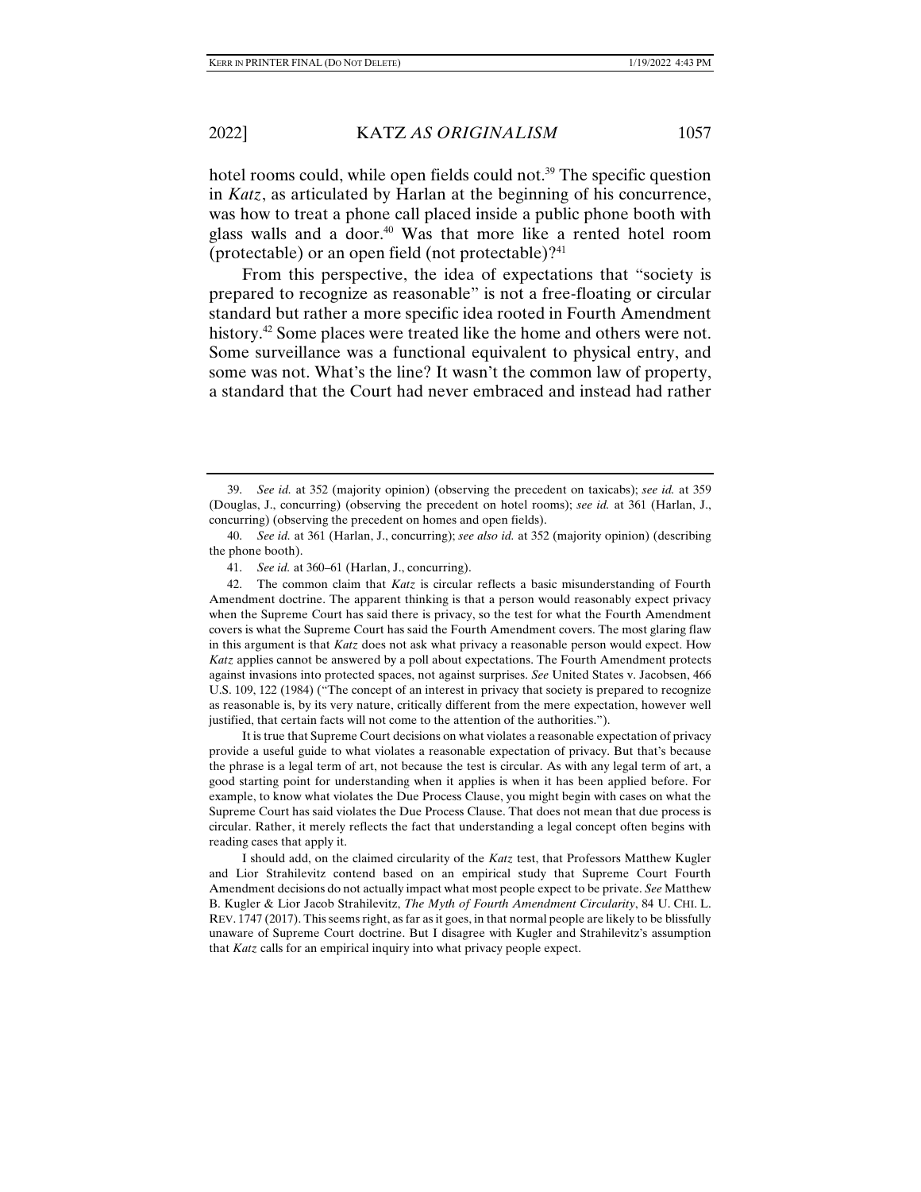hotel rooms could, while open fields could not.[39] The specific question in *Katz*, as articulated by Harlan at the beginning of his concurrence, was how to treat a phone call placed inside a public phone booth with glass walls and a door.[40] Was that more like a rented hotel room (protectable) or an open field (not protectable)?[41]

From this perspective, the idea of expectations that "society is prepared to recognize as reasonable" is not a free-floating or circular standard but rather a more specific idea rooted in Fourth Amendment history.[42] Some places were treated like the home and others were not. Some surveillance was a functional equivalent to physical entry, and some was not. What's the line? It wasn't the common law of property, a standard that the Court had never embraced and instead had rather

---

39. *See id.* at 352 (majority opinion) (observing the precedent on taxicabs); *see id.* at 359 (Douglas, J., concurring) (observing the precedent on hotel rooms); *see id.* at 361 (Harlan, J., concurring) (observing the precedent on homes and open fields).

40. *See id.* at 361 (Harlan, J., concurring); *see also id.* at 352 (majority opinion) (describing the phone booth).

41. *See id.* at 360–61 (Harlan, J., concurring).

42. The common claim that *Katz* is circular reflects a basic misunderstanding of Fourth Amendment doctrine. The apparent thinking is that a person would reasonably expect privacy when the Supreme Court has said there is privacy, so the test for what the Fourth Amendment covers is what the Supreme Court has said the Fourth Amendment covers. The most glaring flaw in this argument is that *Katz* does not ask what privacy a reasonable person would expect. How *Katz* applies cannot be answered by a poll about expectations. The Fourth Amendment protects against invasions into protected spaces, not against surprises. *See* United States v. Jacobsen, 466 U.S. 109, 122 (1984) ("The concept of an interest in privacy that society is prepared to recognize as reasonable is, by its very nature, critically different from the mere expectation, however well justified, that certain facts will not come to the attention of the authorities.").

It is true that Supreme Court decisions on what violates a reasonable expectation of privacy provide a useful guide to what violates a reasonable expectation of privacy. But that's because the phrase is a legal term of art, not because the test is circular. As with any legal term of art, a good starting point for understanding when it applies is when it has been applied before. For example, to know what violates the Due Process Clause, you might begin with cases on what the Supreme Court has said violates the Due Process Clause. That does not mean that due process is circular. Rather, it merely reflects the fact that understanding a legal concept often begins with reading cases that apply it.

I should add, on the claimed circularity of the *Katz* test, that Professors Matthew Kugler and Lior Strahilevitz contend based on an empirical study that Supreme Court Fourth Amendment decisions do not actually impact what most people expect to be private. *See* Matthew B. Kugler & Lior Jacob Strahilevitz, *The Myth of Fourth Amendment Circularity*, 84 U. CHI. L. REV. 1747 (2017). This seems right, as far as it goes, in that normal people are likely to be blissfully unaware of Supreme Court doctrine. But I disagree with Kugler and Strahilevitz's assumption that *Katz* calls for an empirical inquiry into what privacy people expect.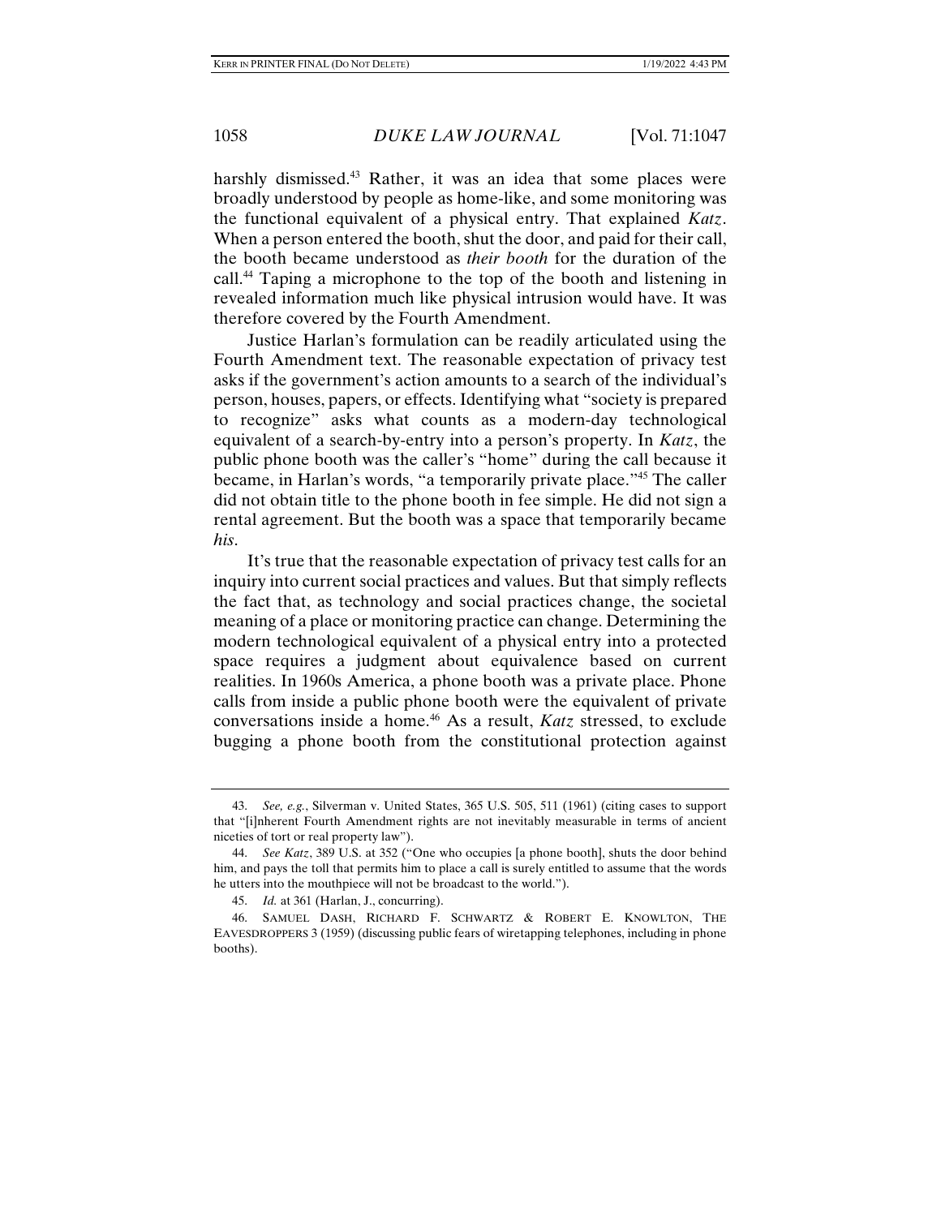harshly dismissed.[43] Rather, it was an idea that some places were broadly understood by people as home-like, and some monitoring was the functional equivalent of a physical entry. That explained *Katz*. When a person entered the booth, shut the door, and paid for their call, the booth became understood as *their booth* for the duration of the call.[44] Taping a microphone to the top of the booth and listening in revealed information much like physical intrusion would have. It was therefore covered by the Fourth Amendment.

Justice Harlan's formulation can be readily articulated using the Fourth Amendment text. The reasonable expectation of privacy test asks if the government's action amounts to a search of the individual's person, houses, papers, or effects. Identifying what "society is prepared to recognize" asks what counts as a modern-day technological equivalent of a search-by-entry into a person's property. In *Katz*, the public phone booth was the caller's "home" during the call because it became, in Harlan's words, "a temporarily private place."[45] The caller did not obtain title to the phone booth in fee simple. He did not sign a rental agreement. But the booth was a space that temporarily became *his*.

It's true that the reasonable expectation of privacy test calls for an inquiry into current social practices and values. But that simply reflects the fact that, as technology and social practices change, the societal meaning of a place or monitoring practice can change. Determining the modern technological equivalent of a physical entry into a protected space requires a judgment about equivalence based on current realities. In 1960s America, a phone booth was a private place. Phone calls from inside a public phone booth were the equivalent of private conversations inside a home.[46] As a result, *Katz* stressed, to exclude bugging a phone booth from the constitutional protection against

---

43. *See, e.g.*, Silverman v. United States, 365 U.S. 505, 511 (1961) (citing cases to support that "[i]nherent Fourth Amendment rights are not inevitably measurable in terms of ancient niceties of tort or real property law").

44. *See Katz*, 389 U.S. at 352 ("One who occupies [a phone booth], shuts the door behind him, and pays the toll that permits him to place a call is surely entitled to assume that the words he utters into the mouthpiece will not be broadcast to the world.").

45. *Id.* at 361 (Harlan, J., concurring).

46. SAMUEL DASH, RICHARD F. SCHWARTZ & ROBERT E. KNOWLTON, THE EAVESDROPPERS 3 (1959) (discussing public fears of wiretapping telephones, including in phone booths).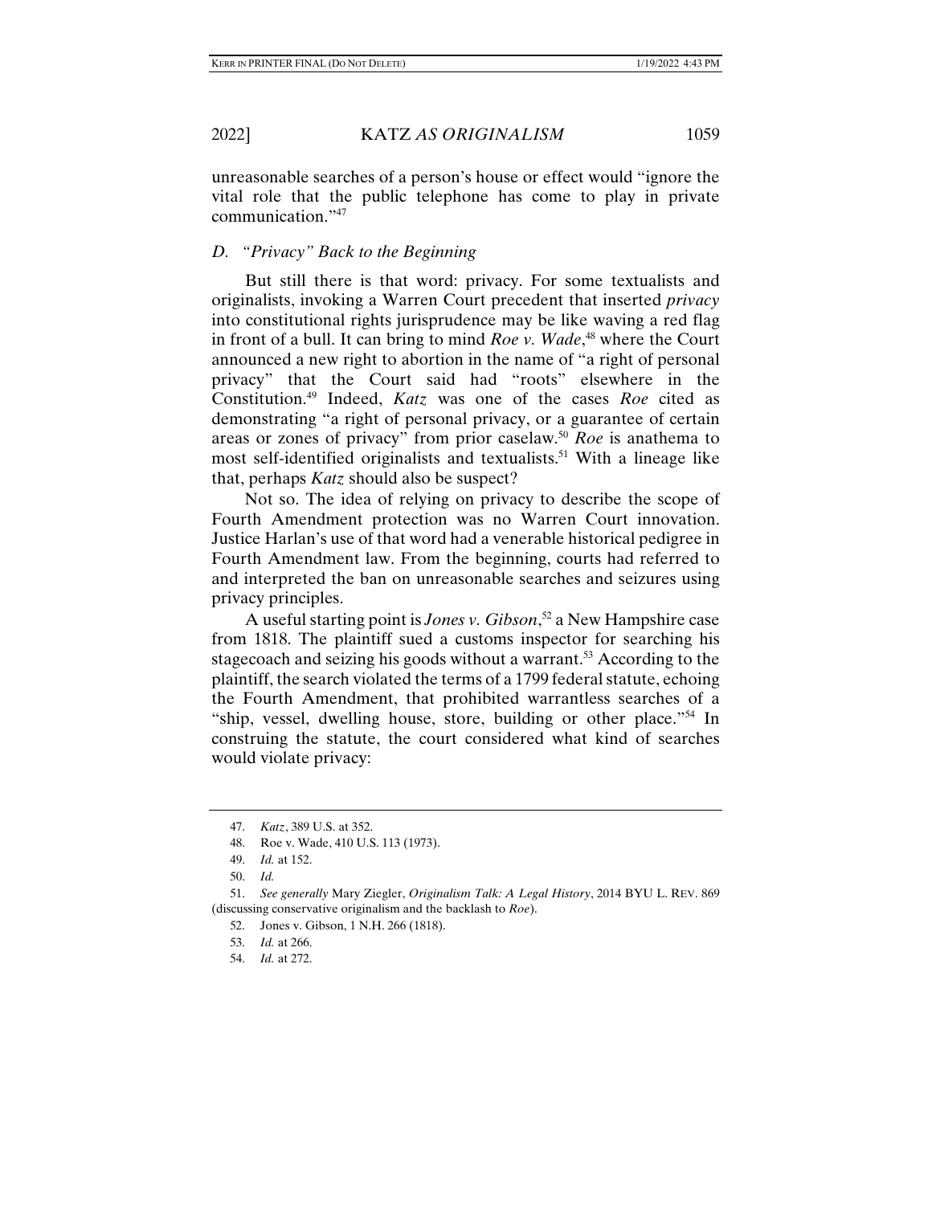unreasonable searches of a person's house or effect would "ignore the vital role that the public telephone has come to play in private communication."[47]

### D. *"Privacy" Back to the Beginning*

But still there is that word: privacy. For some textualists and originalists, invoking a Warren Court precedent that inserted *privacy* into constitutional rights jurisprudence may be like waving a red flag in front of a bull. It can bring to mind *Roe v. Wade*,[48] where the Court announced a new right to abortion in the name of "a right of personal privacy" that the Court said had "roots" elsewhere in the Constitution.[49] Indeed, *Katz* was one of the cases *Roe* cited as demonstrating "a right of personal privacy, or a guarantee of certain areas or zones of privacy" from prior caselaw.[50] *Roe* is anathema to most self-identified originalists and textualists.[51] With a lineage like that, perhaps *Katz* should also be suspect?

Not so. The idea of relying on privacy to describe the scope of Fourth Amendment protection was no Warren Court innovation. Justice Harlan's use of that word had a venerable historical pedigree in Fourth Amendment law. From the beginning, courts had referred to and interpreted the ban on unreasonable searches and seizures using privacy principles.

A useful starting point is *Jones v. Gibson*,[52] a New Hampshire case from 1818. The plaintiff sued a customs inspector for searching his stagecoach and seizing his goods without a warrant.[53] According to the plaintiff, the search violated the terms of a 1799 federal statute, echoing the Fourth Amendment, that prohibited warrantless searches of a "ship, vessel, dwelling house, store, building or other place."[54] In construing the statute, the court considered what kind of searches would violate privacy:

---

47. *Katz*, 389 U.S. at 352.

48. Roe v. Wade, 410 U.S. 113 (1973).

49. *Id.* at 152.

50. *Id.*

51. *See generally* Mary Ziegler, *Originalism Talk: A Legal History*, 2014 BYU L. REV. 869 (discussing conservative originalism and the backlash to *Roe*).

52. Jones v. Gibson, 1 N.H. 266 (1818).

53. *Id.* at 266.

54. *Id.* at 272.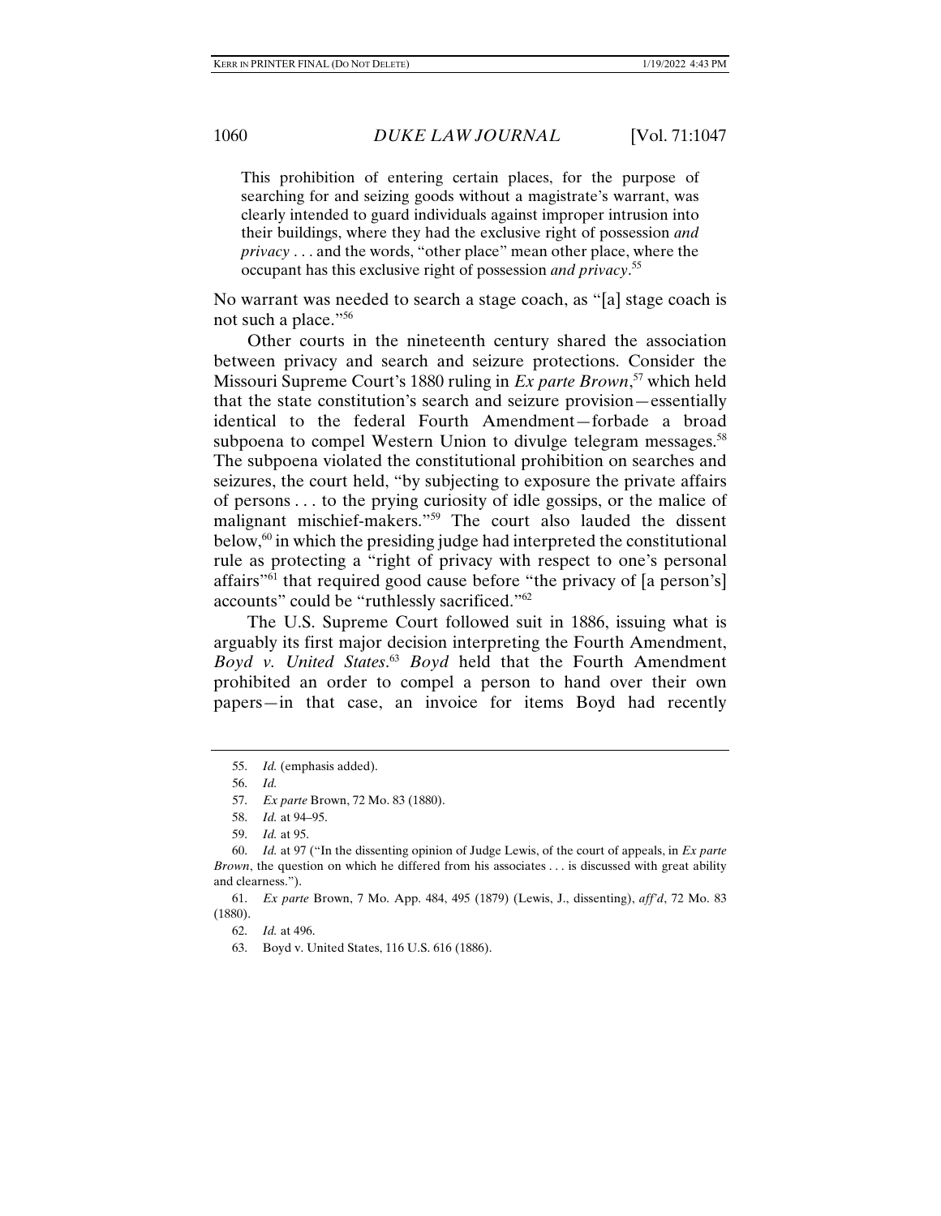> This prohibition of entering certain places, for the purpose of searching for and seizing goods without a magistrate's warrant, was clearly intended to guard individuals against improper intrusion into their buildings, where they had the exclusive right of possession *and privacy* . . . and the words, "other place" mean other place, where the occupant has this exclusive right of possession *and privacy*.[55]

No warrant was needed to search a stage coach, as "[a] stage coach is not such a place."[56]

Other courts in the nineteenth century shared the association between privacy and search and seizure protections. Consider the Missouri Supreme Court's 1880 ruling in *Ex parte Brown*,[57] which held that the state constitution's search and seizure provision—essentially identical to the federal Fourth Amendment—forbade a broad subpoena to compel Western Union to divulge telegram messages.[58] The subpoena violated the constitutional prohibition on searches and seizures, the court held, "by subjecting to exposure the private affairs of persons . . . to the prying curiosity of idle gossips, or the malice of malignant mischief-makers."[59] The court also lauded the dissent below,[60] in which the presiding judge had interpreted the constitutional rule as protecting a "right of privacy with respect to one's personal affairs"[61] that required good cause before "the privacy of [a person's] accounts" could be "ruthlessly sacrificed."[62]

The U.S. Supreme Court followed suit in 1886, issuing what is arguably its first major decision interpreting the Fourth Amendment, *Boyd v. United States*.[63] *Boyd* held that the Fourth Amendment prohibited an order to compel a person to hand over their own papers—in that case, an invoice for items Boyd had recently

---

55. *Id.* (emphasis added).

56. *Id.*

57. *Ex parte* Brown, 72 Mo. 83 (1880).

58. *Id.* at 94–95.

59. *Id.* at 95.

60. *Id.* at 97 ("In the dissenting opinion of Judge Lewis, of the court of appeals, in *Ex parte Brown*, the question on which he differed from his associates . . . is discussed with great ability and clearness.").

61. *Ex parte* Brown, 7 Mo. App. 484, 495 (1879) (Lewis, J., dissenting), *aff'd*, 72 Mo. 83 (1880).

62. *Id.* at 496.

63. Boyd v. United States, 116 U.S. 616 (1886).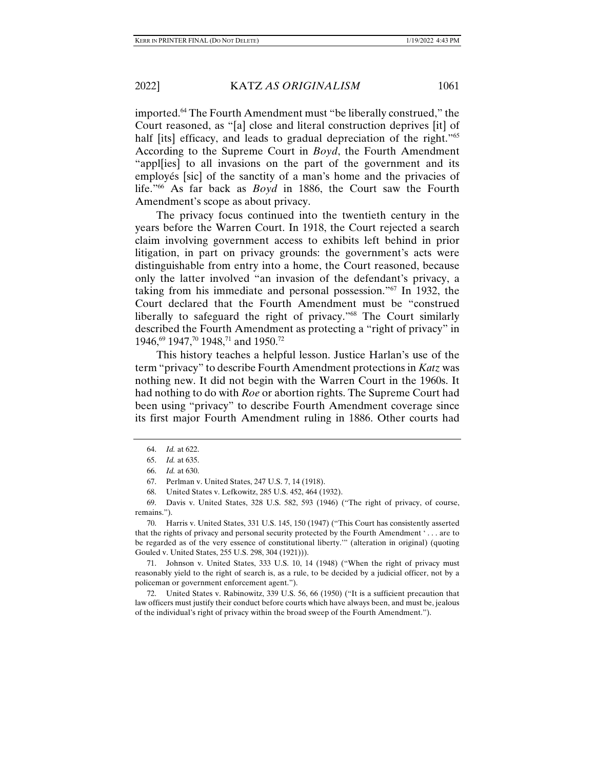imported.[64] The Fourth Amendment must "be liberally construed," the Court reasoned, as "[a] close and literal construction deprives [it] of half [its] efficacy, and leads to gradual depreciation of the right."[65] According to the Supreme Court in *Boyd*, the Fourth Amendment "appl[ies] to all invasions on the part of the government and its employés [sic] of the sanctity of a man's home and the privacies of life."[66] As far back as *Boyd* in 1886, the Court saw the Fourth Amendment's scope as about privacy.

The privacy focus continued into the twentieth century in the years before the Warren Court. In 1918, the Court rejected a search claim involving government access to exhibits left behind in prior litigation, in part on privacy grounds: the government's acts were distinguishable from entry into a home, the Court reasoned, because only the latter involved "an invasion of the defendant's privacy, a taking from his immediate and personal possession."[67] In 1932, the Court declared that the Fourth Amendment must be "construed liberally to safeguard the right of privacy."[68] The Court similarly described the Fourth Amendment as protecting a "right of privacy" in 1946,[69] 1947,[70] 1948,[71] and 1950.[72]

This history teaches a helpful lesson. Justice Harlan's use of the term "privacy" to describe Fourth Amendment protections in *Katz* was nothing new. It did not begin with the Warren Court in the 1960s. It had nothing to do with *Roe* or abortion rights. The Supreme Court had been using "privacy" to describe Fourth Amendment coverage since its first major Fourth Amendment ruling in 1886. Other courts had

64. *Id.* at 622.

65. *Id.* at 635.

66. *Id.* at 630.

67. Perlman v. United States, 247 U.S. 7, 14 (1918).

68. United States v. Lefkowitz, 285 U.S. 452, 464 (1932).

69. Davis v. United States, 328 U.S. 582, 593 (1946) ("The right of privacy, of course, remains.").

70. Harris v. United States, 331 U.S. 145, 150 (1947) ("This Court has consistently asserted that the rights of privacy and personal security protected by the Fourth Amendment ' . . . are to be regarded as of the very essence of constitutional liberty.'" (alteration in original) (quoting Gouled v. United States, 255 U.S. 298, 304 (1921))).

71. Johnson v. United States, 333 U.S. 10, 14 (1948) ("When the right of privacy must reasonably yield to the right of search is, as a rule, to be decided by a judicial officer, not by a policeman or government enforcement agent.").

72. United States v. Rabinowitz, 339 U.S. 56, 66 (1950) ("It is a sufficient precaution that law officers must justify their conduct before courts which have always been, and must be, jealous of the individual's right of privacy within the broad sweep of the Fourth Amendment.").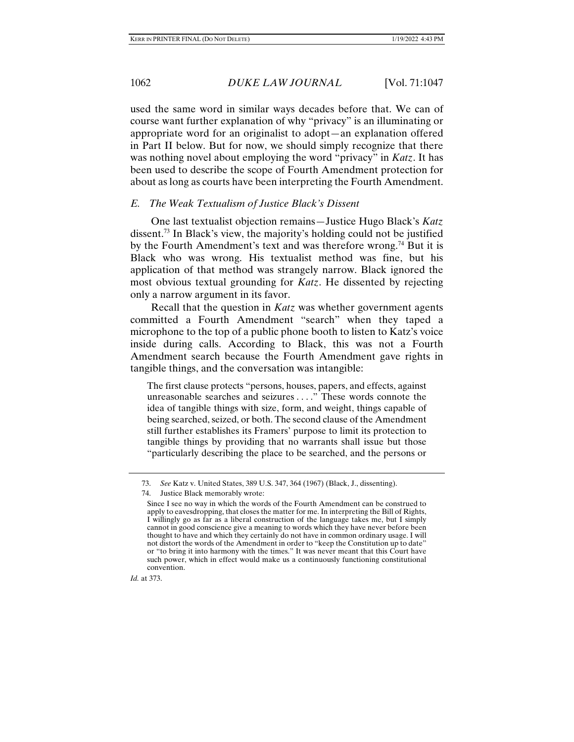used the same word in similar ways decades before that. We can of course want further explanation of why "privacy" is an illuminating or appropriate word for an originalist to adopt—an explanation offered in Part II below. But for now, we should simply recognize that there was nothing novel about employing the word "privacy" in *Katz*. It has been used to describe the scope of Fourth Amendment protection for about as long as courts have been interpreting the Fourth Amendment.

### *E. The Weak Textualism of Justice Black's Dissent*

One last textualist objection remains—Justice Hugo Black's *Katz* dissent.[73] In Black's view, the majority's holding could not be justified by the Fourth Amendment's text and was therefore wrong.[74] But it is Black who was wrong. His textualist method was fine, but his application of that method was strangely narrow. Black ignored the most obvious textual grounding for *Katz*. He dissented by rejecting only a narrow argument in its favor.

Recall that the question in *Katz* was whether government agents committed a Fourth Amendment "search" when they taped a microphone to the top of a public phone booth to listen to Katz's voice inside during calls. According to Black, this was not a Fourth Amendment search because the Fourth Amendment gave rights in tangible things, and the conversation was intangible:

> The first clause protects "persons, houses, papers, and effects, against unreasonable searches and seizures . . . ." These words connote the idea of tangible things with size, form, and weight, things capable of being searched, seized, or both. The second clause of the Amendment still further establishes its Framers' purpose to limit its protection to tangible things by providing that no warrants shall issue but those "particularly describing the place to be searched, and the persons or

---

73. *See* Katz v. United States, 389 U.S. 347, 364 (1967) (Black, J., dissenting).

74. Justice Black memorably wrote:

> Since I see no way in which the words of the Fourth Amendment can be construed to apply to eavesdropping, that closes the matter for me. In interpreting the Bill of Rights, I willingly go as far as a liberal construction of the language takes me, but I simply cannot in good conscience give a meaning to words which they have never before been thought to have and which they certainly do not have in common ordinary usage. I will not distort the words of the Amendment in order to "keep the Constitution up to date" or "to bring it into harmony with the times." It was never meant that this Court have such power, which in effect would make us a continuously functioning constitutional convention.

*Id.* at 373.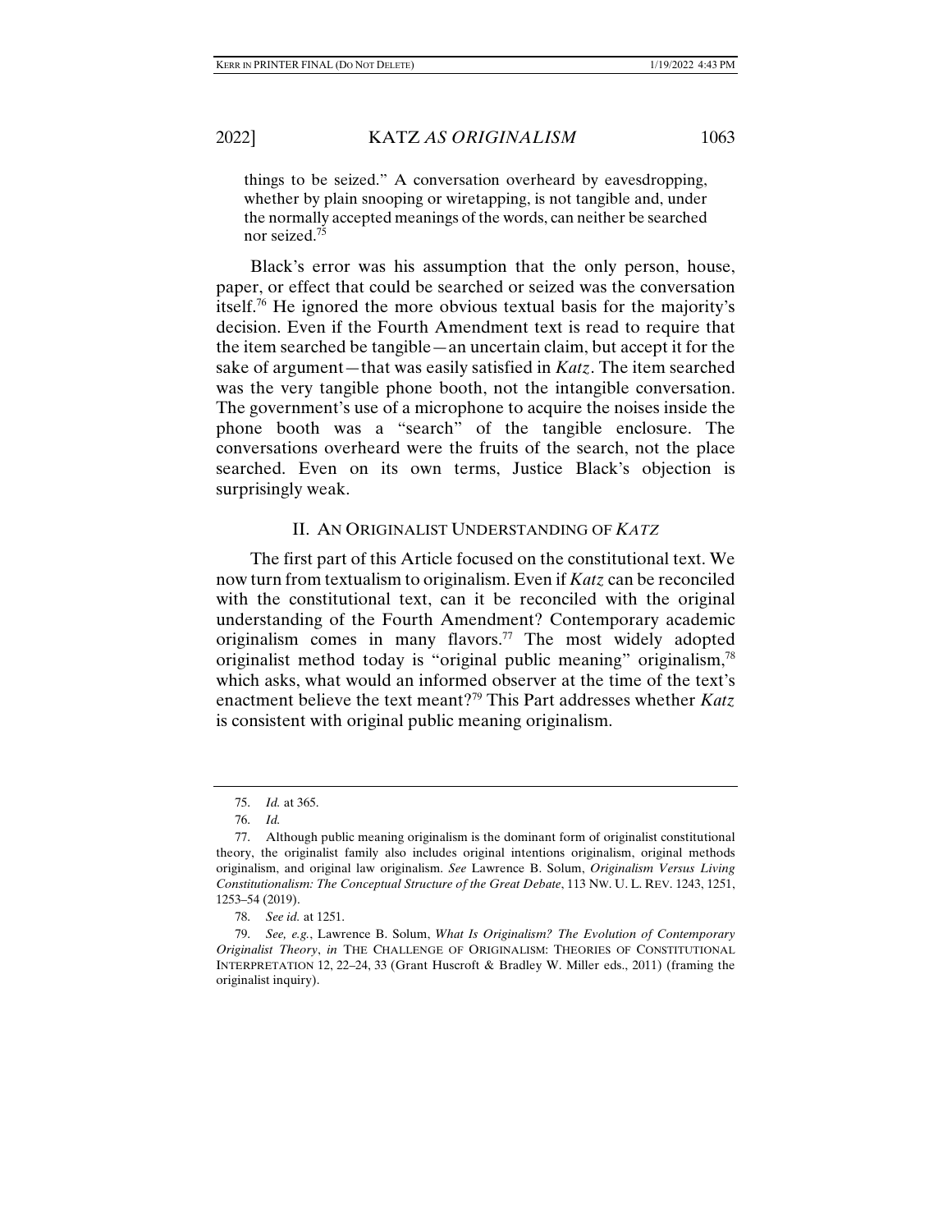things to be seized." A conversation overheard by eavesdropping, whether by plain snooping or wiretapping, is not tangible and, under the normally accepted meanings of the words, can neither be searched nor seized.[75]

Black's error was his assumption that the only person, house, paper, or effect that could be searched or seized was the conversation itself.[76] He ignored the more obvious textual basis for the majority's decision. Even if the Fourth Amendment text is read to require that the item searched be tangible—an uncertain claim, but accept it for the sake of argument—that was easily satisfied in *Katz*. The item searched was the very tangible phone booth, not the intangible conversation. The government's use of a microphone to acquire the noises inside the phone booth was a "search" of the tangible enclosure. The conversations overheard were the fruits of the search, not the place searched. Even on its own terms, Justice Black's objection is surprisingly weak.

## II. AN ORIGINALIST UNDERSTANDING OF *KATZ*

The first part of this Article focused on the constitutional text. We now turn from textualism to originalism. Even if *Katz* can be reconciled with the constitutional text, can it be reconciled with the original understanding of the Fourth Amendment? Contemporary academic originalism comes in many flavors.[77] The most widely adopted originalist method today is "original public meaning" originalism,[78] which asks, what would an informed observer at the time of the text's enactment believe the text meant?[79] This Part addresses whether *Katz* is consistent with original public meaning originalism.

---

75. *Id.* at 365.

76. *Id.*

77. Although public meaning originalism is the dominant form of originalist constitutional theory, the originalist family also includes original intentions originalism, original methods originalism, and original law originalism. *See* Lawrence B. Solum, *Originalism Versus Living Constitutionalism: The Conceptual Structure of the Great Debate*, 113 NW. U. L. REV. 1243, 1251, 1253–54 (2019).

78. *See id.* at 1251.

79. *See, e.g.*, Lawrence B. Solum, *What Is Originalism? The Evolution of Contemporary Originalist Theory*, *in* THE CHALLENGE OF ORIGINALISM: THEORIES OF CONSTITUTIONAL INTERPRETATION 12, 22–24, 33 (Grant Huscroft & Bradley W. Miller eds., 2011) (framing the originalist inquiry).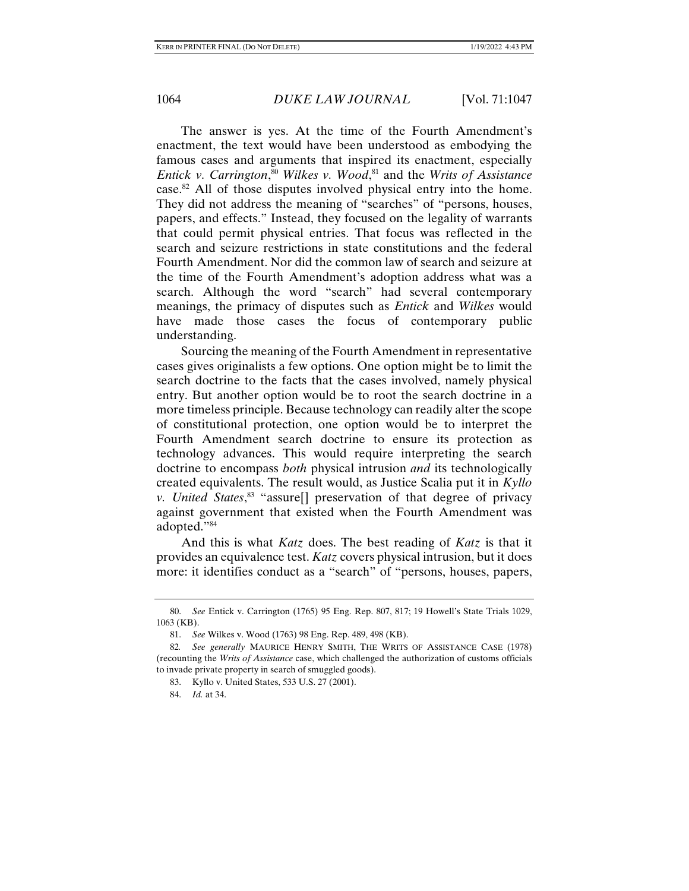The answer is yes. At the time of the Fourth Amendment's enactment, the text would have been understood as embodying the famous cases and arguments that inspired its enactment, especially *Entick v. Carrington*,[80] *Wilkes v. Wood*,[81] and the *Writs of Assistance* case.[82] All of those disputes involved physical entry into the home. They did not address the meaning of "searches" of "persons, houses, papers, and effects." Instead, they focused on the legality of warrants that could permit physical entries. That focus was reflected in the search and seizure restrictions in state constitutions and the federal Fourth Amendment. Nor did the common law of search and seizure at the time of the Fourth Amendment's adoption address what was a search. Although the word "search" had several contemporary meanings, the primacy of disputes such as *Entick* and *Wilkes* would have made those cases the focus of contemporary public understanding.

Sourcing the meaning of the Fourth Amendment in representative cases gives originalists a few options. One option might be to limit the search doctrine to the facts that the cases involved, namely physical entry. But another option would be to root the search doctrine in a more timeless principle. Because technology can readily alter the scope of constitutional protection, one option would be to interpret the Fourth Amendment search doctrine to ensure its protection as technology advances. This would require interpreting the search doctrine to encompass *both* physical intrusion *and* its technologically created equivalents. The result would, as Justice Scalia put it in *Kyllo v. United States*,[83] "assure[] preservation of that degree of privacy against government that existed when the Fourth Amendment was adopted."[84]

And this is what *Katz* does. The best reading of *Katz* is that it provides an equivalence test. *Katz* covers physical intrusion, but it does more: it identifies conduct as a "search" of "persons, houses, papers,

80. *See* Entick v. Carrington (1765) 95 Eng. Rep. 807, 817; 19 Howell's State Trials 1029, 1063 (KB).

81. *See* Wilkes v. Wood (1763) 98 Eng. Rep. 489, 498 (KB).

82. *See generally* MAURICE HENRY SMITH, THE WRITS OF ASSISTANCE CASE (1978) (recounting the *Writs of Assistance* case, which challenged the authorization of customs officials to invade private property in search of smuggled goods).

83. Kyllo v. United States, 533 U.S. 27 (2001).

84. *Id.* at 34.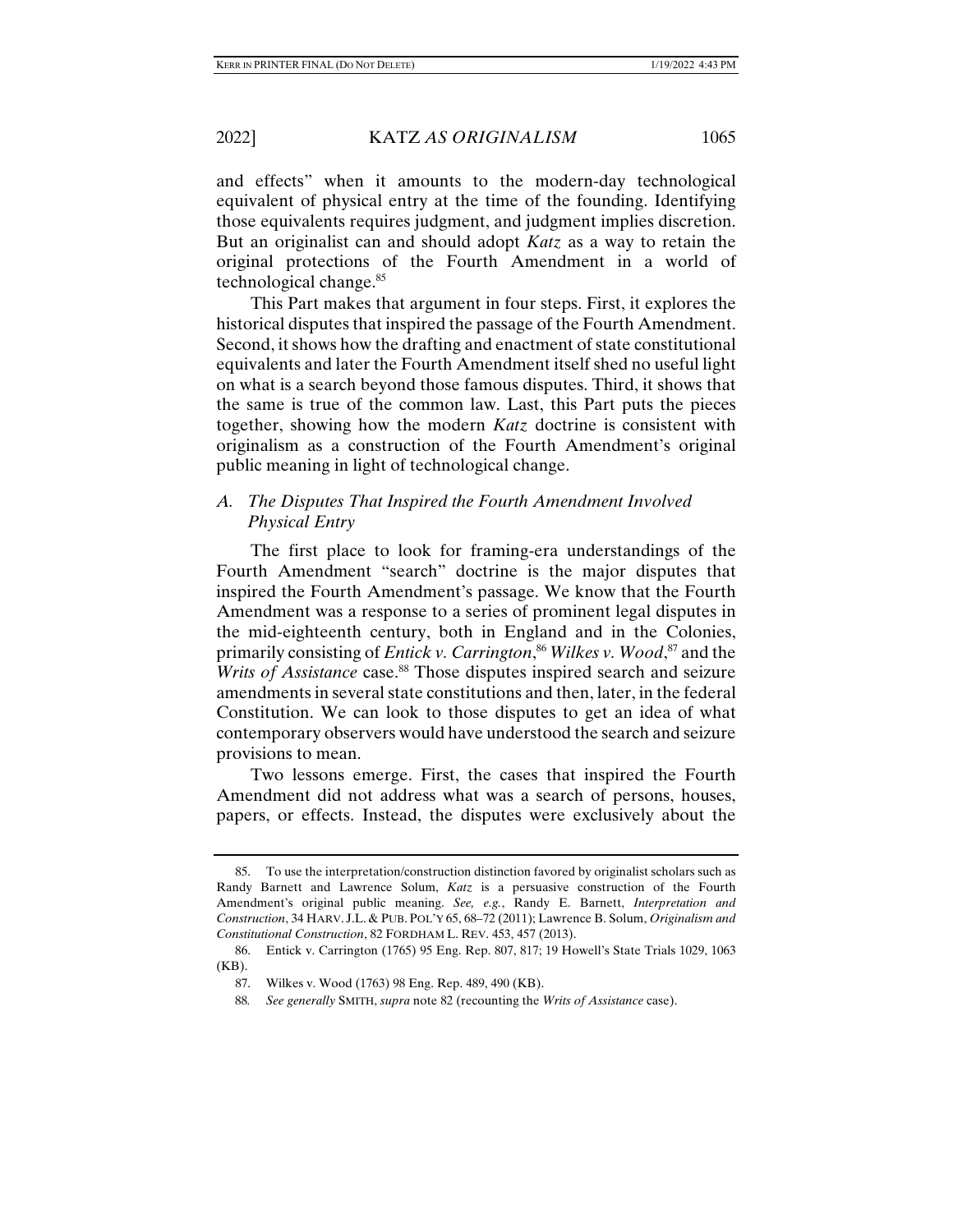and effects" when it amounts to the modern-day technological equivalent of physical entry at the time of the founding. Identifying those equivalents requires judgment, and judgment implies discretion. But an originalist can and should adopt *Katz* as a way to retain the original protections of the Fourth Amendment in a world of technological change.[85]

This Part makes that argument in four steps. First, it explores the historical disputes that inspired the passage of the Fourth Amendment. Second, it shows how the drafting and enactment of state constitutional equivalents and later the Fourth Amendment itself shed no useful light on what is a search beyond those famous disputes. Third, it shows that the same is true of the common law. Last, this Part puts the pieces together, showing how the modern *Katz* doctrine is consistent with originalism as a construction of the Fourth Amendment's original public meaning in light of technological change.

### *A. The Disputes That Inspired the Fourth Amendment Involved Physical Entry*

The first place to look for framing-era understandings of the Fourth Amendment "search" doctrine is the major disputes that inspired the Fourth Amendment's passage. We know that the Fourth Amendment was a response to a series of prominent legal disputes in the mid-eighteenth century, both in England and in the Colonies, primarily consisting of *Entick v. Carrington*,[86] *Wilkes v. Wood*,[87] and the *Writs of Assistance* case.[88] Those disputes inspired search and seizure amendments in several state constitutions and then, later, in the federal Constitution. We can look to those disputes to get an idea of what contemporary observers would have understood the search and seizure provisions to mean.

Two lessons emerge. First, the cases that inspired the Fourth Amendment did not address what was a search of persons, houses, papers, or effects. Instead, the disputes were exclusively about the

---

85. To use the interpretation/construction distinction favored by originalist scholars such as Randy Barnett and Lawrence Solum, *Katz* is a persuasive construction of the Fourth Amendment's original public meaning. *See, e.g.*, Randy E. Barnett, *Interpretation and Construction*, 34 HARV. J.L. & PUB. POL'Y 65, 68–72 (2011); Lawrence B. Solum, *Originalism and Constitutional Construction*, 82 FORDHAM L. REV. 453, 457 (2013).

86. Entick v. Carrington (1765) 95 Eng. Rep. 807, 817; 19 Howell's State Trials 1029, 1063 (KB).

87. Wilkes v. Wood (1763) 98 Eng. Rep. 489, 490 (KB).

88. *See generally* SMITH, *supra* note 82 (recounting the *Writs of Assistance* case).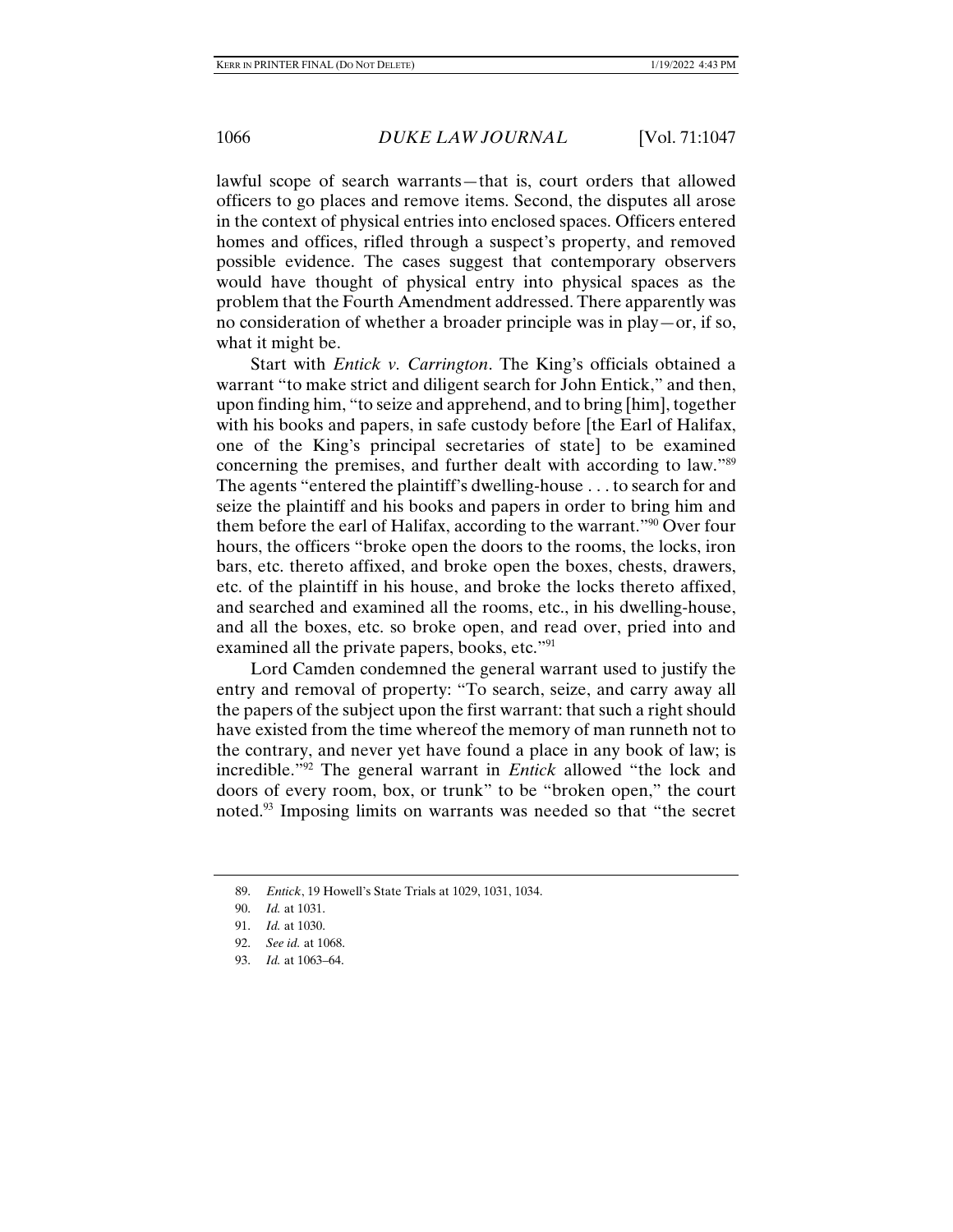lawful scope of search warrants—that is, court orders that allowed officers to go places and remove items. Second, the disputes all arose in the context of physical entries into enclosed spaces. Officers entered homes and offices, rifled through a suspect's property, and removed possible evidence. The cases suggest that contemporary observers would have thought of physical entry into physical spaces as the problem that the Fourth Amendment addressed. There apparently was no consideration of whether a broader principle was in play—or, if so, what it might be.

Start with *Entick v. Carrington*. The King's officials obtained a warrant "to make strict and diligent search for John Entick," and then, upon finding him, "to seize and apprehend, and to bring [him], together with his books and papers, in safe custody before [the Earl of Halifax, one of the King's principal secretaries of state] to be examined concerning the premises, and further dealt with according to law."[89] The agents "entered the plaintiff's dwelling-house . . . to search for and seize the plaintiff and his books and papers in order to bring him and them before the earl of Halifax, according to the warrant."[90] Over four hours, the officers "broke open the doors to the rooms, the locks, iron bars, etc. thereto affixed, and broke open the boxes, chests, drawers, etc. of the plaintiff in his house, and broke the locks thereto affixed, and searched and examined all the rooms, etc., in his dwelling-house, and all the boxes, etc. so broke open, and read over, pried into and examined all the private papers, books, etc."[91]

Lord Camden condemned the general warrant used to justify the entry and removal of property: "To search, seize, and carry away all the papers of the subject upon the first warrant: that such a right should have existed from the time whereof the memory of man runneth not to the contrary, and never yet have found a place in any book of law; is incredible."[92] The general warrant in *Entick* allowed "the lock and doors of every room, box, or trunk" to be "broken open," the court noted.[93] Imposing limits on warrants was needed so that "the secret

89. *Entick*, 19 Howell's State Trials at 1029, 1031, 1034.

90. *Id.* at 1031.

91. *Id.* at 1030.

92. *See id.* at 1068.

93. *Id.* at 1063–64.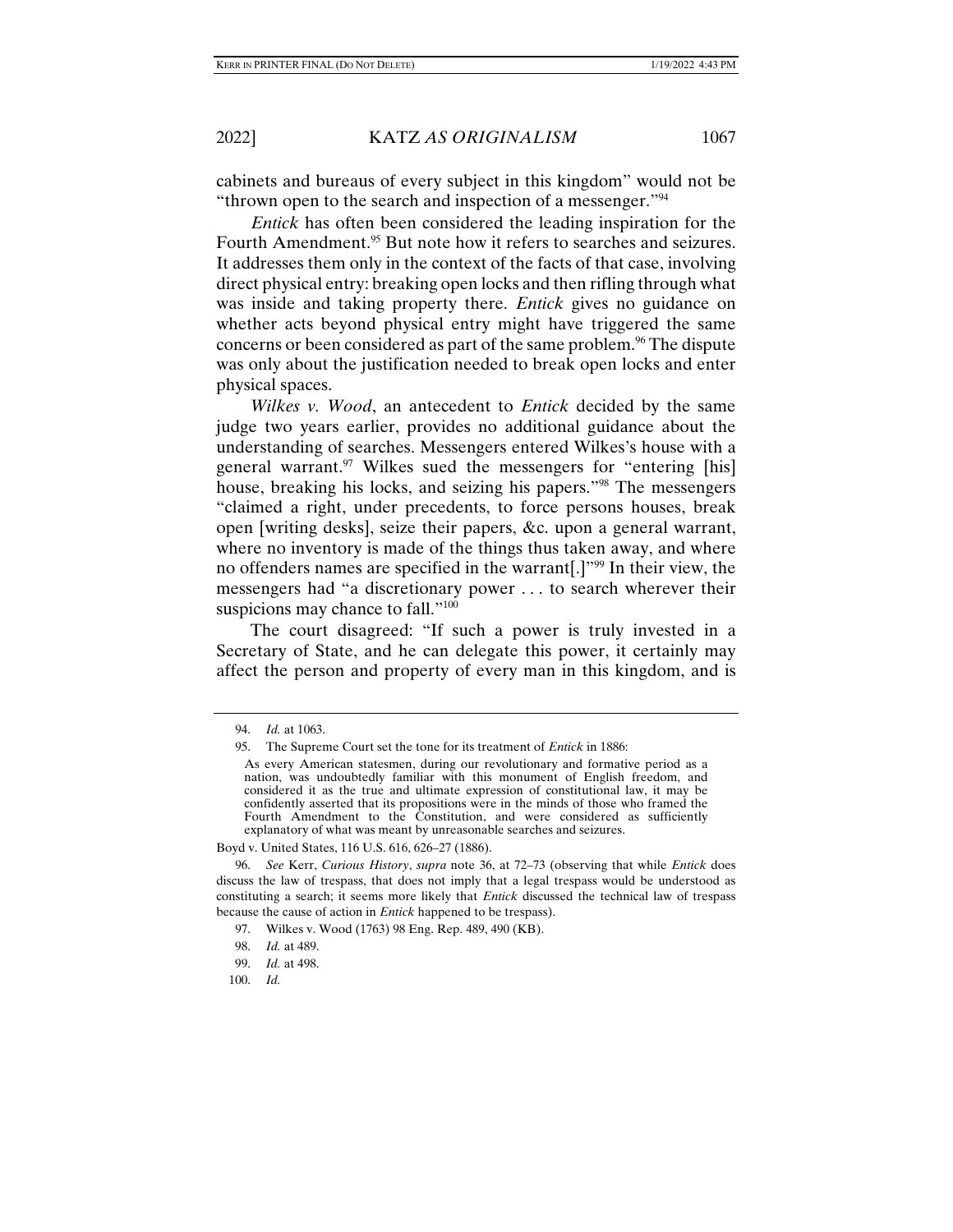cabinets and bureaus of every subject in this kingdom" would not be "thrown open to the search and inspection of a messenger."[94]

*Entick* has often been considered the leading inspiration for the Fourth Amendment.[95] But note how it refers to searches and seizures. It addresses them only in the context of the facts of that case, involving direct physical entry: breaking open locks and then rifling through what was inside and taking property there. *Entick* gives no guidance on whether acts beyond physical entry might have triggered the same concerns or been considered as part of the same problem.[96] The dispute was only about the justification needed to break open locks and enter physical spaces.

*Wilkes v. Wood*, an antecedent to *Entick* decided by the same judge two years earlier, provides no additional guidance about the understanding of searches. Messengers entered Wilkes's house with a general warrant.[97] Wilkes sued the messengers for "entering [his] house, breaking his locks, and seizing his papers."[98] The messengers "claimed a right, under precedents, to force persons houses, break open [writing desks], seize their papers, &c. upon a general warrant, where no inventory is made of the things thus taken away, and where no offenders names are specified in the warrant[.]"[99] In their view, the messengers had "a discretionary power . . . to search wherever their suspicions may chance to fall."[100]

The court disagreed: "If such a power is truly invested in a Secretary of State, and he can delegate this power, it certainly may affect the person and property of every man in this kingdom, and is

---

94. *Id.* at 1063.

95. The Supreme Court set the tone for its treatment of *Entick* in 1886:

> As every American statesmen, during our revolutionary and formative period as a nation, was undoubtedly familiar with this monument of English freedom, and considered it as the true and ultimate expression of constitutional law, it may be confidently asserted that its propositions were in the minds of those who framed the Fourth Amendment to the Constitution, and were considered as sufficiently explanatory of what was meant by unreasonable searches and seizures.

Boyd v. United States, 116 U.S. 616, 626–27 (1886).

96. *See* Kerr, *Curious History*, *supra* note 36, at 72–73 (observing that while *Entick* does discuss the law of trespass, that does not imply that a legal trespass would be understood as constituting a search; it seems more likely that *Entick* discussed the technical law of trespass because the cause of action in *Entick* happened to be trespass).

97. Wilkes v. Wood (1763) 98 Eng. Rep. 489, 490 (KB).

98. *Id.* at 489.

99. *Id.* at 498.

100. *Id.*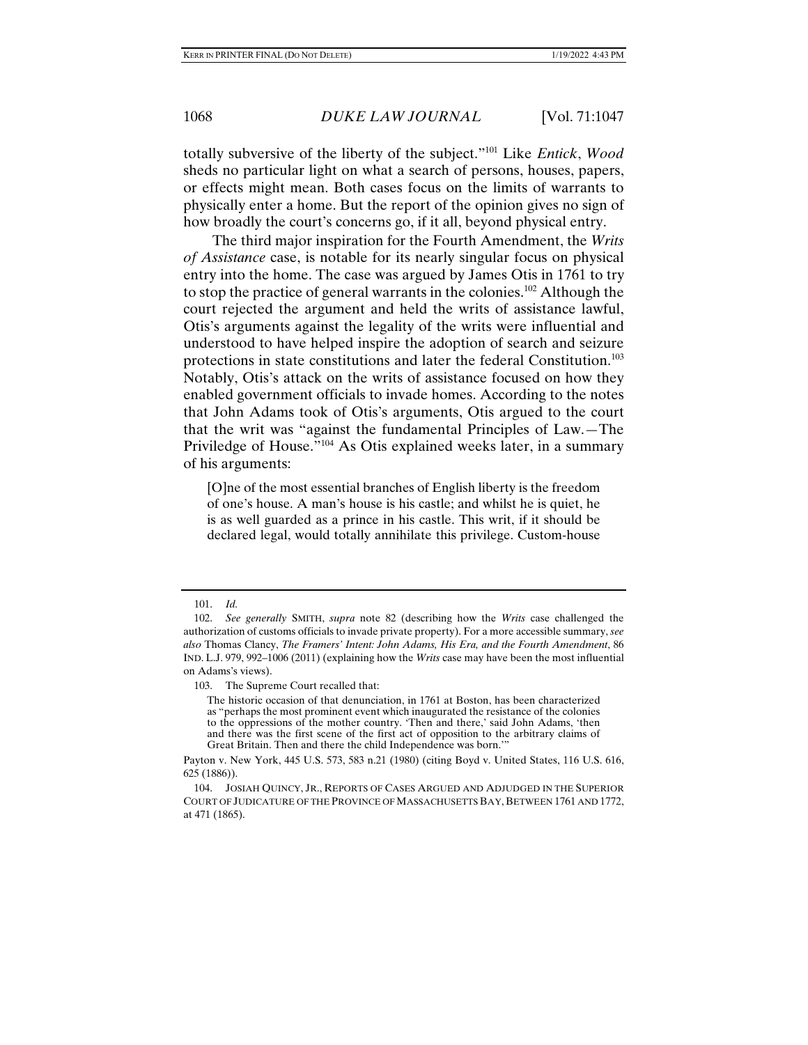totally subversive of the liberty of the subject."[101] Like *Entick*, *Wood* sheds no particular light on what a search of persons, houses, papers, or effects might mean. Both cases focus on the limits of warrants to physically enter a home. But the report of the opinion gives no sign of how broadly the court's concerns go, if it all, beyond physical entry.

The third major inspiration for the Fourth Amendment, the *Writs of Assistance* case, is notable for its nearly singular focus on physical entry into the home. The case was argued by James Otis in 1761 to try to stop the practice of general warrants in the colonies.[102] Although the court rejected the argument and held the writs of assistance lawful, Otis's arguments against the legality of the writs were influential and understood to have helped inspire the adoption of search and seizure protections in state constitutions and later the federal Constitution.[103] Notably, Otis's attack on the writs of assistance focused on how they enabled government officials to invade homes. According to the notes that John Adams took of Otis's arguments, Otis argued to the court that the writ was "against the fundamental Principles of Law.—The Priviledge of House."[104] As Otis explained weeks later, in a summary of his arguments:

> [O]ne of the most essential branches of English liberty is the freedom of one's house. A man's house is his castle; and whilst he is quiet, he is as well guarded as a prince in his castle. This writ, if it should be declared legal, would totally annihilate this privilege. Custom-house

---

101. *Id.*

102. *See generally* SMITH, *supra* note 82 (describing how the *Writs* case challenged the authorization of customs officials to invade private property). For a more accessible summary, *see also* Thomas Clancy, *The Framers' Intent: John Adams, His Era, and the Fourth Amendment*, 86 IND. L.J. 979, 992–1006 (2011) (explaining how the *Writs* case may have been the most influential on Adams's views).

103. The Supreme Court recalled that:

> The historic occasion of that denunciation, in 1761 at Boston, has been characterized as "perhaps the most prominent event which inaugurated the resistance of the colonies to the oppressions of the mother country. 'Then and there,' said John Adams, 'then and there was the first scene of the first act of opposition to the arbitrary claims of Great Britain. Then and there the child Independence was born.'"

Payton v. New York, 445 U.S. 573, 583 n.21 (1980) (citing Boyd v. United States, 116 U.S. 616, 625 (1886)).

104. JOSIAH QUINCY, JR., REPORTS OF CASES ARGUED AND ADJUDGED IN THE SUPERIOR COURT OF JUDICATURE OF THE PROVINCE OF MASSACHUSETTS BAY, BETWEEN 1761 AND 1772, at 471 (1865).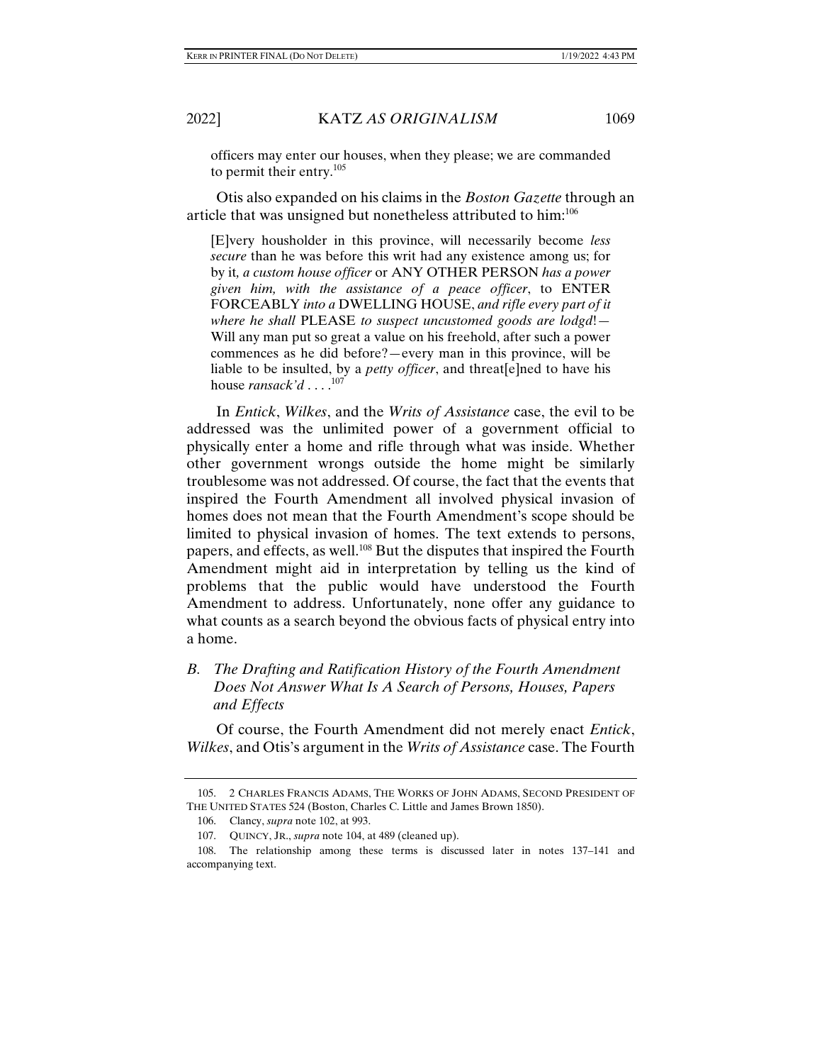officers may enter our houses, when they please; we are commanded to permit their entry.[105]

Otis also expanded on his claims in the *Boston Gazette* through an article that was unsigned but nonetheless attributed to him:[106]

> [E]very housholder in this province, will necessarily become *less secure* than he was before this writ had any existence among us; for by it, *a custom house officer* or ANY OTHER PERSON *has a power given him, with the assistance of a peace officer*, to ENTER FORCEABLY *into a* DWELLING HOUSE, *and rifle every part of it where he shall* PLEASE *to suspect uncustomed goods are lodgd*!—Will any man put so great a value on his freehold, after such a power commences as he did before?—every man in this province, will be liable to be insulted, by a *petty officer*, and threat[e]ned to have his house *ransack'd* . . . .[107]

In *Entick*, *Wilkes*, and the *Writs of Assistance* case, the evil to be addressed was the unlimited power of a government official to physically enter a home and rifle through what was inside. Whether other government wrongs outside the home might be similarly troublesome was not addressed. Of course, the fact that the events that inspired the Fourth Amendment all involved physical invasion of homes does not mean that the Fourth Amendment's scope should be limited to physical invasion of homes. The text extends to persons, papers, and effects, as well.[108] But the disputes that inspired the Fourth Amendment might aid in interpretation by telling us the kind of problems that the public would have understood the Fourth Amendment to address. Unfortunately, none offer any guidance to what counts as a search beyond the obvious facts of physical entry into a home.

### *B. The Drafting and Ratification History of the Fourth Amendment Does Not Answer What Is A Search of Persons, Houses, Papers and Effects*

Of course, the Fourth Amendment did not merely enact *Entick*, *Wilkes*, and Otis's argument in the *Writs of Assistance* case. The Fourth

---

105. 2 CHARLES FRANCIS ADAMS, THE WORKS OF JOHN ADAMS, SECOND PRESIDENT OF THE UNITED STATES 524 (Boston, Charles C. Little and James Brown 1850).

106. Clancy, *supra* note 102, at 993.

107. QUINCY, JR., *supra* note 104, at 489 (cleaned up).

108. The relationship among these terms is discussed later in notes 137–141 and accompanying text.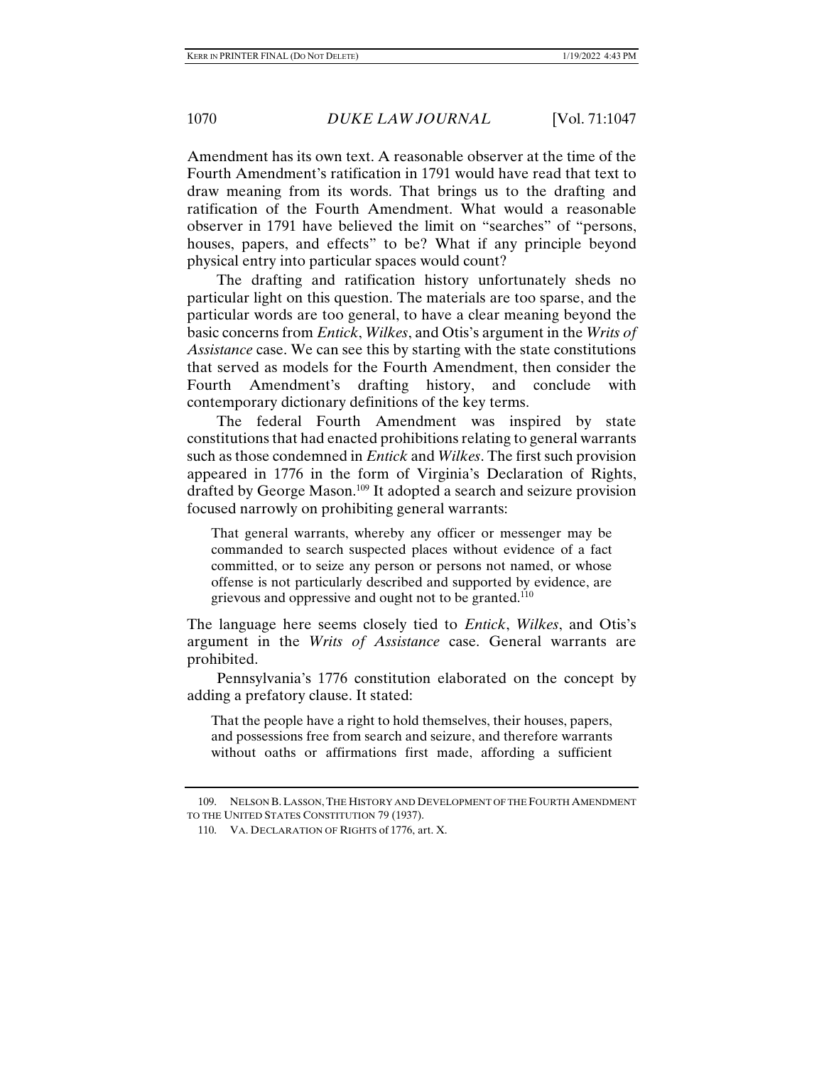Amendment has its own text. A reasonable observer at the time of the Fourth Amendment's ratification in 1791 would have read that text to draw meaning from its words. That brings us to the drafting and ratification of the Fourth Amendment. What would a reasonable observer in 1791 have believed the limit on "searches" of "persons, houses, papers, and effects" to be? What if any principle beyond physical entry into particular spaces would count?

The drafting and ratification history unfortunately sheds no particular light on this question. The materials are too sparse, and the particular words are too general, to have a clear meaning beyond the basic concerns from *Entick*, *Wilkes*, and Otis's argument in the *Writs of Assistance* case. We can see this by starting with the state constitutions that served as models for the Fourth Amendment, then consider the Fourth Amendment's drafting history, and conclude with contemporary dictionary definitions of the key terms.

The federal Fourth Amendment was inspired by state constitutions that had enacted prohibitions relating to general warrants such as those condemned in *Entick* and *Wilkes*. The first such provision appeared in 1776 in the form of Virginia's Declaration of Rights, drafted by George Mason.[109] It adopted a search and seizure provision focused narrowly on prohibiting general warrants:

> That general warrants, whereby any officer or messenger may be commanded to search suspected places without evidence of a fact committed, or to seize any person or persons not named, or whose offense is not particularly described and supported by evidence, are grievous and oppressive and ought not to be granted.[110]

The language here seems closely tied to *Entick*, *Wilkes*, and Otis's argument in the *Writs of Assistance* case. General warrants are prohibited.

Pennsylvania's 1776 constitution elaborated on the concept by adding a prefatory clause. It stated:

> That the people have a right to hold themselves, their houses, papers, and possessions free from search and seizure, and therefore warrants without oaths or affirmations first made, affording a sufficient

109. NELSON B. LASSON, THE HISTORY AND DEVELOPMENT OF THE FOURTH AMENDMENT TO THE UNITED STATES CONSTITUTION 79 (1937).

110. VA. DECLARATION OF RIGHTS of 1776, art. X.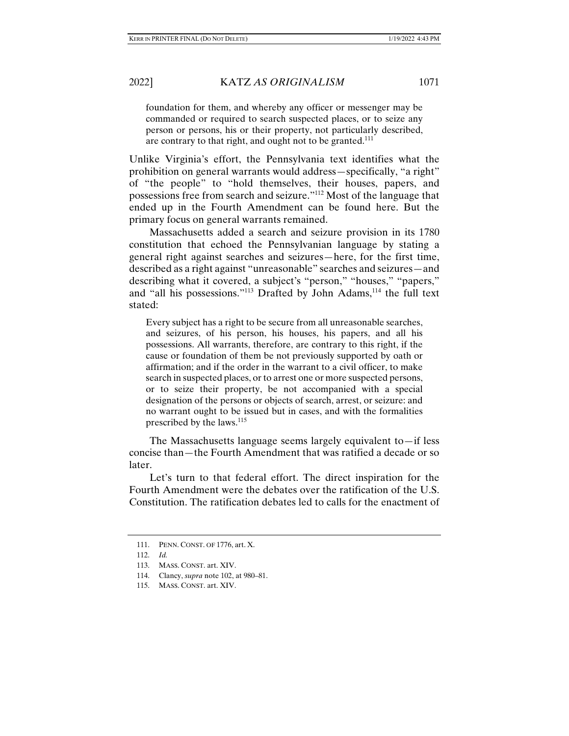> foundation for them, and whereby any officer or messenger may be commanded or required to search suspected places, or to seize any person or persons, his or their property, not particularly described, are contrary to that right, and ought not to be granted.[111]

Unlike Virginia's effort, the Pennsylvania text identifies what the prohibition on general warrants would address—specifically, "a right" of "the people" to "hold themselves, their houses, papers, and possessions free from search and seizure."[112] Most of the language that ended up in the Fourth Amendment can be found here. But the primary focus on general warrants remained.

Massachusetts added a search and seizure provision in its 1780 constitution that echoed the Pennsylvanian language by stating a general right against searches and seizures—here, for the first time, described as a right against "unreasonable" searches and seizures—and describing what it covered, a subject's "person," "houses," "papers," and "all his possessions."[113] Drafted by John Adams,[114] the full text stated:

> Every subject has a right to be secure from all unreasonable searches, and seizures, of his person, his houses, his papers, and all his possessions. All warrants, therefore, are contrary to this right, if the cause or foundation of them be not previously supported by oath or affirmation; and if the order in the warrant to a civil officer, to make search in suspected places, or to arrest one or more suspected persons, or to seize their property, be not accompanied with a special designation of the persons or objects of search, arrest, or seizure: and no warrant ought to be issued but in cases, and with the formalities prescribed by the laws.[115]

The Massachusetts language seems largely equivalent to—if less concise than—the Fourth Amendment that was ratified a decade or so later.

Let's turn to that federal effort. The direct inspiration for the Fourth Amendment were the debates over the ratification of the U.S. Constitution. The ratification debates led to calls for the enactment of

---

111. PENN. CONST. OF 1776, art. X.

112. *Id.*

113. MASS. CONST. art. XIV.

114. Clancy, *supra* note 102, at 980–81.

115. MASS. CONST. art. XIV.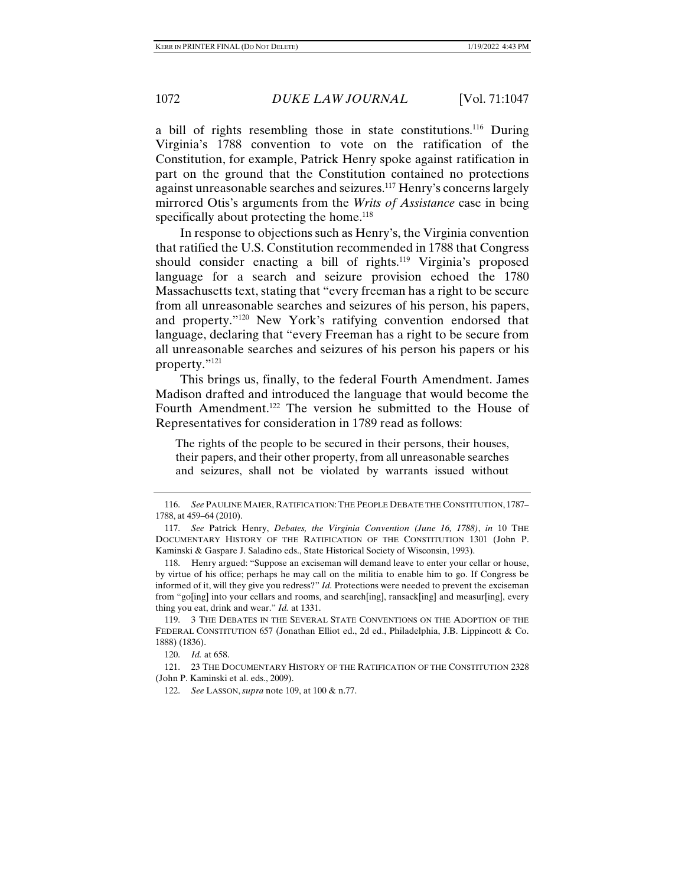a bill of rights resembling those in state constitutions.[116] During Virginia's 1788 convention to vote on the ratification of the Constitution, for example, Patrick Henry spoke against ratification in part on the ground that the Constitution contained no protections against unreasonable searches and seizures.[117] Henry's concerns largely mirrored Otis's arguments from the *Writs of Assistance* case in being specifically about protecting the home.[118]

In response to objections such as Henry's, the Virginia convention that ratified the U.S. Constitution recommended in 1788 that Congress should consider enacting a bill of rights.[119] Virginia's proposed language for a search and seizure provision echoed the 1780 Massachusetts text, stating that "every freeman has a right to be secure from all unreasonable searches and seizures of his person, his papers, and property."[120] New York's ratifying convention endorsed that language, declaring that "every Freeman has a right to be secure from all unreasonable searches and seizures of his person his papers or his property."[121]

This brings us, finally, to the federal Fourth Amendment. James Madison drafted and introduced the language that would become the Fourth Amendment.[122] The version he submitted to the House of Representatives for consideration in 1789 read as follows:

> The rights of the people to be secured in their persons, their houses, their papers, and their other property, from all unreasonable searches and seizures, shall not be violated by warrants issued without

---

116. *See* PAULINE MAIER, RATIFICATION: THE PEOPLE DEBATE THE CONSTITUTION, 1787–1788, at 459–64 (2010).

117. *See* Patrick Henry, *Debates, the Virginia Convention (June 16, 1788)*, *in* 10 THE DOCUMENTARY HISTORY OF THE RATIFICATION OF THE CONSTITUTION 1301 (John P. Kaminski & Gaspare J. Saladino eds., State Historical Society of Wisconsin, 1993).

118. Henry argued: "Suppose an exciseman will demand leave to enter your cellar or house, by virtue of his office; perhaps he may call on the militia to enable him to go. If Congress be informed of it, will they give you redress?" *Id.* Protections were needed to prevent the exciseman from "go[ing] into your cellars and rooms, and search[ing], ransack[ing] and measur[ing], every thing you eat, drink and wear." *Id.* at 1331.

119. 3 THE DEBATES IN THE SEVERAL STATE CONVENTIONS ON THE ADOPTION OF THE FEDERAL CONSTITUTION 657 (Jonathan Elliot ed., 2d ed., Philadelphia, J.B. Lippincott & Co. 1888) (1836).

120. *Id.* at 658.

121. 23 THE DOCUMENTARY HISTORY OF THE RATIFICATION OF THE CONSTITUTION 2328 (John P. Kaminski et al. eds., 2009).

122. *See* LASSON, *supra* note 109, at 100 & n.77.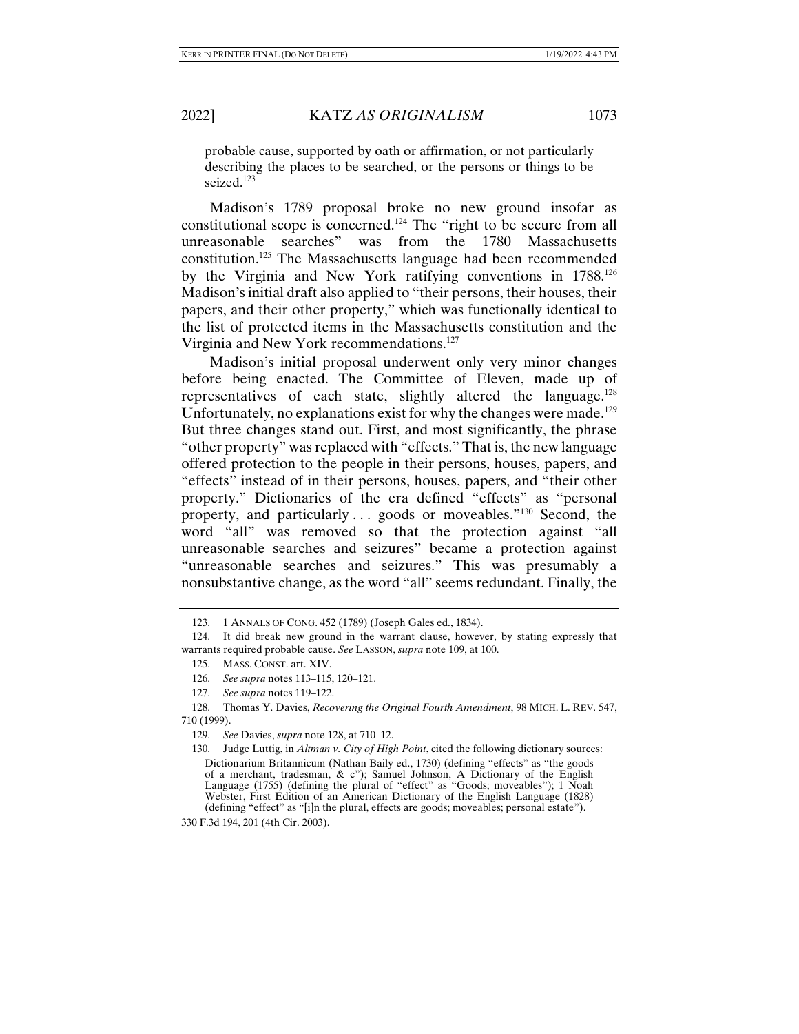> probable cause, supported by oath or affirmation, or not particularly describing the places to be searched, or the persons or things to be seized.[123]

Madison's 1789 proposal broke no new ground insofar as constitutional scope is concerned.[124] The "right to be secure from all unreasonable searches" was from the 1780 Massachusetts constitution.[125] The Massachusetts language had been recommended by the Virginia and New York ratifying conventions in 1788.[126] Madison's initial draft also applied to "their persons, their houses, their papers, and their other property," which was functionally identical to the list of protected items in the Massachusetts constitution and the Virginia and New York recommendations.[127]

Madison's initial proposal underwent only very minor changes before being enacted. The Committee of Eleven, made up of representatives of each state, slightly altered the language.[128] Unfortunately, no explanations exist for why the changes were made.[129] But three changes stand out. First, and most significantly, the phrase "other property" was replaced with "effects." That is, the new language offered protection to the people in their persons, houses, papers, and "effects" instead of in their persons, houses, papers, and "their other property." Dictionaries of the era defined "effects" as "personal property, and particularly . . . goods or moveables."[130] Second, the word "all" was removed so that the protection against "all unreasonable searches and seizures" became a protection against "unreasonable searches and seizures." This was presumably a nonsubstantive change, as the word "all" seems redundant. Finally, the

---

123. 1 ANNALS OF CONG. 452 (1789) (Joseph Gales ed., 1834).

124. It did break new ground in the warrant clause, however, by stating expressly that warrants required probable cause. *See* LASSON, *supra* note 109, at 100.

125. MASS. CONST. art. XIV.

126. *See supra* notes 113–115, 120–121.

127. *See supra* notes 119–122.

128. Thomas Y. Davies, *Recovering the Original Fourth Amendment*, 98 MICH. L. REV. 547, 710 (1999).

129. *See* Davies, *supra* note 128, at 710–12.

130. Judge Luttig, in *Altman v. City of High Point*, cited the following dictionary sources:

> Dictionarium Britannicum (Nathan Baily ed., 1730) (defining "effects" as "the goods of a merchant, tradesman, & c"); Samuel Johnson, A Dictionary of the English Language (1755) (defining the plural of "effect" as "Goods; moveables"); 1 Noah Webster, First Edition of an American Dictionary of the English Language (1828) (defining "effect" as "[i]n the plural, effects are goods; moveables; personal estate").

330 F.3d 194, 201 (4th Cir. 2003).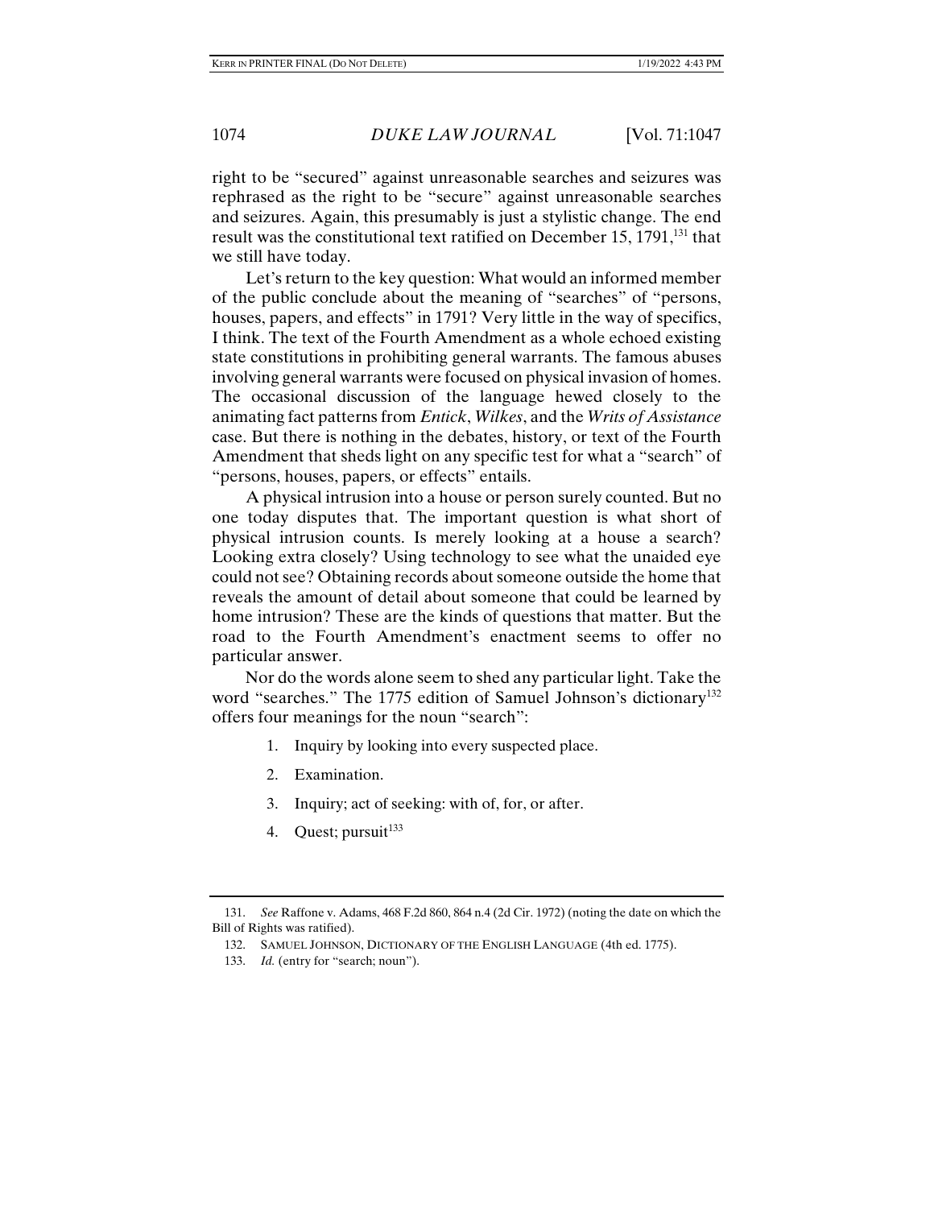right to be "secured" against unreasonable searches and seizures was rephrased as the right to be "secure" against unreasonable searches and seizures. Again, this presumably is just a stylistic change. The end result was the constitutional text ratified on December 15, 1791,[131] that we still have today.

Let's return to the key question: What would an informed member of the public conclude about the meaning of "searches" of "persons, houses, papers, and effects" in 1791? Very little in the way of specifics, I think. The text of the Fourth Amendment as a whole echoed existing state constitutions in prohibiting general warrants. The famous abuses involving general warrants were focused on physical invasion of homes. The occasional discussion of the language hewed closely to the animating fact patterns from *Entick*, *Wilkes*, and the *Writs of Assistance* case. But there is nothing in the debates, history, or text of the Fourth Amendment that sheds light on any specific test for what a "search" of "persons, houses, papers, or effects" entails.

A physical intrusion into a house or person surely counted. But no one today disputes that. The important question is what short of physical intrusion counts. Is merely looking at a house a search? Looking extra closely? Using technology to see what the unaided eye could not see? Obtaining records about someone outside the home that reveals the amount of detail about someone that could be learned by home intrusion? These are the kinds of questions that matter. But the road to the Fourth Amendment's enactment seems to offer no particular answer.

Nor do the words alone seem to shed any particular light. Take the word "searches." The 1775 edition of Samuel Johnson's dictionary[132] offers four meanings for the noun "search":

1. Inquiry by looking into every suspected place.
2. Examination.
3. Inquiry; act of seeking: with of, for, or after.
4. Quest; pursuit[133]

---

131. *See* Raffone v. Adams, 468 F.2d 860, 864 n.4 (2d Cir. 1972) (noting the date on which the Bill of Rights was ratified).

132. SAMUEL JOHNSON, DICTIONARY OF THE ENGLISH LANGUAGE (4th ed. 1775).

133. *Id.* (entry for "search; noun").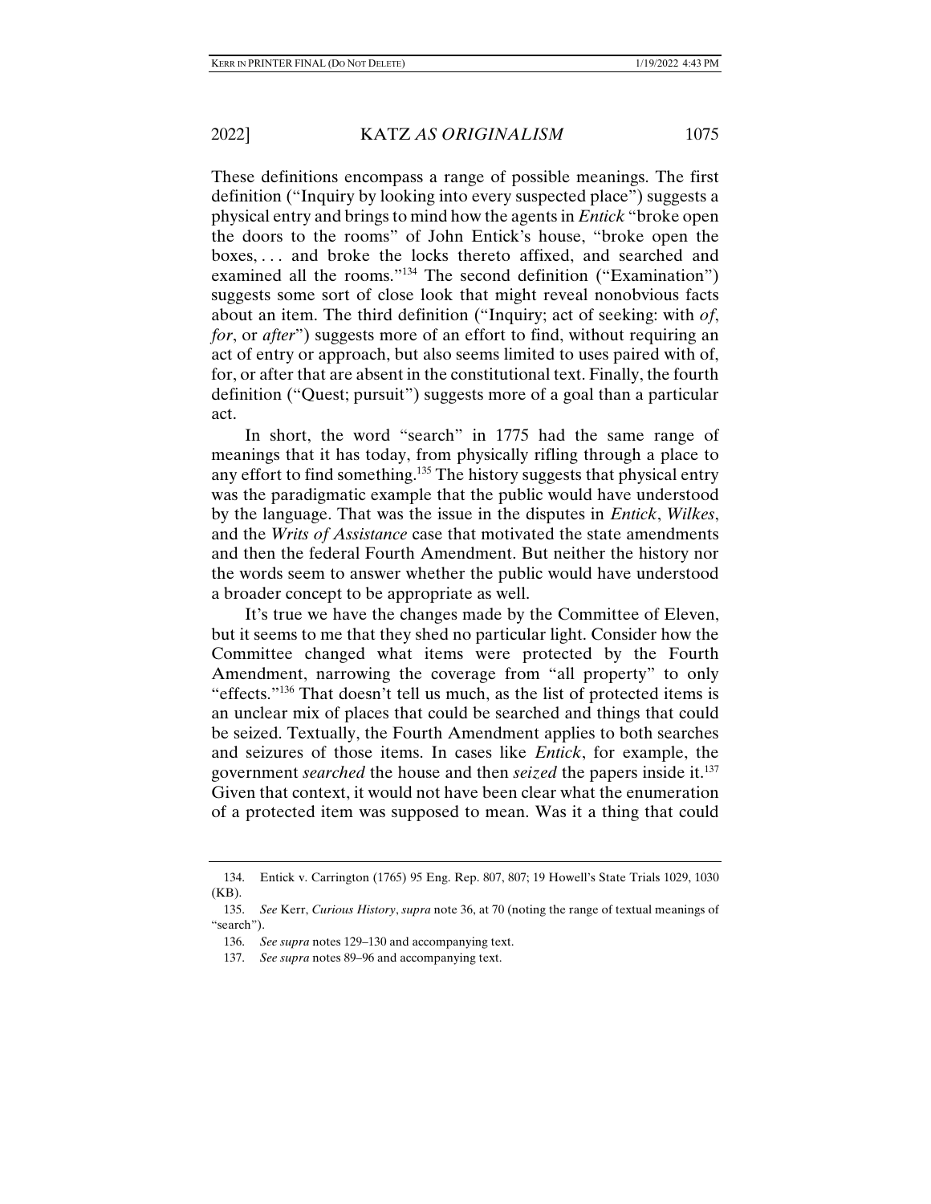These definitions encompass a range of possible meanings. The first definition ("Inquiry by looking into every suspected place") suggests a physical entry and brings to mind how the agents in *Entick* "broke open the doors to the rooms" of John Entick's house, "broke open the boxes, . . . and broke the locks thereto affixed, and searched and examined all the rooms."[134] The second definition ("Examination") suggests some sort of close look that might reveal nonobvious facts about an item. The third definition ("Inquiry; act of seeking: with *of*, *for*, or *after*") suggests more of an effort to find, without requiring an act of entry or approach, but also seems limited to uses paired with of, for, or after that are absent in the constitutional text. Finally, the fourth definition ("Quest; pursuit") suggests more of a goal than a particular act.

In short, the word "search" in 1775 had the same range of meanings that it has today, from physically rifling through a place to any effort to find something.[135] The history suggests that physical entry was the paradigmatic example that the public would have understood by the language. That was the issue in the disputes in *Entick*, *Wilkes*, and the *Writs of Assistance* case that motivated the state amendments and then the federal Fourth Amendment. But neither the history nor the words seem to answer whether the public would have understood a broader concept to be appropriate as well.

It's true we have the changes made by the Committee of Eleven, but it seems to me that they shed no particular light. Consider how the Committee changed what items were protected by the Fourth Amendment, narrowing the coverage from "all property" to only "effects."[136] That doesn't tell us much, as the list of protected items is an unclear mix of places that could be searched and things that could be seized. Textually, the Fourth Amendment applies to both searches and seizures of those items. In cases like *Entick*, for example, the government *searched* the house and then *seized* the papers inside it.[137] Given that context, it would not have been clear what the enumeration of a protected item was supposed to mean. Was it a thing that could

---

134. Entick v. Carrington (1765) 95 Eng. Rep. 807, 807; 19 Howell's State Trials 1029, 1030 (KB).

135. *See* Kerr, *Curious History*, *supra* note 36, at 70 (noting the range of textual meanings of "search").

136. *See supra* notes 129–130 and accompanying text.

137. *See supra* notes 89–96 and accompanying text.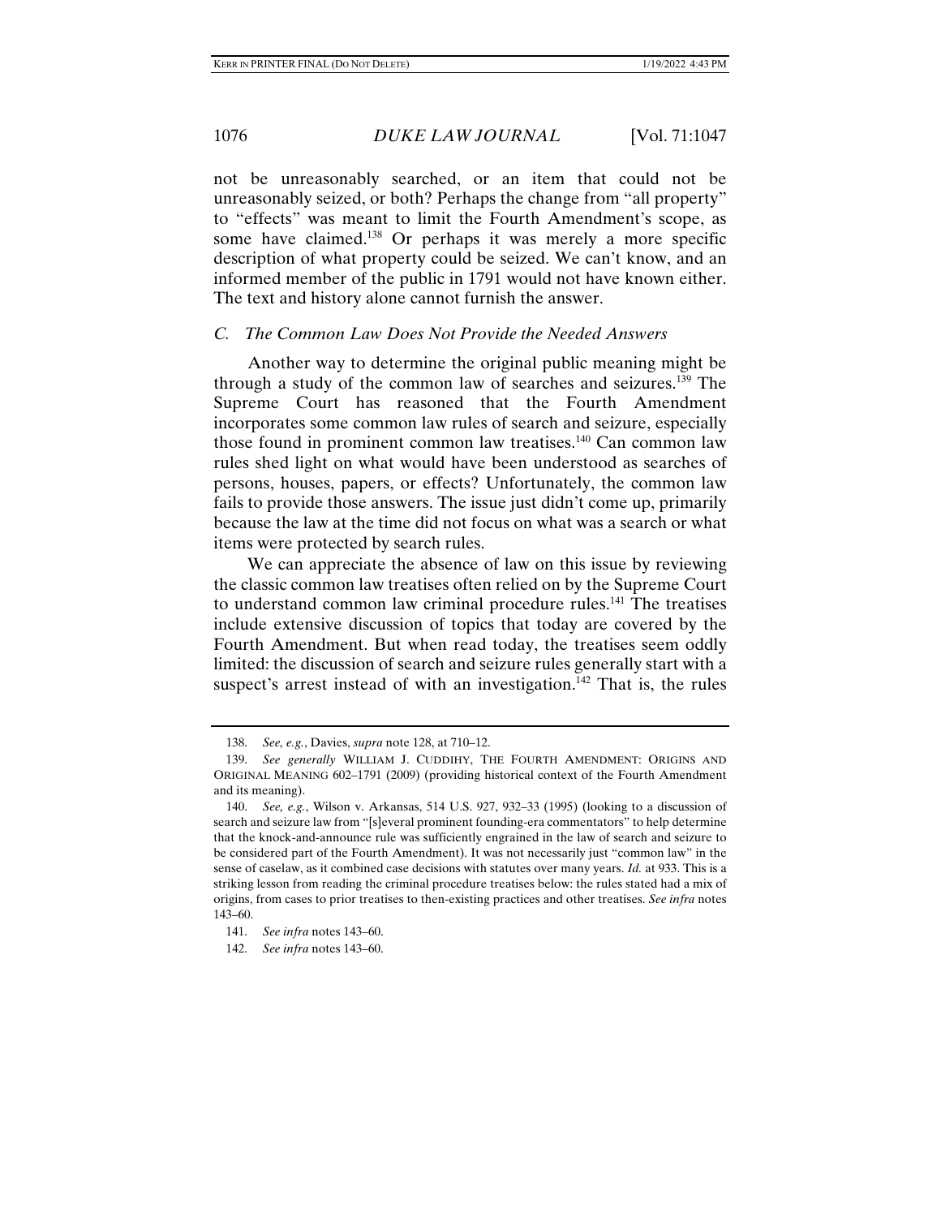not be unreasonably searched, or an item that could not be unreasonably seized, or both? Perhaps the change from "all property" to "effects" was meant to limit the Fourth Amendment's scope, as some have claimed.[138] Or perhaps it was merely a more specific description of what property could be seized. We can't know, and an informed member of the public in 1791 would not have known either. The text and history alone cannot furnish the answer.

### *C. The Common Law Does Not Provide the Needed Answers*

Another way to determine the original public meaning might be through a study of the common law of searches and seizures.[139] The Supreme Court has reasoned that the Fourth Amendment incorporates some common law rules of search and seizure, especially those found in prominent common law treatises.[140] Can common law rules shed light on what would have been understood as searches of persons, houses, papers, or effects? Unfortunately, the common law fails to provide those answers. The issue just didn't come up, primarily because the law at the time did not focus on what was a search or what items were protected by search rules.

We can appreciate the absence of law on this issue by reviewing the classic common law treatises often relied on by the Supreme Court to understand common law criminal procedure rules.[141] The treatises include extensive discussion of topics that today are covered by the Fourth Amendment. But when read today, the treatises seem oddly limited: the discussion of search and seizure rules generally start with a suspect's arrest instead of with an investigation.[142] That is, the rules

---

138. *See, e.g.*, Davies, *supra* note 128, at 710–12.

139. *See generally* WILLIAM J. CUDDIHY, THE FOURTH AMENDMENT: ORIGINS AND ORIGINAL MEANING 602–1791 (2009) (providing historical context of the Fourth Amendment and its meaning).

140. *See, e.g.*, Wilson v. Arkansas, 514 U.S. 927, 932–33 (1995) (looking to a discussion of search and seizure law from "[s]everal prominent founding-era commentators" to help determine that the knock-and-announce rule was sufficiently engrained in the law of search and seizure to be considered part of the Fourth Amendment). It was not necessarily just "common law" in the sense of caselaw, as it combined case decisions with statutes over many years. *Id.* at 933. This is a striking lesson from reading the criminal procedure treatises below: the rules stated had a mix of origins, from cases to prior treatises to then-existing practices and other treatises. *See infra* notes 143–60.

141. *See infra* notes 143–60.

142. *See infra* notes 143–60.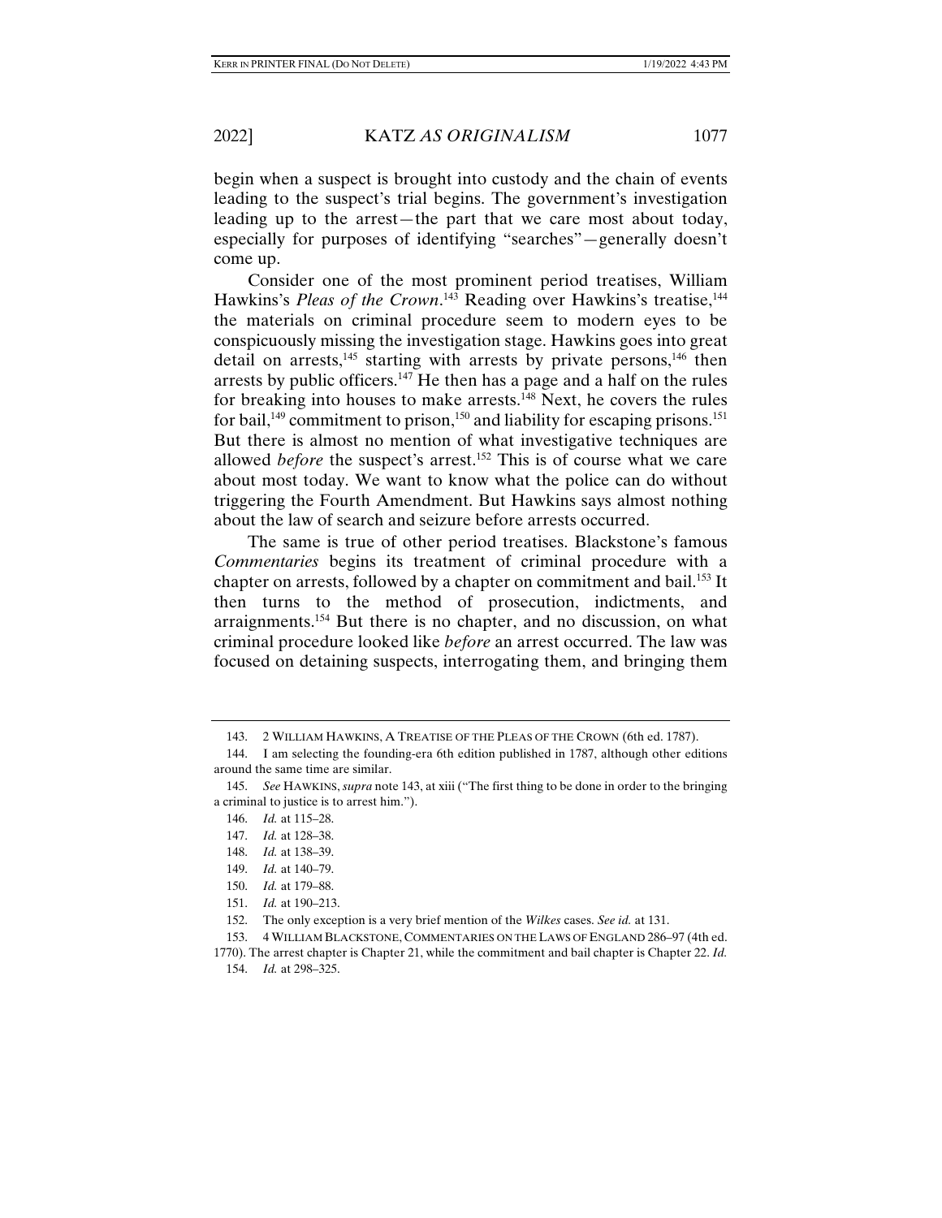begin when a suspect is brought into custody and the chain of events leading to the suspect's trial begins. The government's investigation leading up to the arrest—the part that we care most about today, especially for purposes of identifying "searches"—generally doesn't come up.

Consider one of the most prominent period treatises, William Hawkins's *Pleas of the Crown*.[143] Reading over Hawkins's treatise,[144] the materials on criminal procedure seem to modern eyes to be conspicuously missing the investigation stage. Hawkins goes into great detail on arrests,[145] starting with arrests by private persons,[146] then arrests by public officers.[147] He then has a page and a half on the rules for breaking into houses to make arrests.[148] Next, he covers the rules for bail,[149] commitment to prison,[150] and liability for escaping prisons.[151] But there is almost no mention of what investigative techniques are allowed *before* the suspect's arrest.[152] This is of course what we care about most today. We want to know what the police can do without triggering the Fourth Amendment. But Hawkins says almost nothing about the law of search and seizure before arrests occurred.

The same is true of other period treatises. Blackstone's famous *Commentaries* begins its treatment of criminal procedure with a chapter on arrests, followed by a chapter on commitment and bail.[153] It then turns to the method of prosecution, indictments, and arraignments.[154] But there is no chapter, and no discussion, on what criminal procedure looked like *before* an arrest occurred. The law was focused on detaining suspects, interrogating them, and bringing them

---

143. 2 WILLIAM HAWKINS, A TREATISE OF THE PLEAS OF THE CROWN (6th ed. 1787).

144. I am selecting the founding-era 6th edition published in 1787, although other editions around the same time are similar.

145. *See* HAWKINS, *supra* note 143, at xiii ("The first thing to be done in order to the bringing a criminal to justice is to arrest him.").

146. *Id.* at 115–28.

147. *Id.* at 128–38.

148. *Id.* at 138–39.

149. *Id.* at 140–79.

150. *Id.* at 179–88.

151. *Id.* at 190–213.

152. The only exception is a very brief mention of the *Wilkes* cases. *See id.* at 131.

153. 4 WILLIAM BLACKSTONE, COMMENTARIES ON THE LAWS OF ENGLAND 286–97 (4th ed. 1770). The arrest chapter is Chapter 21, while the commitment and bail chapter is Chapter 22. *Id.*

154. *Id.* at 298–325.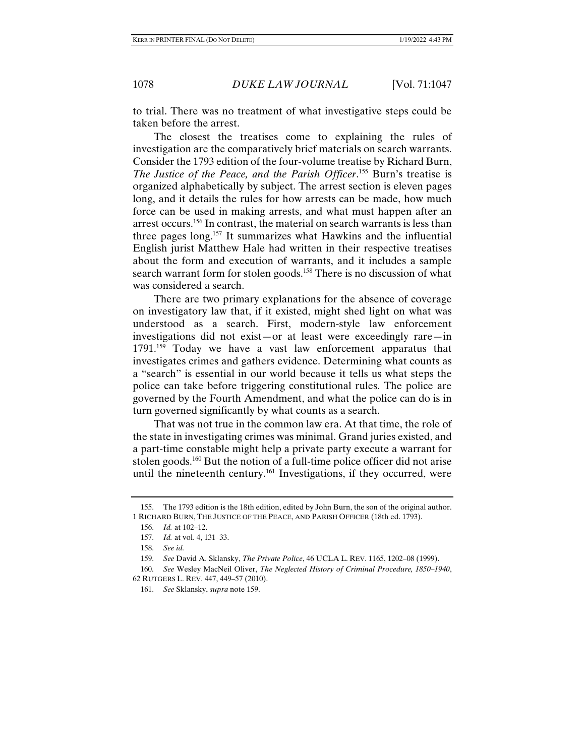to trial. There was no treatment of what investigative steps could be taken before the arrest.

The closest the treatises come to explaining the rules of investigation are the comparatively brief materials on search warrants. Consider the 1793 edition of the four-volume treatise by Richard Burn, *The Justice of the Peace, and the Parish Officer*.[155] Burn's treatise is organized alphabetically by subject. The arrest section is eleven pages long, and it details the rules for how arrests can be made, how much force can be used in making arrests, and what must happen after an arrest occurs.[156] In contrast, the material on search warrants is less than three pages long.[157] It summarizes what Hawkins and the influential English jurist Matthew Hale had written in their respective treatises about the form and execution of warrants, and it includes a sample search warrant form for stolen goods.[158] There is no discussion of what was considered a search.

There are two primary explanations for the absence of coverage on investigatory law that, if it existed, might shed light on what was understood as a search. First, modern-style law enforcement investigations did not exist—or at least were exceedingly rare—in 1791.[159] Today we have a vast law enforcement apparatus that investigates crimes and gathers evidence. Determining what counts as a "search" is essential in our world because it tells us what steps the police can take before triggering constitutional rules. The police are governed by the Fourth Amendment, and what the police can do is in turn governed significantly by what counts as a search.

That was not true in the common law era. At that time, the role of the state in investigating crimes was minimal. Grand juries existed, and a part-time constable might help a private party execute a warrant for stolen goods.[160] But the notion of a full-time police officer did not arise until the nineteenth century.[161] Investigations, if they occurred, were

---

155. The 1793 edition is the 18th edition, edited by John Burn, the son of the original author. 1 RICHARD BURN, THE JUSTICE OF THE PEACE, AND PARISH OFFICER (18th ed. 1793).

156. *Id.* at 102–12.

157. *Id.* at vol. 4, 131–33.

158. *See id.*

159. *See* David A. Sklansky, *The Private Police*, 46 UCLA L. REV. 1165, 1202–08 (1999).

160. *See* Wesley MacNeil Oliver, *The Neglected History of Criminal Procedure, 1850–1940*, 62 RUTGERS L. REV. 447, 449–57 (2010).

161. *See* Sklansky, *supra* note 159.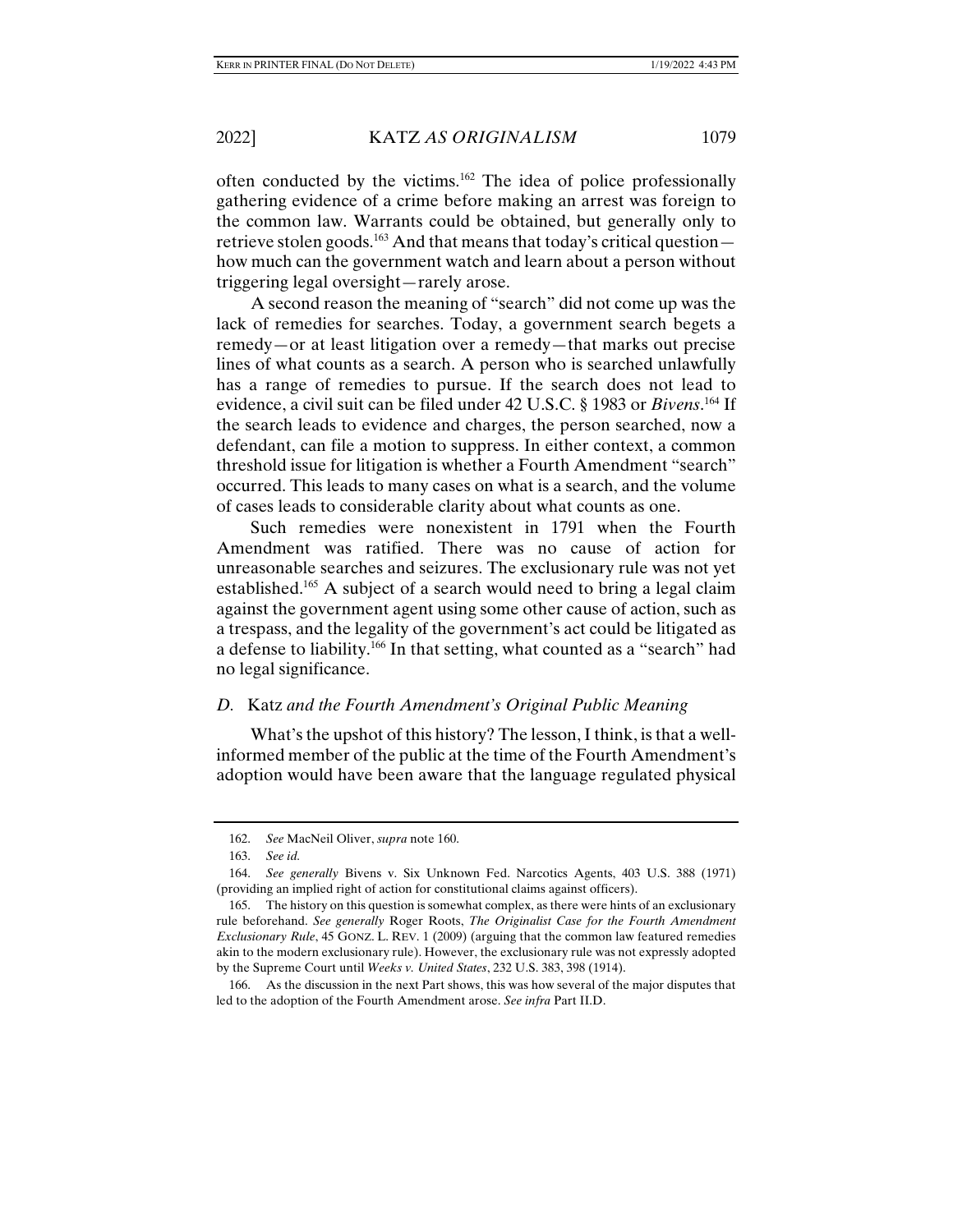often conducted by the victims.[162] The idea of police professionally gathering evidence of a crime before making an arrest was foreign to the common law. Warrants could be obtained, but generally only to retrieve stolen goods.[163] And that means that today's critical question—how much can the government watch and learn about a person without triggering legal oversight—rarely arose.

A second reason the meaning of "search" did not come up was the lack of remedies for searches. Today, a government search begets a remedy—or at least litigation over a remedy—that marks out precise lines of what counts as a search. A person who is searched unlawfully has a range of remedies to pursue. If the search does not lead to evidence, a civil suit can be filed under 42 U.S.C. § 1983 or *Bivens*.[164] If the search leads to evidence and charges, the person searched, now a defendant, can file a motion to suppress. In either context, a common threshold issue for litigation is whether a Fourth Amendment "search" occurred. This leads to many cases on what is a search, and the volume of cases leads to considerable clarity about what counts as one.

Such remedies were nonexistent in 1791 when the Fourth Amendment was ratified. There was no cause of action for unreasonable searches and seizures. The exclusionary rule was not yet established.[165] A subject of a search would need to bring a legal claim against the government agent using some other cause of action, such as a trespass, and the legality of the government's act could be litigated as a defense to liability.[166] In that setting, what counted as a "search" had no legal significance.

### *D.* Katz *and the Fourth Amendment's Original Public Meaning*

What's the upshot of this history? The lesson, I think, is that a well-informed member of the public at the time of the Fourth Amendment's adoption would have been aware that the language regulated physical

---

162. *See* MacNeil Oliver, *supra* note 160.

163. *See id.*

164. *See generally* Bivens v. Six Unknown Fed. Narcotics Agents, 403 U.S. 388 (1971) (providing an implied right of action for constitutional claims against officers).

165. The history on this question is somewhat complex, as there were hints of an exclusionary rule beforehand. *See generally* Roger Roots, *The Originalist Case for the Fourth Amendment Exclusionary Rule*, 45 GONZ. L. REV. 1 (2009) (arguing that the common law featured remedies akin to the modern exclusionary rule). However, the exclusionary rule was not expressly adopted by the Supreme Court until *Weeks v. United States*, 232 U.S. 383, 398 (1914).

166. As the discussion in the next Part shows, this was how several of the major disputes that led to the adoption of the Fourth Amendment arose. *See infra* Part II.D.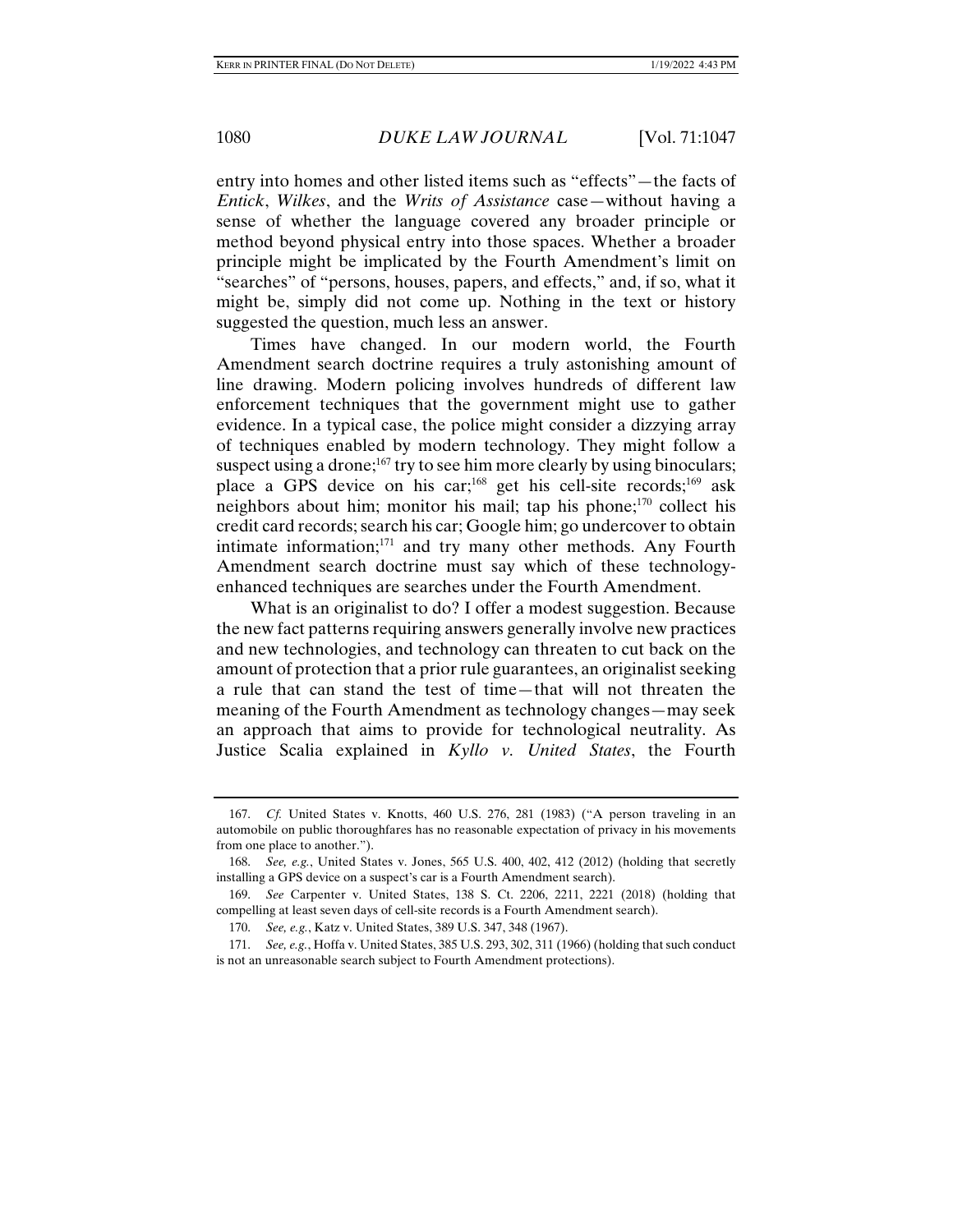entry into homes and other listed items such as "effects"—the facts of *Entick*, *Wilkes*, and the *Writs of Assistance* case—without having a sense of whether the language covered any broader principle or method beyond physical entry into those spaces. Whether a broader principle might be implicated by the Fourth Amendment's limit on "searches" of "persons, houses, papers, and effects," and, if so, what it might be, simply did not come up. Nothing in the text or history suggested the question, much less an answer.

Times have changed. In our modern world, the Fourth Amendment search doctrine requires a truly astonishing amount of line drawing. Modern policing involves hundreds of different law enforcement techniques that the government might use to gather evidence. In a typical case, the police might consider a dizzying array of techniques enabled by modern technology. They might follow a suspect using a drone;[167] try to see him more clearly by using binoculars; place a GPS device on his car;[168] get his cell-site records;[169] ask neighbors about him; monitor his mail; tap his phone;[170] collect his credit card records; search his car; Google him; go undercover to obtain intimate information;[171] and try many other methods. Any Fourth Amendment search doctrine must say which of these technology-enhanced techniques are searches under the Fourth Amendment.

What is an originalist to do? I offer a modest suggestion. Because the new fact patterns requiring answers generally involve new practices and new technologies, and technology can threaten to cut back on the amount of protection that a prior rule guarantees, an originalist seeking a rule that can stand the test of time—that will not threaten the meaning of the Fourth Amendment as technology changes—may seek an approach that aims to provide for technological neutrality. As Justice Scalia explained in *Kyllo v. United States*, the Fourth

---

167. *Cf.* United States v. Knotts, 460 U.S. 276, 281 (1983) ("A person traveling in an automobile on public thoroughfares has no reasonable expectation of privacy in his movements from one place to another.").

168. *See, e.g.*, United States v. Jones, 565 U.S. 400, 402, 412 (2012) (holding that secretly installing a GPS device on a suspect's car is a Fourth Amendment search).

169. *See* Carpenter v. United States, 138 S. Ct. 2206, 2211, 2221 (2018) (holding that compelling at least seven days of cell-site records is a Fourth Amendment search).

170. *See, e.g.*, Katz v. United States, 389 U.S. 347, 348 (1967).

171. *See, e.g.*, Hoffa v. United States, 385 U.S. 293, 302, 311 (1966) (holding that such conduct is not an unreasonable search subject to Fourth Amendment protections).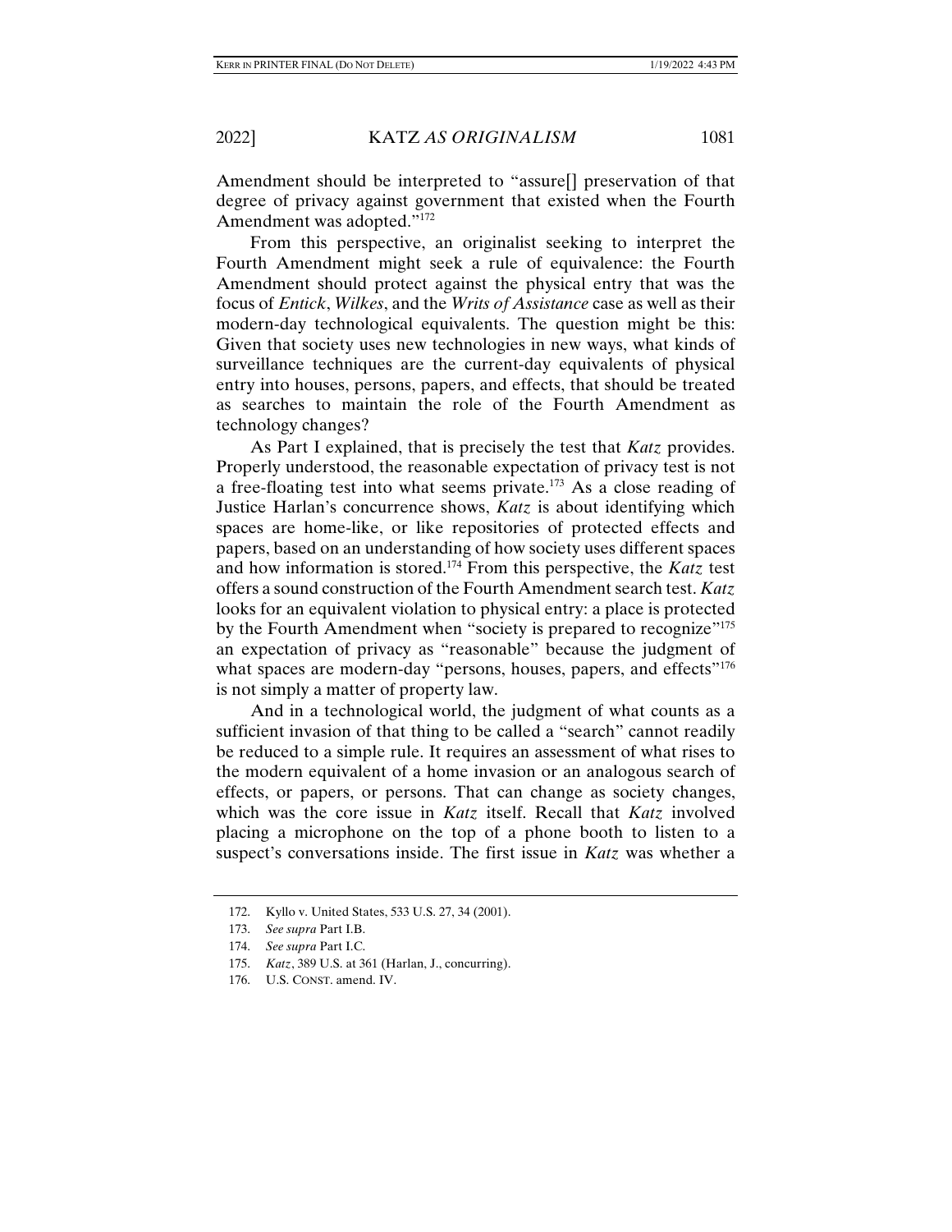Amendment should be interpreted to "assure[] preservation of that degree of privacy against government that existed when the Fourth Amendment was adopted."[172]

From this perspective, an originalist seeking to interpret the Fourth Amendment might seek a rule of equivalence: the Fourth Amendment should protect against the physical entry that was the focus of *Entick*, *Wilkes*, and the *Writs of Assistance* case as well as their modern-day technological equivalents. The question might be this: Given that society uses new technologies in new ways, what kinds of surveillance techniques are the current-day equivalents of physical entry into houses, persons, papers, and effects, that should be treated as searches to maintain the role of the Fourth Amendment as technology changes?

As Part I explained, that is precisely the test that *Katz* provides. Properly understood, the reasonable expectation of privacy test is not a free-floating test into what seems private.[173] As a close reading of Justice Harlan's concurrence shows, *Katz* is about identifying which spaces are home-like, or like repositories of protected effects and papers, based on an understanding of how society uses different spaces and how information is stored.[174] From this perspective, the *Katz* test offers a sound construction of the Fourth Amendment search test. *Katz* looks for an equivalent violation to physical entry: a place is protected by the Fourth Amendment when "society is prepared to recognize"[175] an expectation of privacy as "reasonable" because the judgment of what spaces are modern-day "persons, houses, papers, and effects"[176] is not simply a matter of property law.

And in a technological world, the judgment of what counts as a sufficient invasion of that thing to be called a "search" cannot readily be reduced to a simple rule. It requires an assessment of what rises to the modern equivalent of a home invasion or an analogous search of effects, or papers, or persons. That can change as society changes, which was the core issue in *Katz* itself. Recall that *Katz* involved placing a microphone on the top of a phone booth to listen to a suspect's conversations inside. The first issue in *Katz* was whether a

---

172. Kyllo v. United States, 533 U.S. 27, 34 (2001).

173. *See supra* Part I.B.

174. *See supra* Part I.C.

175. *Katz*, 389 U.S. at 361 (Harlan, J., concurring).

176. U.S. CONST. amend. IV.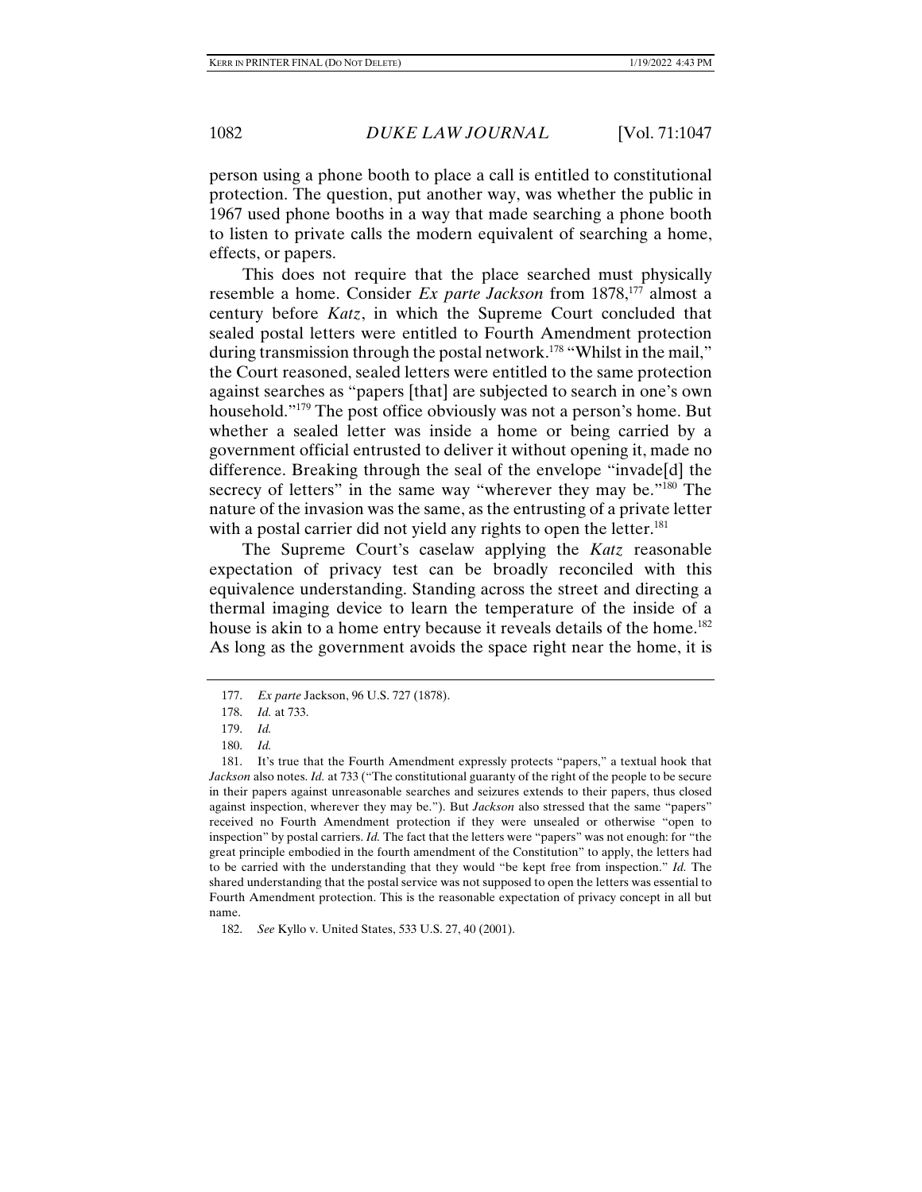person using a phone booth to place a call is entitled to constitutional protection. The question, put another way, was whether the public in 1967 used phone booths in a way that made searching a phone booth to listen to private calls the modern equivalent of searching a home, effects, or papers.

This does not require that the place searched must physically resemble a home. Consider *Ex parte Jackson* from 1878,[177] almost a century before *Katz*, in which the Supreme Court concluded that sealed postal letters were entitled to Fourth Amendment protection during transmission through the postal network.[178] "Whilst in the mail," the Court reasoned, sealed letters were entitled to the same protection against searches as "papers [that] are subjected to search in one's own household."[179] The post office obviously was not a person's home. But whether a sealed letter was inside a home or being carried by a government official entrusted to deliver it without opening it, made no difference. Breaking through the seal of the envelope "invade[d] the secrecy of letters" in the same way "wherever they may be."[180] The nature of the invasion was the same, as the entrusting of a private letter with a postal carrier did not yield any rights to open the letter.[181]

The Supreme Court's caselaw applying the *Katz* reasonable expectation of privacy test can be broadly reconciled with this equivalence understanding. Standing across the street and directing a thermal imaging device to learn the temperature of the inside of a house is akin to a home entry because it reveals details of the home.[182] As long as the government avoids the space right near the home, it is

---

177. *Ex parte* Jackson, 96 U.S. 727 (1878).

178. *Id.* at 733.

179. *Id.*

180. *Id.*

181. It's true that the Fourth Amendment expressly protects "papers," a textual hook that *Jackson* also notes. *Id.* at 733 ("The constitutional guaranty of the right of the people to be secure in their papers against unreasonable searches and seizures extends to their papers, thus closed against inspection, wherever they may be."). But *Jackson* also stressed that the same "papers" received no Fourth Amendment protection if they were unsealed or otherwise "open to inspection" by postal carriers. *Id.* The fact that the letters were "papers" was not enough: for "the great principle embodied in the fourth amendment of the Constitution" to apply, the letters had to be carried with the understanding that they would "be kept free from inspection." *Id.* The shared understanding that the postal service was not supposed to open the letters was essential to Fourth Amendment protection. This is the reasonable expectation of privacy concept in all but name.

182. *See* Kyllo v. United States, 533 U.S. 27, 40 (2001).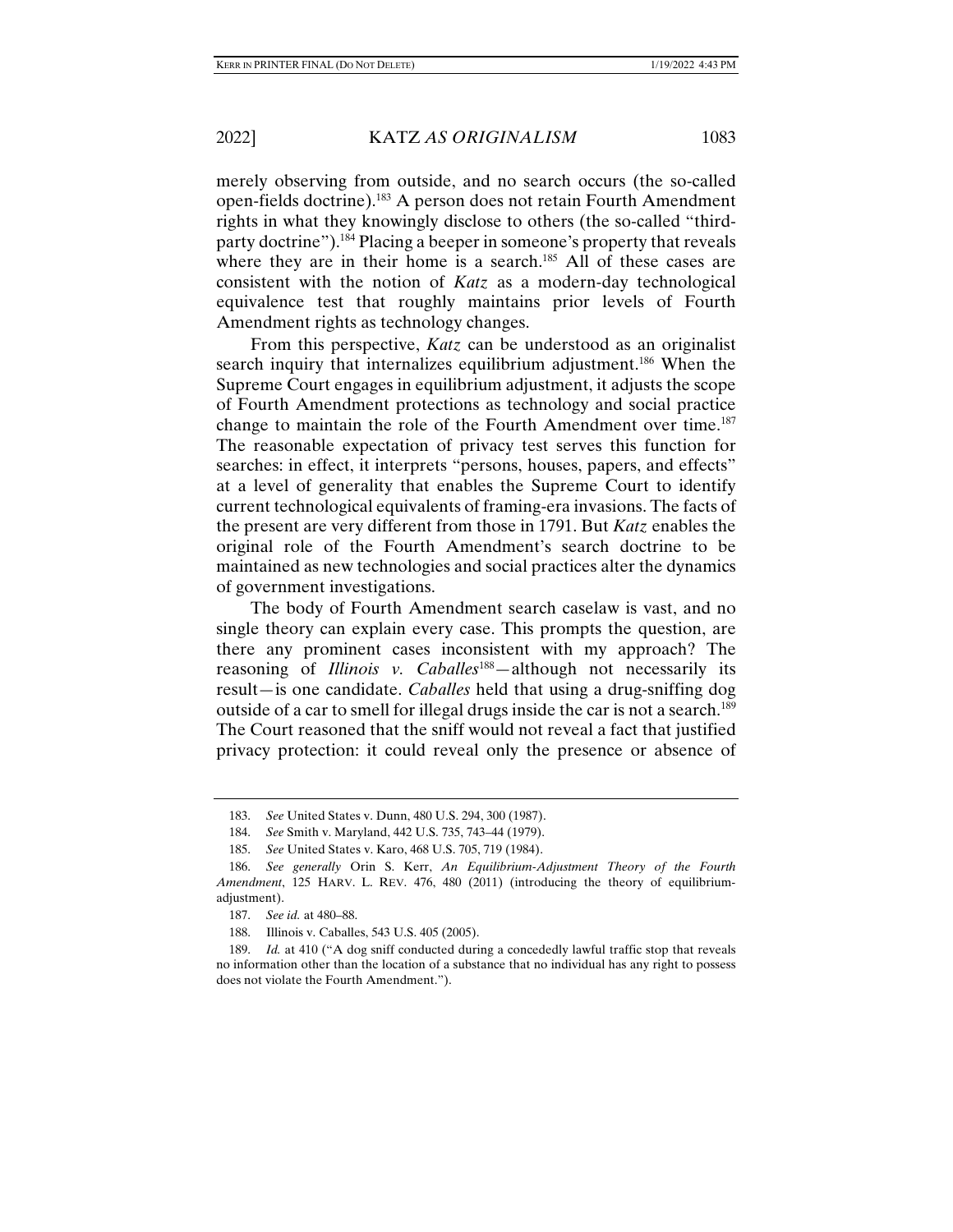merely observing from outside, and no search occurs (the so-called open-fields doctrine).[183] A person does not retain Fourth Amendment rights in what they knowingly disclose to others (the so-called "third-party doctrine").[184] Placing a beeper in someone's property that reveals where they are in their home is a search.[185] All of these cases are consistent with the notion of *Katz* as a modern-day technological equivalence test that roughly maintains prior levels of Fourth Amendment rights as technology changes.

From this perspective, *Katz* can be understood as an originalist search inquiry that internalizes equilibrium adjustment.[186] When the Supreme Court engages in equilibrium adjustment, it adjusts the scope of Fourth Amendment protections as technology and social practice change to maintain the role of the Fourth Amendment over time.[187] The reasonable expectation of privacy test serves this function for searches: in effect, it interprets "persons, houses, papers, and effects" at a level of generality that enables the Supreme Court to identify current technological equivalents of framing-era invasions. The facts of the present are very different from those in 1791. But *Katz* enables the original role of the Fourth Amendment's search doctrine to be maintained as new technologies and social practices alter the dynamics of government investigations.

The body of Fourth Amendment search caselaw is vast, and no single theory can explain every case. This prompts the question, are there any prominent cases inconsistent with my approach? The reasoning of *Illinois v. Caballes*[188]—although not necessarily its result—is one candidate. *Caballes* held that using a drug-sniffing dog outside of a car to smell for illegal drugs inside the car is not a search.[189] The Court reasoned that the sniff would not reveal a fact that justified privacy protection: it could reveal only the presence or absence of

---

183. *See* United States v. Dunn, 480 U.S. 294, 300 (1987).

184. *See* Smith v. Maryland, 442 U.S. 735, 743–44 (1979).

185. *See* United States v. Karo, 468 U.S. 705, 719 (1984).

186. *See generally* Orin S. Kerr, *An Equilibrium-Adjustment Theory of the Fourth Amendment*, 125 HARV. L. REV. 476, 480 (2011) (introducing the theory of equilibrium-adjustment).

187. *See id.* at 480–88.

188. Illinois v. Caballes, 543 U.S. 405 (2005).

189. *Id.* at 410 ("A dog sniff conducted during a concededly lawful traffic stop that reveals no information other than the location of a substance that no individual has any right to possess does not violate the Fourth Amendment.").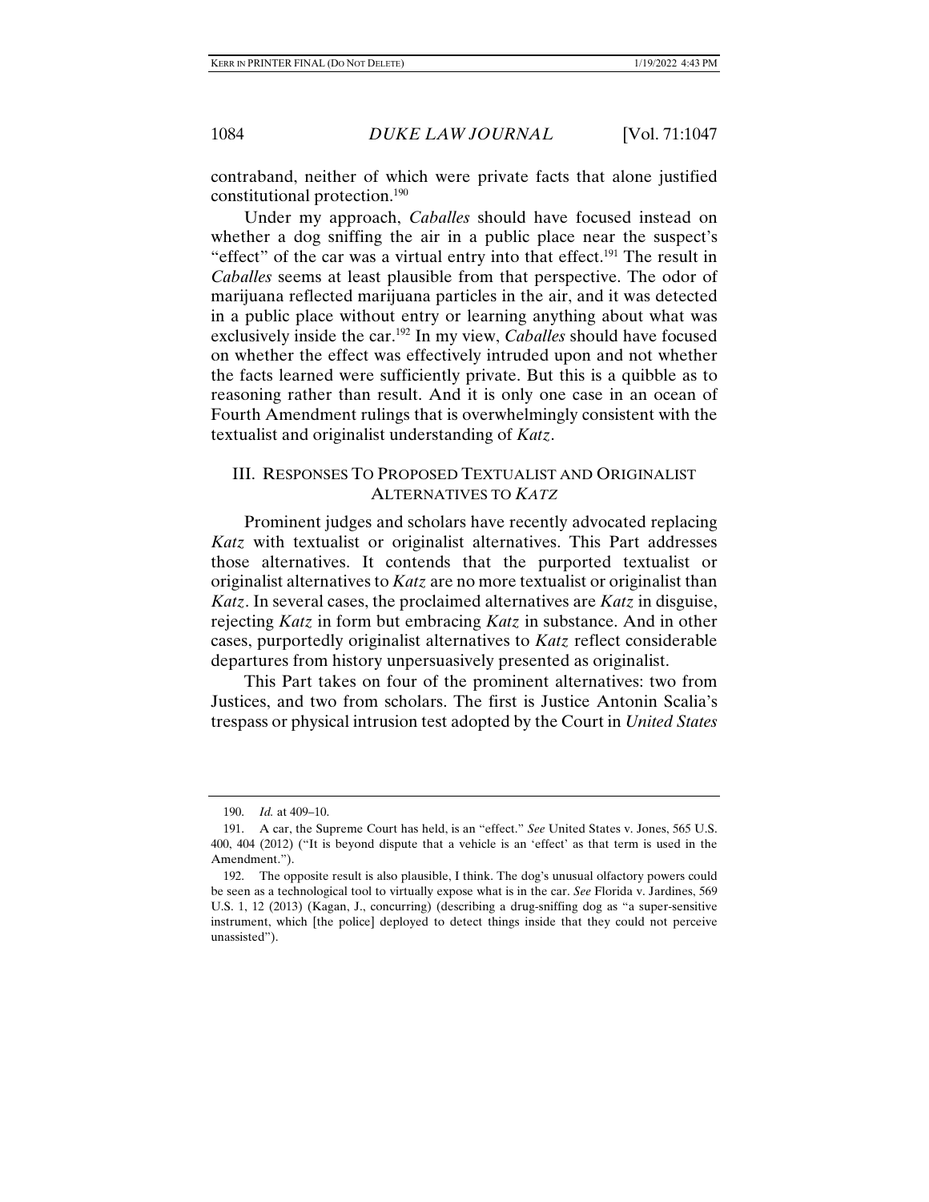contraband, neither of which were private facts that alone justified constitutional protection.[190]

Under my approach, *Caballes* should have focused instead on whether a dog sniffing the air in a public place near the suspect's "effect" of the car was a virtual entry into that effect.[191] The result in *Caballes* seems at least plausible from that perspective. The odor of marijuana reflected marijuana particles in the air, and it was detected in a public place without entry or learning anything about what was exclusively inside the car.[192] In my view, *Caballes* should have focused on whether the effect was effectively intruded upon and not whether the facts learned were sufficiently private. But this is a quibble as to reasoning rather than result. And it is only one case in an ocean of Fourth Amendment rulings that is overwhelmingly consistent with the textualist and originalist understanding of *Katz*.

## III. RESPONSES TO PROPOSED TEXTUALIST AND ORIGINALIST ALTERNATIVES TO *KATZ*

Prominent judges and scholars have recently advocated replacing *Katz* with textualist or originalist alternatives. This Part addresses those alternatives. It contends that the purported textualist or originalist alternatives to *Katz* are no more textualist or originalist than *Katz*. In several cases, the proclaimed alternatives are *Katz* in disguise, rejecting *Katz* in form but embracing *Katz* in substance. And in other cases, purportedly originalist alternatives to *Katz* reflect considerable departures from history unpersuasively presented as originalist.

This Part takes on four of the prominent alternatives: two from Justices, and two from scholars. The first is Justice Antonin Scalia's trespass or physical intrusion test adopted by the Court in *United States*

---

190. *Id.* at 409–10.

191. A car, the Supreme Court has held, is an "effect." *See* United States v. Jones, 565 U.S. 400, 404 (2012) ("It is beyond dispute that a vehicle is an 'effect' as that term is used in the Amendment.").

192. The opposite result is also plausible, I think. The dog's unusual olfactory powers could be seen as a technological tool to virtually expose what is in the car. *See* Florida v. Jardines, 569 U.S. 1, 12 (2013) (Kagan, J., concurring) (describing a drug-sniffing dog as "a super-sensitive instrument, which [the police] deployed to detect things inside that they could not perceive unassisted").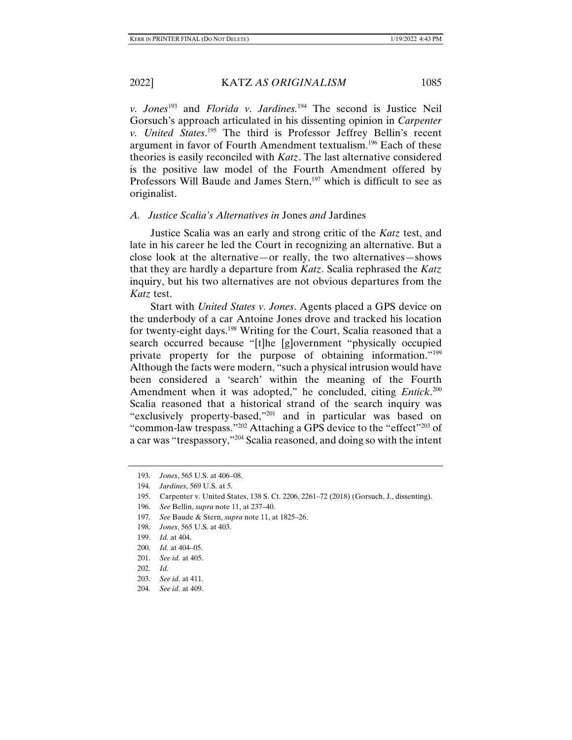*v. Jones*[193] and *Florida v. Jardines*.[194] The second is Justice Neil Gorsuch's approach articulated in his dissenting opinion in *Carpenter v. United States*.[195] The third is Professor Jeffrey Bellin's recent argument in favor of Fourth Amendment textualism.[196] Each of these theories is easily reconciled with *Katz*. The last alternative considered is the positive law model of the Fourth Amendment offered by Professors Will Baude and James Stern,[197] which is difficult to see as originalist.

### A. Justice Scalia's Alternatives in Jones and Jardines

Justice Scalia was an early and strong critic of the *Katz* test, and late in his career he led the Court in recognizing an alternative. But a close look at the alternative—or really, the two alternatives—shows that they are hardly a departure from *Katz*. Scalia rephrased the *Katz* inquiry, but his two alternatives are not obvious departures from the *Katz* test.

Start with *United States v. Jones*. Agents placed a GPS device on the underbody of a car Antoine Jones drove and tracked his location for twenty-eight days.[198] Writing for the Court, Scalia reasoned that a search occurred because "[t]he [g]overnment "physically occupied private property for the purpose of obtaining information."[199] Although the facts were modern, "such a physical intrusion would have been considered a 'search' within the meaning of the Fourth Amendment when it was adopted," he concluded, citing *Entick*.[200] Scalia reasoned that a historical strand of the search inquiry was "exclusively property-based,"[201] and in particular was based on "common-law trespass."[202] Attaching a GPS device to the "effect"[203] of a car was "trespassory,"[204] Scalia reasoned, and doing so with the intent

---

193. *Jones*, 565 U.S. at 406–08.

194. *Jardines*, 569 U.S. at 5.

195. Carpenter v. United States, 138 S. Ct. 2206, 2261–72 (2018) (Gorsuch, J., dissenting).

196. *See* Bellin, *supra* note 11, at 237–40.

197. *See* Baude & Stern, *supra* note 11, at 1825–26.

198. *Jones*, 565 U.S. at 403.

199. *Id.* at 404.

200. *Id.* at 404–05.

201. *See id.* at 405.

202. *Id.*

203. *See id.* at 411.

204. *See id.* at 409.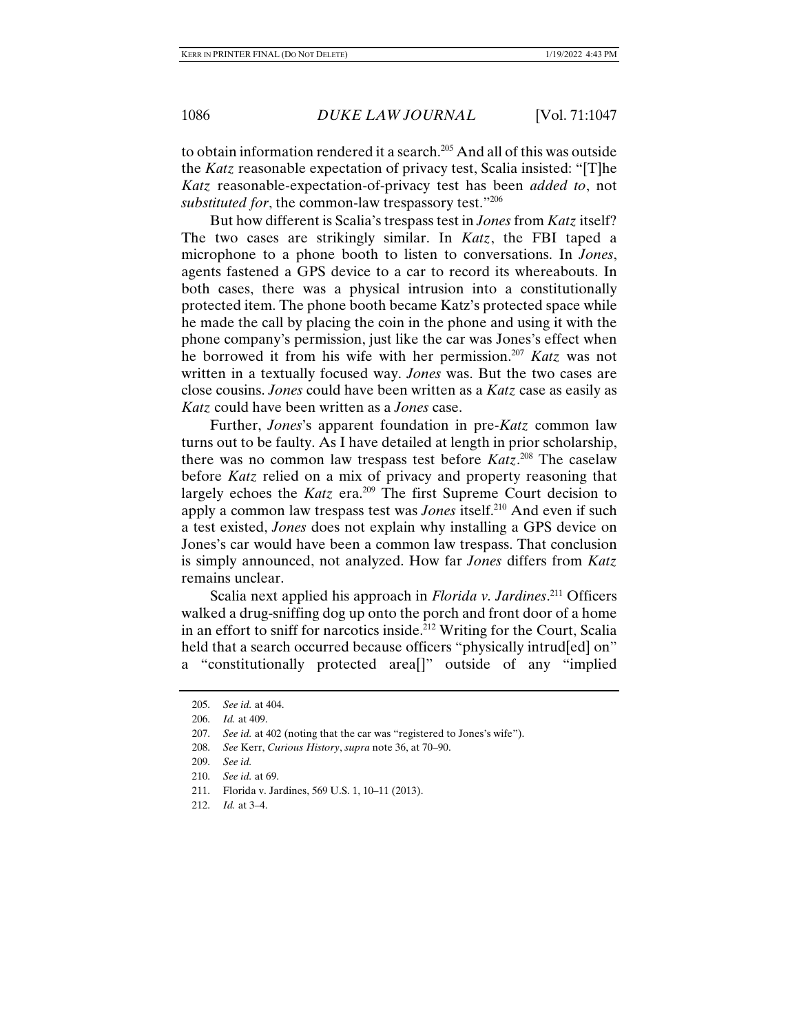to obtain information rendered it a search.[205] And all of this was outside the *Katz* reasonable expectation of privacy test, Scalia insisted: "[T]he *Katz* reasonable-expectation-of-privacy test has been *added to*, not *substituted for*, the common-law trespassory test."[206]

But how different is Scalia's trespass test in *Jones* from *Katz* itself? The two cases are strikingly similar. In *Katz*, the FBI taped a microphone to a phone booth to listen to conversations. In *Jones*, agents fastened a GPS device to a car to record its whereabouts. In both cases, there was a physical intrusion into a constitutionally protected item. The phone booth became Katz's protected space while he made the call by placing the coin in the phone and using it with the phone company's permission, just like the car was Jones's effect when he borrowed it from his wife with her permission.[207] *Katz* was not written in a textually focused way. *Jones* was. But the two cases are close cousins. *Jones* could have been written as a *Katz* case as easily as *Katz* could have been written as a *Jones* case.

Further, *Jones*'s apparent foundation in pre-*Katz* common law turns out to be faulty. As I have detailed at length in prior scholarship, there was no common law trespass test before *Katz*.[208] The caselaw before *Katz* relied on a mix of privacy and property reasoning that largely echoes the *Katz* era.[209] The first Supreme Court decision to apply a common law trespass test was *Jones* itself.[210] And even if such a test existed, *Jones* does not explain why installing a GPS device on Jones's car would have been a common law trespass. That conclusion is simply announced, not analyzed. How far *Jones* differs from *Katz* remains unclear.

Scalia next applied his approach in *Florida v. Jardines*.[211] Officers walked a drug-sniffing dog up onto the porch and front door of a home in an effort to sniff for narcotics inside.[212] Writing for the Court, Scalia held that a search occurred because officers "physically intrud[ed] on" a "constitutionally protected area[]" outside of any "implied

205. *See id.* at 404.

206. *Id.* at 409.

207. *See id.* at 402 (noting that the car was "registered to Jones's wife").

208. *See* Kerr, *Curious History*, *supra* note 36, at 70–90.

209. *See id.*

210. *See id.* at 69.

211. Florida v. Jardines, 569 U.S. 1, 10–11 (2013).

212. *Id.* at 3–4.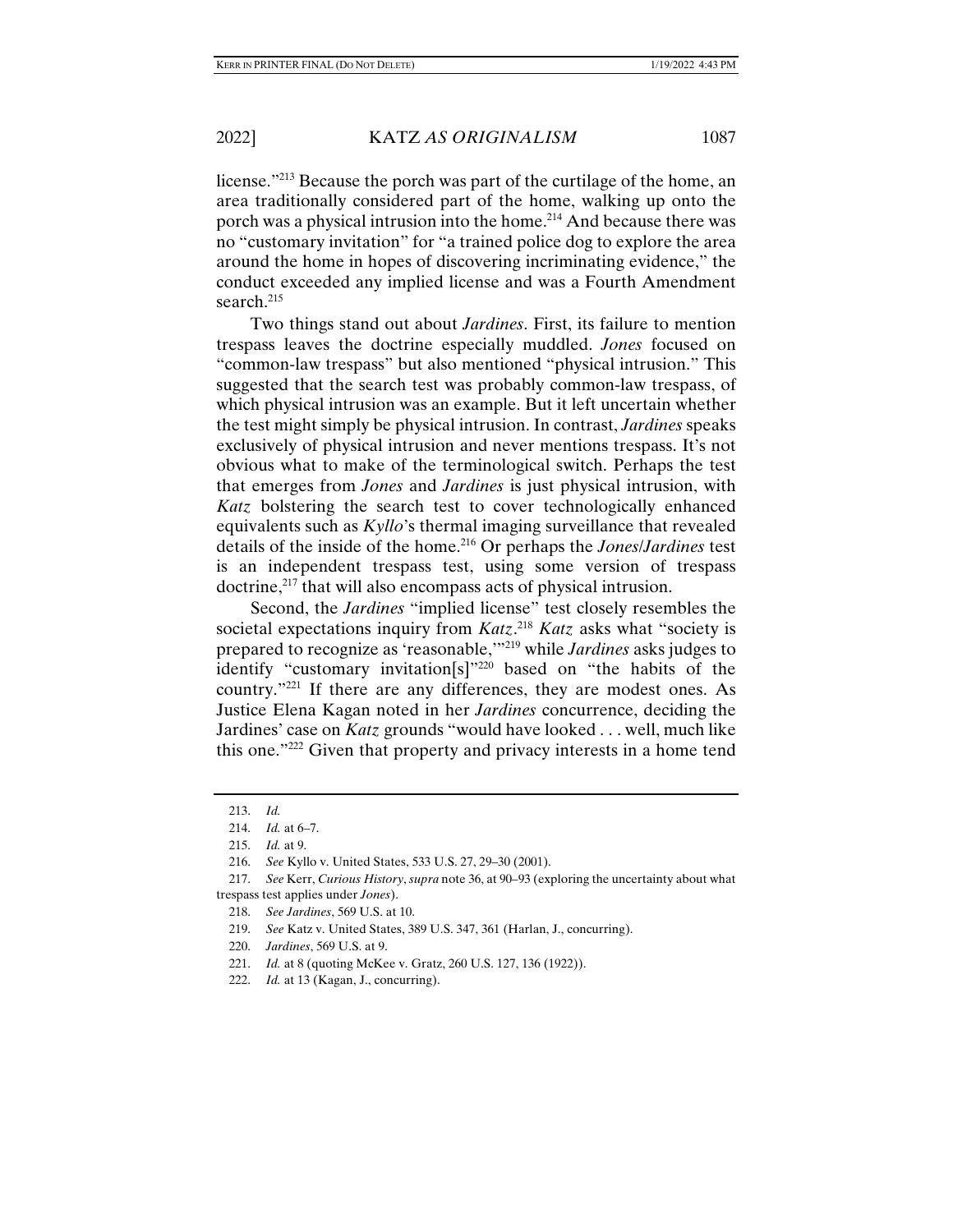license."[213] Because the porch was part of the curtilage of the home, an area traditionally considered part of the home, walking up onto the porch was a physical intrusion into the home.[214] And because there was no "customary invitation" for "a trained police dog to explore the area around the home in hopes of discovering incriminating evidence," the conduct exceeded any implied license and was a Fourth Amendment search.[215]

Two things stand out about *Jardines*. First, its failure to mention trespass leaves the doctrine especially muddled. *Jones* focused on "common-law trespass" but also mentioned "physical intrusion." This suggested that the search test was probably common-law trespass, of which physical intrusion was an example. But it left uncertain whether the test might simply be physical intrusion. In contrast, *Jardines* speaks exclusively of physical intrusion and never mentions trespass. It's not obvious what to make of the terminological switch. Perhaps the test that emerges from *Jones* and *Jardines* is just physical intrusion, with *Katz* bolstering the search test to cover technologically enhanced equivalents such as *Kyllo*'s thermal imaging surveillance that revealed details of the inside of the home.[216] Or perhaps the *Jones*/*Jardines* test is an independent trespass test, using some version of trespass doctrine,[217] that will also encompass acts of physical intrusion.

Second, the *Jardines* "implied license" test closely resembles the societal expectations inquiry from *Katz*.[218] *Katz* asks what "society is prepared to recognize as 'reasonable,'"[219] while *Jardines* asks judges to identify "customary invitation[s]"[220] based on "the habits of the country."[221] If there are any differences, they are modest ones. As Justice Elena Kagan noted in her *Jardines* concurrence, deciding the Jardines' case on *Katz* grounds "would have looked . . . well, much like this one."[222] Given that property and privacy interests in a home tend

---

213. *Id.*

214. *Id.* at 6–7.

215. *Id.* at 9.

216. *See* Kyllo v. United States, 533 U.S. 27, 29–30 (2001).

217. *See* Kerr, *Curious History*, *supra* note 36, at 90–93 (exploring the uncertainty about what trespass test applies under *Jones*).

218. *See Jardines*, 569 U.S. at 10.

219. *See* Katz v. United States, 389 U.S. 347, 361 (Harlan, J., concurring).

220. *Jardines*, 569 U.S. at 9.

221. *Id.* at 8 (quoting McKee v. Gratz, 260 U.S. 127, 136 (1922)).

222. *Id.* at 13 (Kagan, J., concurring).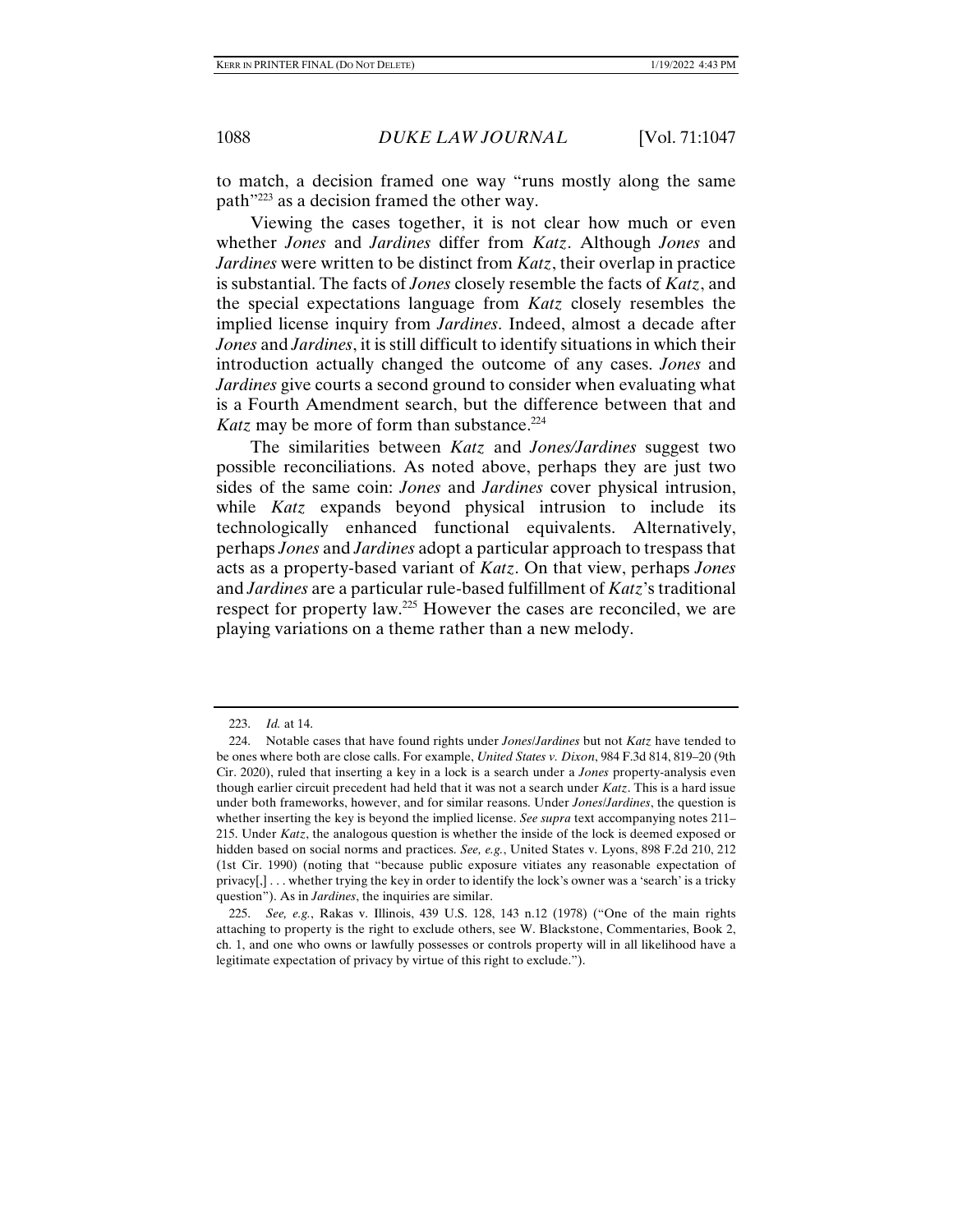to match, a decision framed one way "runs mostly along the same path"[223] as a decision framed the other way.

Viewing the cases together, it is not clear how much or even whether *Jones* and *Jardines* differ from *Katz*. Although *Jones* and *Jardines* were written to be distinct from *Katz*, their overlap in practice is substantial. The facts of *Jones* closely resemble the facts of *Katz*, and the special expectations language from *Katz* closely resembles the implied license inquiry from *Jardines*. Indeed, almost a decade after *Jones* and *Jardines*, it is still difficult to identify situations in which their introduction actually changed the outcome of any cases. *Jones* and *Jardines* give courts a second ground to consider when evaluating what is a Fourth Amendment search, but the difference between that and *Katz* may be more of form than substance.[224]

The similarities between *Katz* and *Jones/Jardines* suggest two possible reconciliations. As noted above, perhaps they are just two sides of the same coin: *Jones* and *Jardines* cover physical intrusion, while *Katz* expands beyond physical intrusion to include its technologically enhanced functional equivalents. Alternatively, perhaps *Jones* and *Jardines* adopt a particular approach to trespass that acts as a property-based variant of *Katz*. On that view, perhaps *Jones* and *Jardines* are a particular rule-based fulfillment of *Katz*'s traditional respect for property law.[225] However the cases are reconciled, we are playing variations on a theme rather than a new melody.

---

223. *Id.* at 14.

224. Notable cases that have found rights under *Jones*/*Jardines* but not *Katz* have tended to be ones where both are close calls. For example, *United States v. Dixon*, 984 F.3d 814, 819–20 (9th Cir. 2020), ruled that inserting a key in a lock is a search under a *Jones* property-analysis even though earlier circuit precedent had held that it was not a search under *Katz*. This is a hard issue under both frameworks, however, and for similar reasons. Under *Jones*/*Jardines*, the question is whether inserting the key is beyond the implied license. *See supra* text accompanying notes 211–215. Under *Katz*, the analogous question is whether the inside of the lock is deemed exposed or hidden based on social norms and practices. *See, e.g.*, United States v. Lyons, 898 F.2d 210, 212 (1st Cir. 1990) (noting that "because public exposure vitiates any reasonable expectation of privacy[,] . . . whether trying the key in order to identify the lock's owner was a 'search' is a tricky question"). As in *Jardines*, the inquiries are similar.

225. *See, e.g.*, Rakas v. Illinois, 439 U.S. 128, 143 n.12 (1978) ("One of the main rights attaching to property is the right to exclude others, see W. Blackstone, Commentaries, Book 2, ch. 1, and one who owns or lawfully possesses or controls property will in all likelihood have a legitimate expectation of privacy by virtue of this right to exclude.").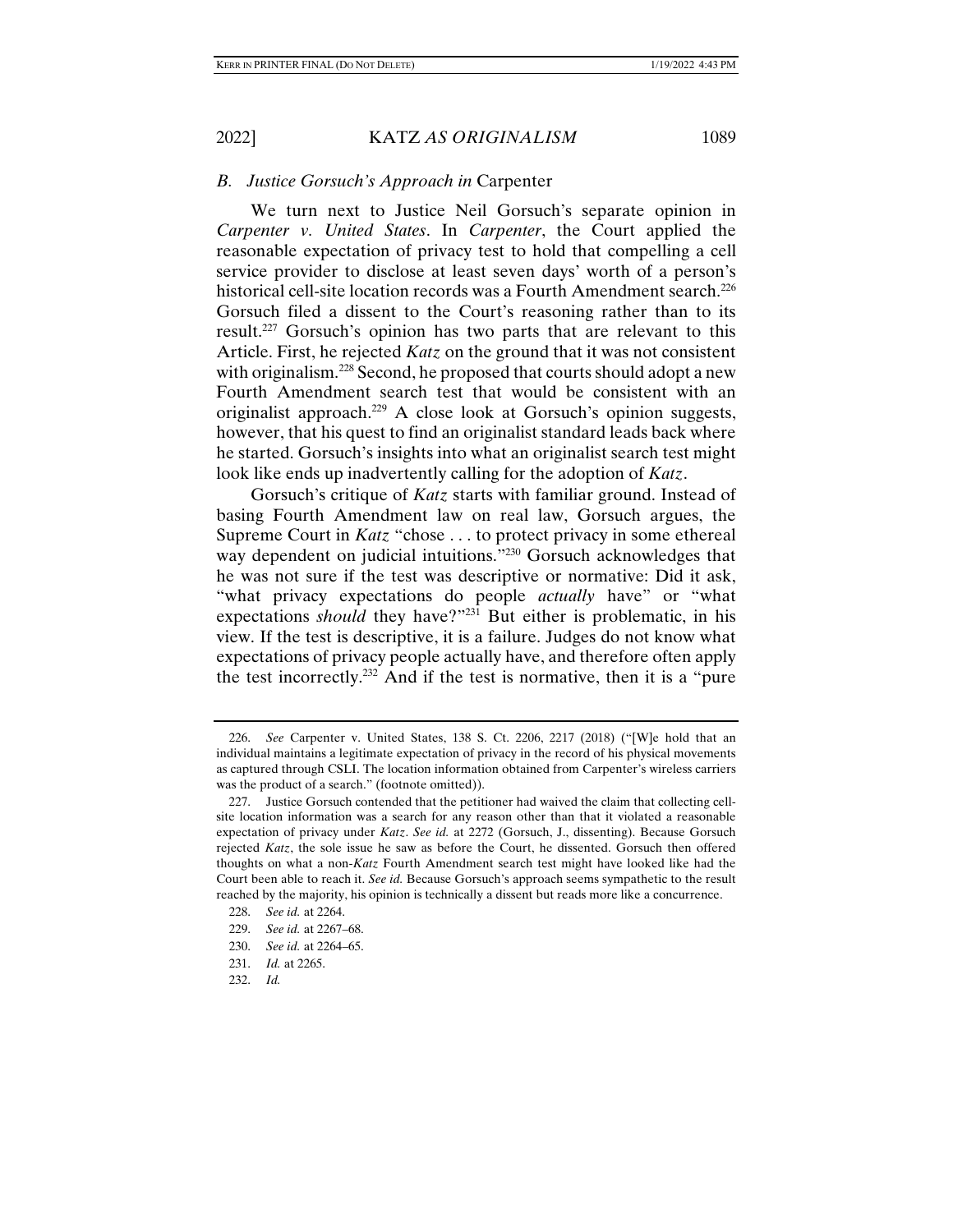### *B. Justice Gorsuch's Approach in* Carpenter

We turn next to Justice Neil Gorsuch's separate opinion in *Carpenter v. United States*. In *Carpenter*, the Court applied the reasonable expectation of privacy test to hold that compelling a cell service provider to disclose at least seven days' worth of a person's historical cell-site location records was a Fourth Amendment search.[226] Gorsuch filed a dissent to the Court's reasoning rather than to its result.[227] Gorsuch's opinion has two parts that are relevant to this Article. First, he rejected *Katz* on the ground that it was not consistent with originalism.[228] Second, he proposed that courts should adopt a new Fourth Amendment search test that would be consistent with an originalist approach.[229] A close look at Gorsuch's opinion suggests, however, that his quest to find an originalist standard leads back where he started. Gorsuch's insights into what an originalist search test might look like ends up inadvertently calling for the adoption of *Katz*.

Gorsuch's critique of *Katz* starts with familiar ground. Instead of basing Fourth Amendment law on real law, Gorsuch argues, the Supreme Court in *Katz* "chose . . . to protect privacy in some ethereal way dependent on judicial intuitions."[230] Gorsuch acknowledges that he was not sure if the test was descriptive or normative: Did it ask, "what privacy expectations do people *actually* have" or "what expectations *should* they have?"[231] But either is problematic, in his view. If the test is descriptive, it is a failure. Judges do not know what expectations of privacy people actually have, and therefore often apply the test incorrectly.[232] And if the test is normative, then it is a "pure

---

226. *See* Carpenter v. United States, 138 S. Ct. 2206, 2217 (2018) ("[W]e hold that an individual maintains a legitimate expectation of privacy in the record of his physical movements as captured through CSLI. The location information obtained from Carpenter's wireless carriers was the product of a search." (footnote omitted)).

227. Justice Gorsuch contended that the petitioner had waived the claim that collecting cell-site location information was a search for any reason other than that it violated a reasonable expectation of privacy under *Katz*. *See id.* at 2272 (Gorsuch, J., dissenting). Because Gorsuch rejected *Katz*, the sole issue he saw as before the Court, he dissented. Gorsuch then offered thoughts on what a non-*Katz* Fourth Amendment search test might have looked like had the Court been able to reach it. *See id.* Because Gorsuch's approach seems sympathetic to the result reached by the majority, his opinion is technically a dissent but reads more like a concurrence.

228. *See id.* at 2264.

229. *See id.* at 2267–68.

230. *See id.* at 2264–65.

231. *Id.* at 2265.

232. *Id.*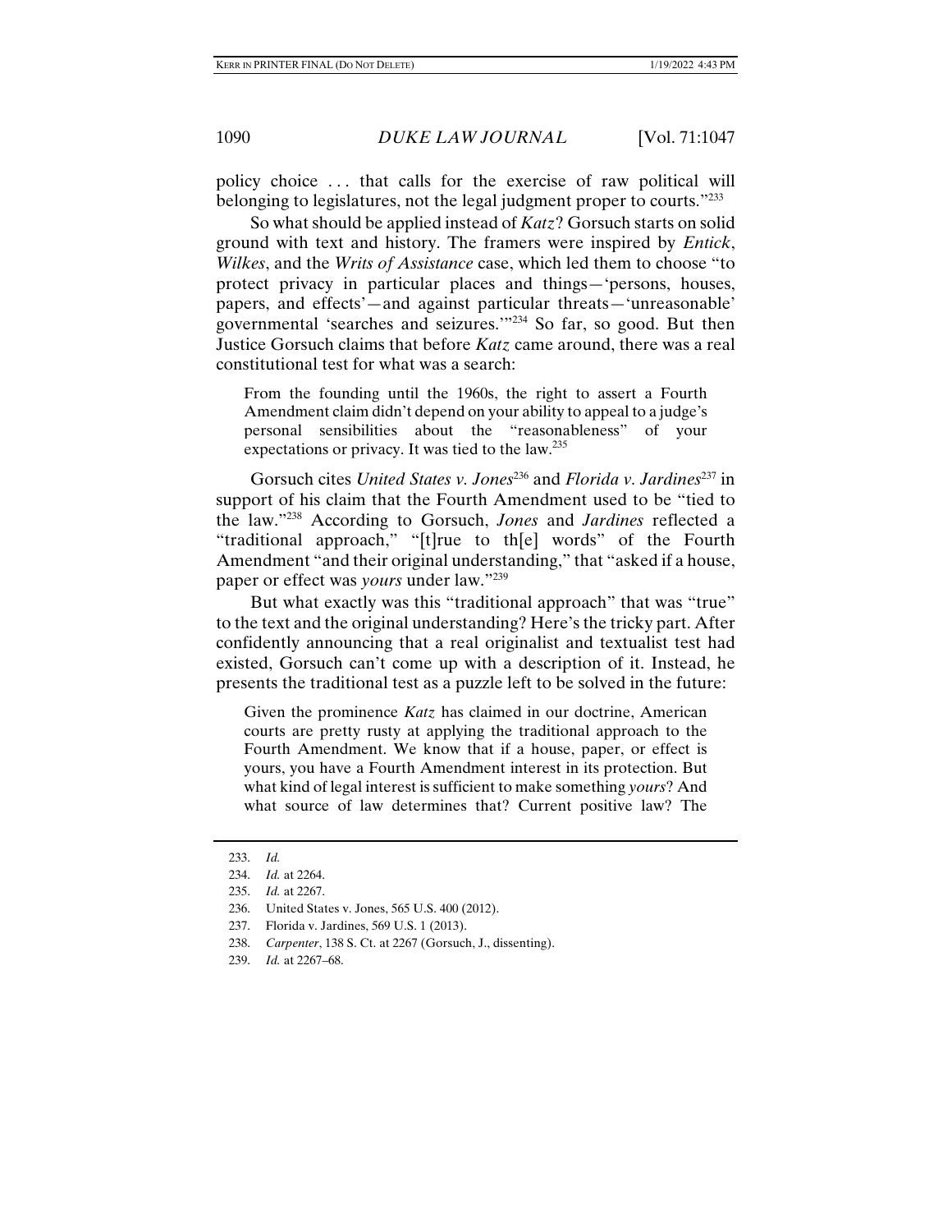policy choice . . . that calls for the exercise of raw political will belonging to legislatures, not the legal judgment proper to courts."[233]

So what should be applied instead of *Katz*? Gorsuch starts on solid ground with text and history. The framers were inspired by *Entick*, *Wilkes*, and the *Writs of Assistance* case, which led them to choose "to protect privacy in particular places and things—'persons, houses, papers, and effects'—and against particular threats—'unreasonable' governmental 'searches and seizures.'"[234] So far, so good. But then Justice Gorsuch claims that before *Katz* came around, there was a real constitutional test for what was a search:

> From the founding until the 1960s, the right to assert a Fourth Amendment claim didn't depend on your ability to appeal to a judge's personal sensibilities about the "reasonableness" of your expectations or privacy. It was tied to the law.[235]

Gorsuch cites *United States v. Jones*[236] and *Florida v. Jardines*[237] in support of his claim that the Fourth Amendment used to be "tied to the law."[238] According to Gorsuch, *Jones* and *Jardines* reflected a "traditional approach," "[t]rue to th[e] words" of the Fourth Amendment "and their original understanding," that "asked if a house, paper or effect was *yours* under law."[239]

But what exactly was this "traditional approach" that was "true" to the text and the original understanding? Here's the tricky part. After confidently announcing that a real originalist and textualist test had existed, Gorsuch can't come up with a description of it. Instead, he presents the traditional test as a puzzle left to be solved in the future:

> Given the prominence *Katz* has claimed in our doctrine, American courts are pretty rusty at applying the traditional approach to the Fourth Amendment. We know that if a house, paper, or effect is yours, you have a Fourth Amendment interest in its protection. But what kind of legal interest is sufficient to make something *yours*? And what source of law determines that? Current positive law? The

---

233. *Id.*

234. *Id.* at 2264.

235. *Id.* at 2267.

236. United States v. Jones, 565 U.S. 400 (2012).

237. Florida v. Jardines, 569 U.S. 1 (2013).

238. *Carpenter*, 138 S. Ct. at 2267 (Gorsuch, J., dissenting).

239. *Id.* at 2267–68.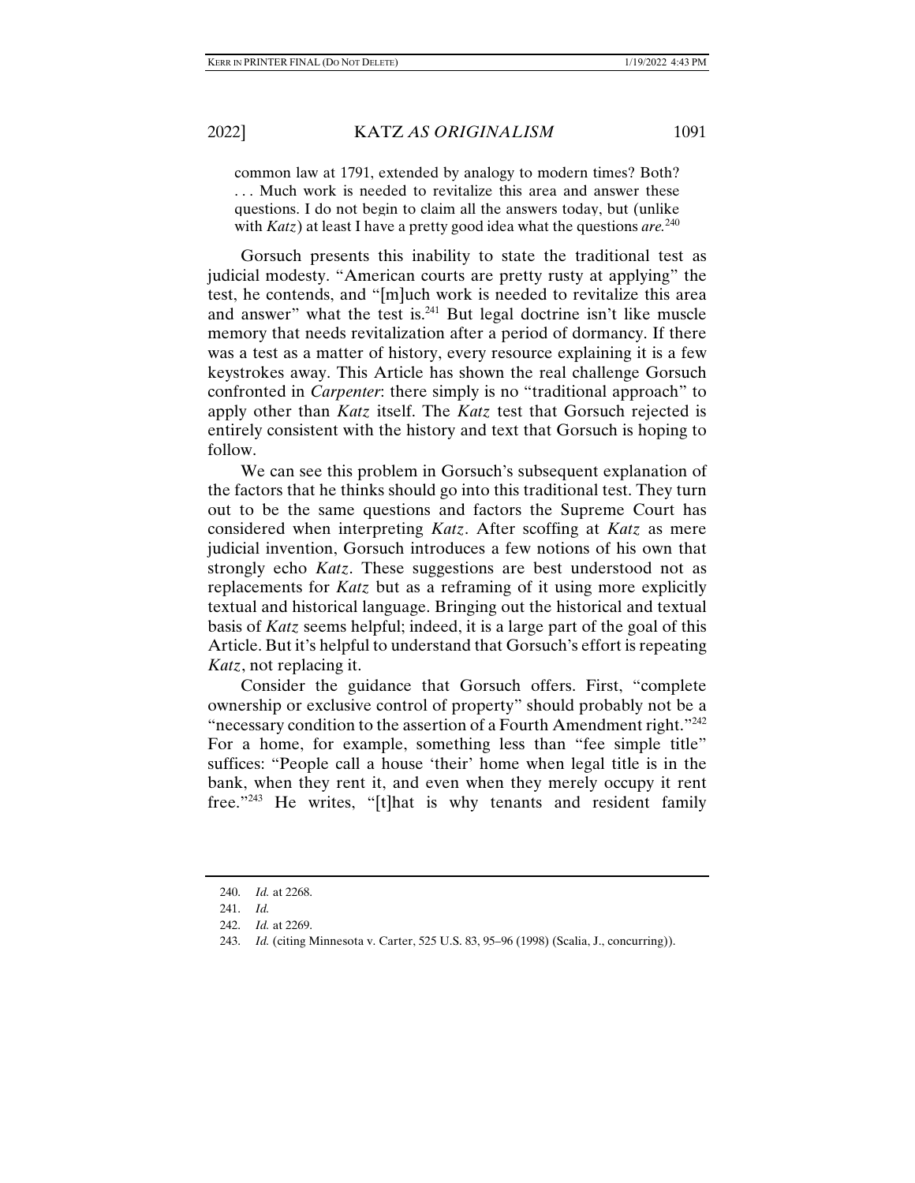> common law at 1791, extended by analogy to modern times? Both? . . . Much work is needed to revitalize this area and answer these questions. I do not begin to claim all the answers today, but (unlike with *Katz*) at least I have a pretty good idea what the questions *are*.[240]

Gorsuch presents this inability to state the traditional test as judicial modesty. "American courts are pretty rusty at applying" the test, he contends, and "[m]uch work is needed to revitalize this area and answer" what the test is.[241] But legal doctrine isn't like muscle memory that needs revitalization after a period of dormancy. If there was a test as a matter of history, every resource explaining it is a few keystrokes away. This Article has shown the real challenge Gorsuch confronted in *Carpenter*: there simply is no "traditional approach" to apply other than *Katz* itself. The *Katz* test that Gorsuch rejected is entirely consistent with the history and text that Gorsuch is hoping to follow.

We can see this problem in Gorsuch's subsequent explanation of the factors that he thinks should go into this traditional test. They turn out to be the same questions and factors the Supreme Court has considered when interpreting *Katz*. After scoffing at *Katz* as mere judicial invention, Gorsuch introduces a few notions of his own that strongly echo *Katz*. These suggestions are best understood not as replacements for *Katz* but as a reframing of it using more explicitly textual and historical language. Bringing out the historical and textual basis of *Katz* seems helpful; indeed, it is a large part of the goal of this Article. But it's helpful to understand that Gorsuch's effort is repeating *Katz*, not replacing it.

Consider the guidance that Gorsuch offers. First, "complete ownership or exclusive control of property" should probably not be a "necessary condition to the assertion of a Fourth Amendment right."[242] For a home, for example, something less than "fee simple title" suffices: "People call a house 'their' home when legal title is in the bank, when they rent it, and even when they merely occupy it rent free."[243] He writes, "[t]hat is why tenants and resident family

---

240. *Id.* at 2268.

241. *Id.*

242. *Id.* at 2269.

243. *Id.* (citing Minnesota v. Carter, 525 U.S. 83, 95–96 (1998) (Scalia, J., concurring)).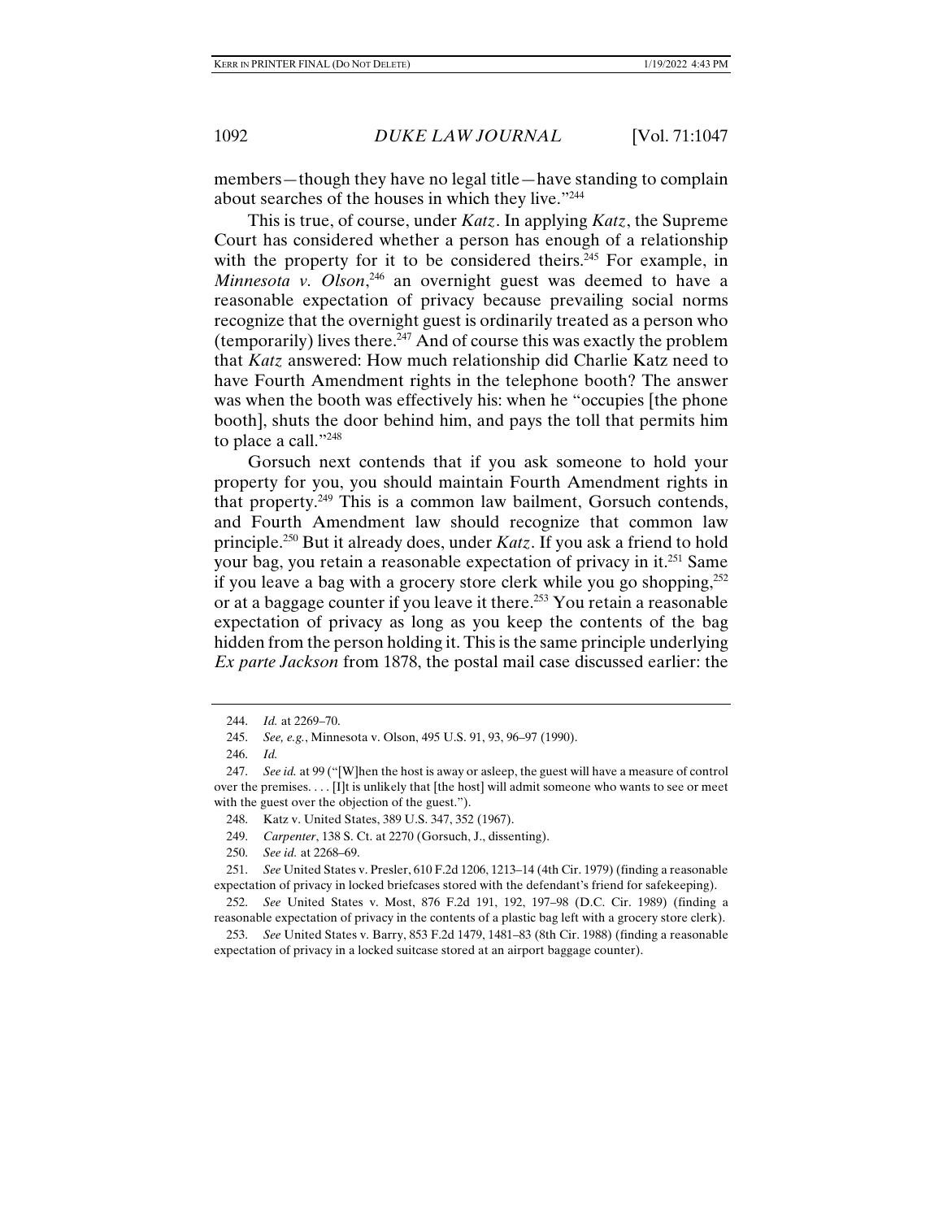members—though they have no legal title—have standing to complain about searches of the houses in which they live."[244]

This is true, of course, under *Katz*. In applying *Katz*, the Supreme Court has considered whether a person has enough of a relationship with the property for it to be considered theirs.[245] For example, in *Minnesota v. Olson*,[246] an overnight guest was deemed to have a reasonable expectation of privacy because prevailing social norms recognize that the overnight guest is ordinarily treated as a person who (temporarily) lives there.[247] And of course this was exactly the problem that *Katz* answered: How much relationship did Charlie Katz need to have Fourth Amendment rights in the telephone booth? The answer was when the booth was effectively his: when he "occupies [the phone booth], shuts the door behind him, and pays the toll that permits him to place a call."[248]

Gorsuch next contends that if you ask someone to hold your property for you, you should maintain Fourth Amendment rights in that property.[249] This is a common law bailment, Gorsuch contends, and Fourth Amendment law should recognize that common law principle.[250] But it already does, under *Katz*. If you ask a friend to hold your bag, you retain a reasonable expectation of privacy in it.[251] Same if you leave a bag with a grocery store clerk while you go shopping,[252] or at a baggage counter if you leave it there.[253] You retain a reasonable expectation of privacy as long as you keep the contents of the bag hidden from the person holding it. This is the same principle underlying *Ex parte Jackson* from 1878, the postal mail case discussed earlier: the

---

244. *Id.* at 2269–70.

245. *See, e.g.*, Minnesota v. Olson, 495 U.S. 91, 93, 96–97 (1990).

246. *Id.*

247. *See id.* at 99 ("[W]hen the host is away or asleep, the guest will have a measure of control over the premises. . . . [I]t is unlikely that [the host] will admit someone who wants to see or meet with the guest over the objection of the guest.").

248. Katz v. United States, 389 U.S. 347, 352 (1967).

249. *Carpenter*, 138 S. Ct. at 2270 (Gorsuch, J., dissenting).

250. *See id.* at 2268–69.

251. *See* United States v. Presler, 610 F.2d 1206, 1213–14 (4th Cir. 1979) (finding a reasonable expectation of privacy in locked briefcases stored with the defendant's friend for safekeeping).

252. *See* United States v. Most, 876 F.2d 191, 192, 197–98 (D.C. Cir. 1989) (finding a reasonable expectation of privacy in the contents of a plastic bag left with a grocery store clerk).

253. *See* United States v. Barry, 853 F.2d 1479, 1481–83 (8th Cir. 1988) (finding a reasonable expectation of privacy in a locked suitcase stored at an airport baggage counter).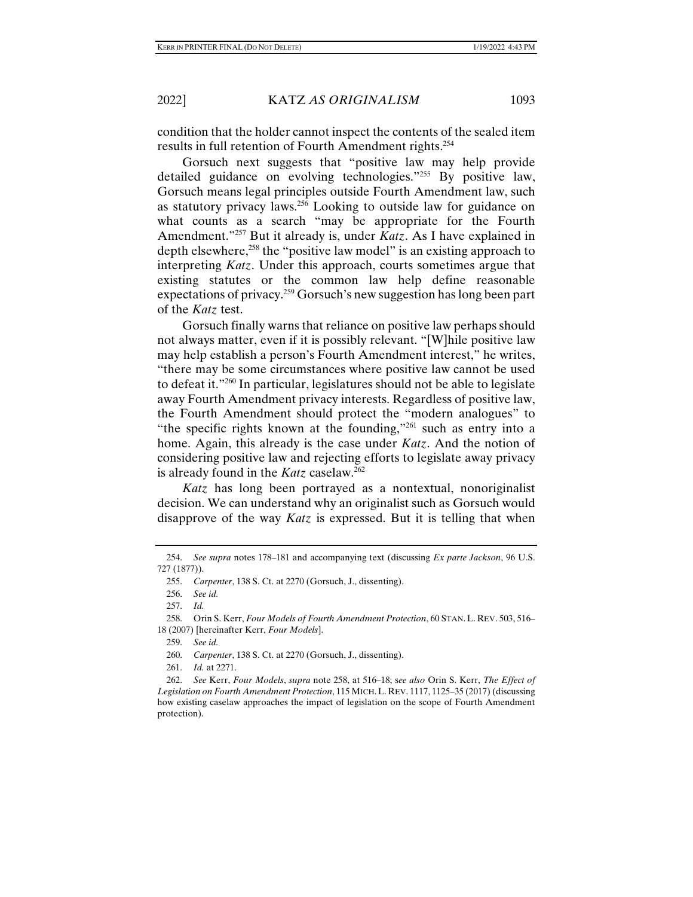condition that the holder cannot inspect the contents of the sealed item results in full retention of Fourth Amendment rights.[254]

Gorsuch next suggests that "positive law may help provide detailed guidance on evolving technologies."[255] By positive law, Gorsuch means legal principles outside Fourth Amendment law, such as statutory privacy laws.[256] Looking to outside law for guidance on what counts as a search "may be appropriate for the Fourth Amendment."[257] But it already is, under *Katz*. As I have explained in depth elsewhere,[258] the "positive law model" is an existing approach to interpreting *Katz*. Under this approach, courts sometimes argue that existing statutes or the common law help define reasonable expectations of privacy.[259] Gorsuch's new suggestion has long been part of the *Katz* test.

Gorsuch finally warns that reliance on positive law perhaps should not always matter, even if it is possibly relevant. "[W]hile positive law may help establish a person's Fourth Amendment interest," he writes, "there may be some circumstances where positive law cannot be used to defeat it."[260] In particular, legislatures should not be able to legislate away Fourth Amendment privacy interests. Regardless of positive law, the Fourth Amendment should protect the "modern analogues" to "the specific rights known at the founding,"[261] such as entry into a home. Again, this already is the case under *Katz*. And the notion of considering positive law and rejecting efforts to legislate away privacy is already found in the *Katz* caselaw.[262]

*Katz* has long been portrayed as a nontextual, nonoriginalist decision. We can understand why an originalist such as Gorsuch would disapprove of the way *Katz* is expressed. But it is telling that when

---

254. *See supra* notes 178–181 and accompanying text (discussing *Ex parte Jackson*, 96 U.S. 727 (1877)).

255. *Carpenter*, 138 S. Ct. at 2270 (Gorsuch, J., dissenting).

256. *See id.*

257. *Id.*

258. Orin S. Kerr, *Four Models of Fourth Amendment Protection*, 60 STAN. L. REV. 503, 516–18 (2007) [hereinafter Kerr, *Four Models*].

259. *See id.*

260. *Carpenter*, 138 S. Ct. at 2270 (Gorsuch, J., dissenting).

261. *Id.* at 2271.

262. *See* Kerr, *Four Models*, *supra* note 258, at 516–18; *see also* Orin S. Kerr, *The Effect of Legislation on Fourth Amendment Protection*, 115 MICH. L. REV. 1117, 1125–35 (2017) (discussing how existing caselaw approaches the impact of legislation on the scope of Fourth Amendment protection).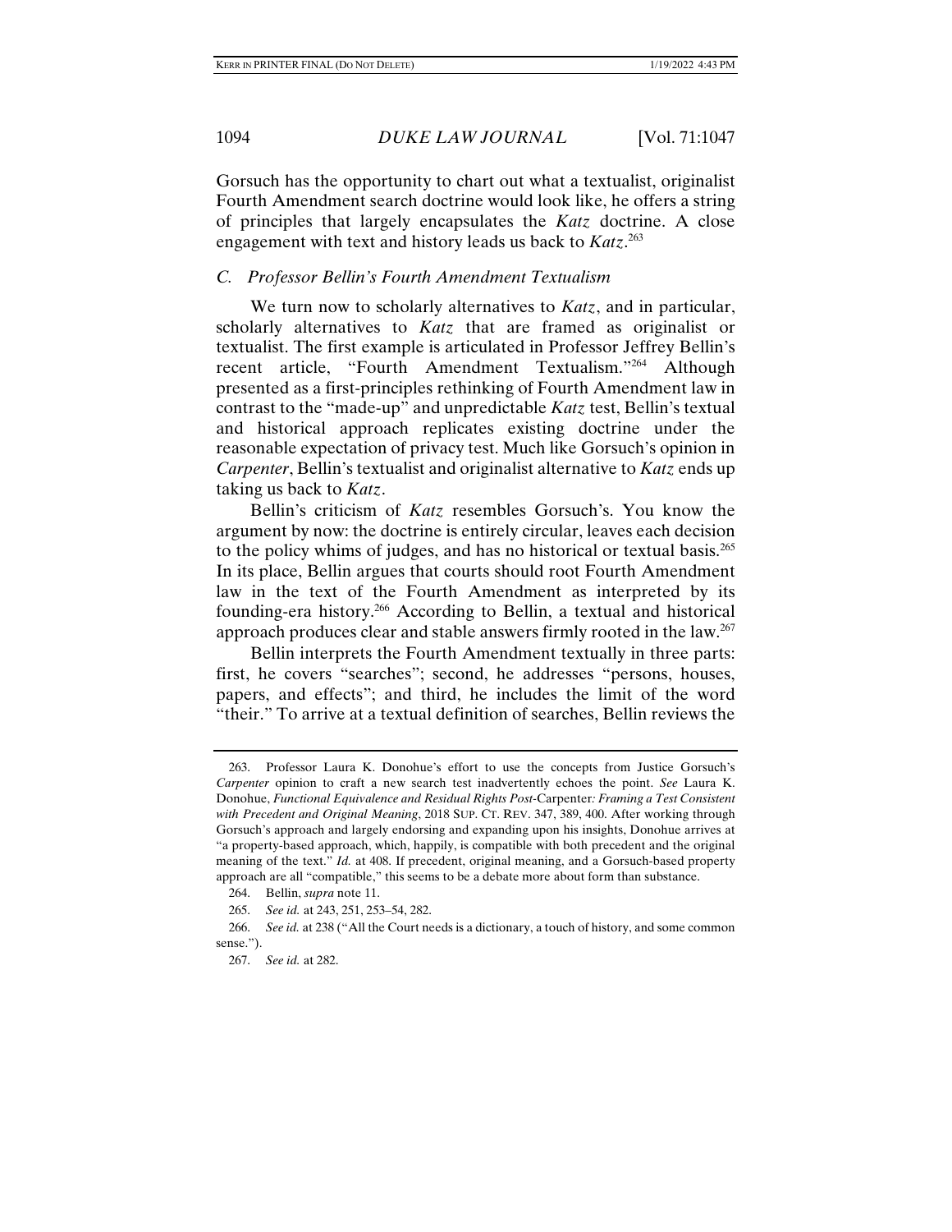Gorsuch has the opportunity to chart out what a textualist, originalist Fourth Amendment search doctrine would look like, he offers a string of principles that largely encapsulates the *Katz* doctrine. A close engagement with text and history leads us back to *Katz*.[263]

### *C. Professor Bellin's Fourth Amendment Textualism*

We turn now to scholarly alternatives to *Katz*, and in particular, scholarly alternatives to *Katz* that are framed as originalist or textualist. The first example is articulated in Professor Jeffrey Bellin's recent article, "Fourth Amendment Textualism."[264] Although presented as a first-principles rethinking of Fourth Amendment law in contrast to the "made-up" and unpredictable *Katz* test, Bellin's textual and historical approach replicates existing doctrine under the reasonable expectation of privacy test. Much like Gorsuch's opinion in *Carpenter*, Bellin's textualist and originalist alternative to *Katz* ends up taking us back to *Katz*.

Bellin's criticism of *Katz* resembles Gorsuch's. You know the argument by now: the doctrine is entirely circular, leaves each decision to the policy whims of judges, and has no historical or textual basis.[265] In its place, Bellin argues that courts should root Fourth Amendment law in the text of the Fourth Amendment as interpreted by its founding-era history.[266] According to Bellin, a textual and historical approach produces clear and stable answers firmly rooted in the law.[267]

Bellin interprets the Fourth Amendment textually in three parts: first, he covers "searches"; second, he addresses "persons, houses, papers, and effects"; and third, he includes the limit of the word "their." To arrive at a textual definition of searches, Bellin reviews the

---

263. Professor Laura K. Donohue's effort to use the concepts from Justice Gorsuch's *Carpenter* opinion to craft a new search test inadvertently echoes the point. *See* Laura K. Donohue, *Functional Equivalence and Residual Rights Post-*Carpenter*: Framing a Test Consistent with Precedent and Original Meaning*, 2018 SUP. CT. REV. 347, 389, 400. After working through Gorsuch's approach and largely endorsing and expanding upon his insights, Donohue arrives at "a property-based approach, which, happily, is compatible with both precedent and the original meaning of the text." *Id.* at 408. If precedent, original meaning, and a Gorsuch-based property approach are all "compatible," this seems to be a debate more about form than substance.

264. Bellin, *supra* note 11.

265. *See id.* at 243, 251, 253–54, 282.

266. *See id.* at 238 ("All the Court needs is a dictionary, a touch of history, and some common sense.").

267. *See id.* at 282.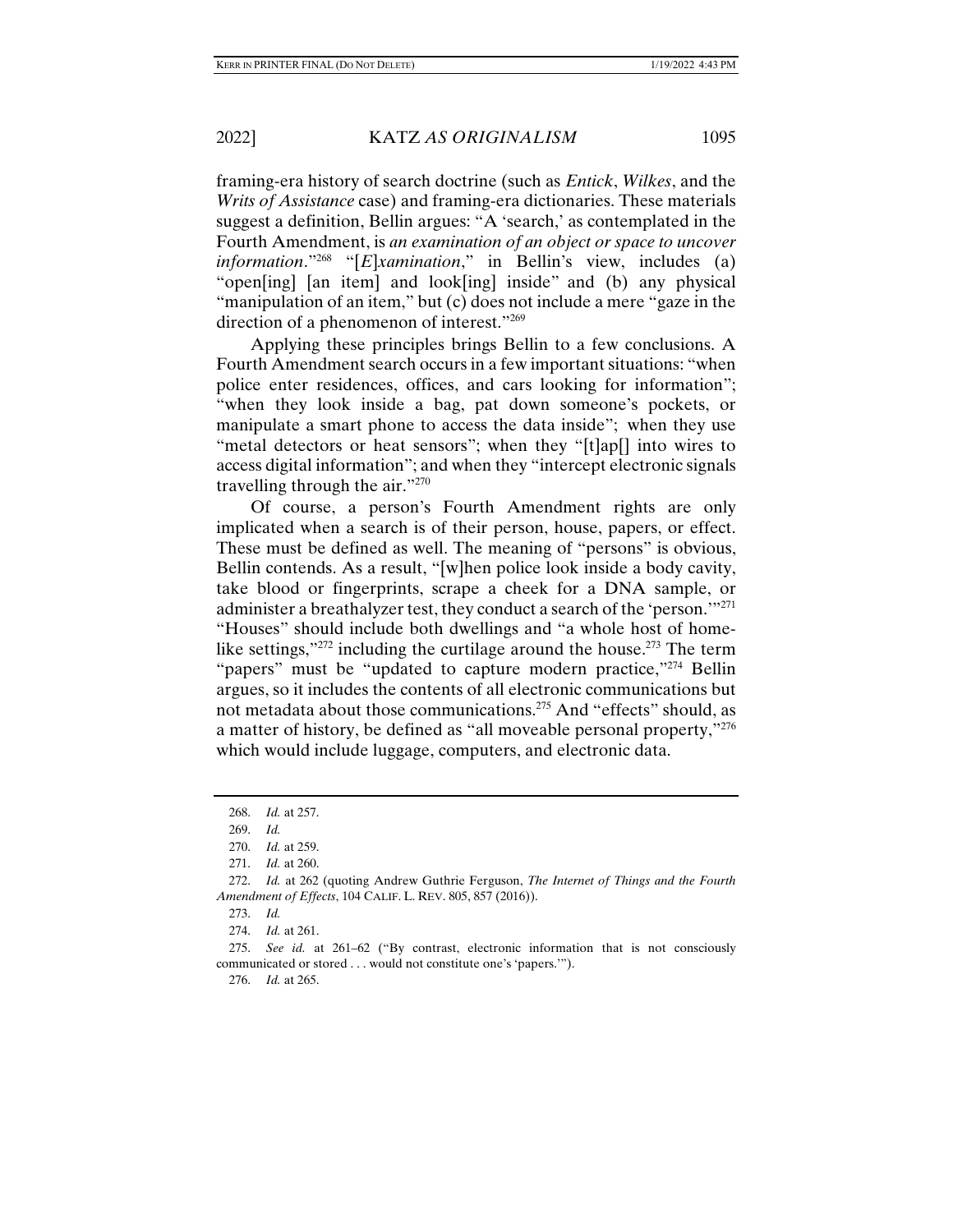framing-era history of search doctrine (such as *Entick*, *Wilkes*, and the *Writs of Assistance* case) and framing-era dictionaries. These materials suggest a definition, Bellin argues: "A 'search,' as contemplated in the Fourth Amendment, is *an examination of an object or space to uncover information*."[268] "[*E*]*xamination*," in Bellin's view, includes (a) "open[ing] [an item] and look[ing] inside" and (b) any physical "manipulation of an item," but (c) does not include a mere "gaze in the direction of a phenomenon of interest."[269]

Applying these principles brings Bellin to a few conclusions. A Fourth Amendment search occurs in a few important situations: "when police enter residences, offices, and cars looking for information"; "when they look inside a bag, pat down someone's pockets, or manipulate a smart phone to access the data inside"; when they use "metal detectors or heat sensors"; when they "[t]ap[] into wires to access digital information"; and when they "intercept electronic signals travelling through the air."[270]

Of course, a person's Fourth Amendment rights are only implicated when a search is of their person, house, papers, or effect. These must be defined as well. The meaning of "persons" is obvious, Bellin contends. As a result, "[w]hen police look inside a body cavity, take blood or fingerprints, scrape a cheek for a DNA sample, or administer a breathalyzer test, they conduct a search of the 'person.'"[271] "Houses" should include both dwellings and "a whole host of home-like settings,"[272] including the curtilage around the house.[273] The term "papers" must be "updated to capture modern practice,"[274] Bellin argues, so it includes the contents of all electronic communications but not metadata about those communications.[275] And "effects" should, as a matter of history, be defined as "all moveable personal property,"[276] which would include luggage, computers, and electronic data.

---

268. *Id.* at 257.

269. *Id.*

270. *Id.* at 259.

271. *Id.* at 260.

272. *Id.* at 262 (quoting Andrew Guthrie Ferguson, *The Internet of Things and the Fourth Amendment of Effects*, 104 CALIF. L. REV. 805, 857 (2016)).

273. *Id.*

274. *Id.* at 261.

275. *See id.* at 261–62 ("By contrast, electronic information that is not consciously communicated or stored . . . would not constitute one's 'papers.'").

276. *Id.* at 265.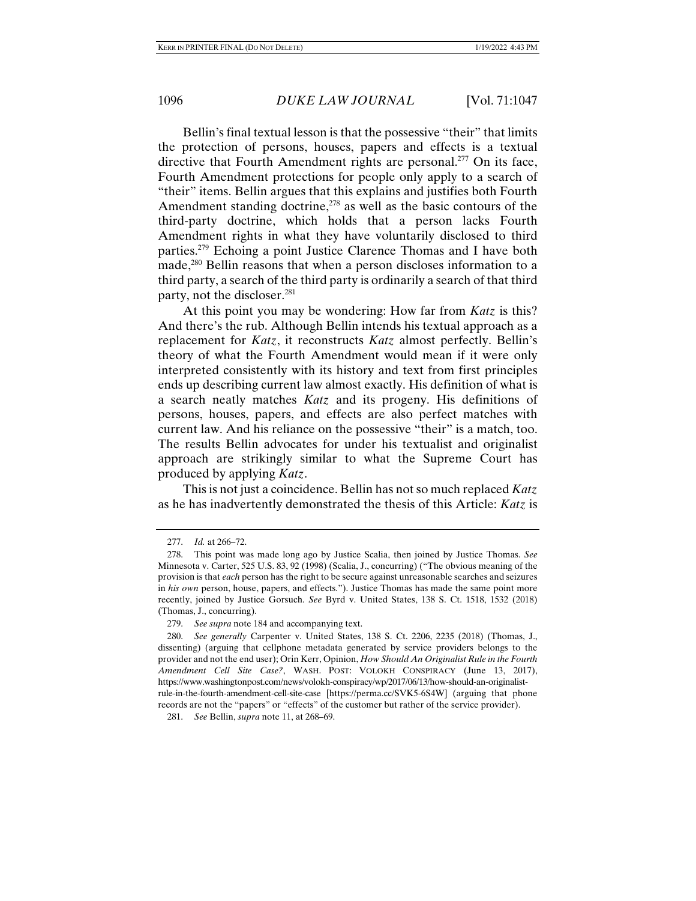Bellin's final textual lesson is that the possessive "their" that limits the protection of persons, houses, papers and effects is a textual directive that Fourth Amendment rights are personal.[277] On its face, Fourth Amendment protections for people only apply to a search of "their" items. Bellin argues that this explains and justifies both Fourth Amendment standing doctrine,[278] as well as the basic contours of the third-party doctrine, which holds that a person lacks Fourth Amendment rights in what they have voluntarily disclosed to third parties.[279] Echoing a point Justice Clarence Thomas and I have both made,[280] Bellin reasons that when a person discloses information to a third party, a search of the third party is ordinarily a search of that third party, not the discloser.[281]

At this point you may be wondering: How far from *Katz* is this? And there's the rub. Although Bellin intends his textual approach as a replacement for *Katz*, it reconstructs *Katz* almost perfectly. Bellin's theory of what the Fourth Amendment would mean if it were only interpreted consistently with its history and text from first principles ends up describing current law almost exactly. His definition of what is a search neatly matches *Katz* and its progeny. His definitions of persons, houses, papers, and effects are also perfect matches with current law. And his reliance on the possessive "their" is a match, too. The results Bellin advocates for under his textualist and originalist approach are strikingly similar to what the Supreme Court has produced by applying *Katz*.

This is not just a coincidence. Bellin has not so much replaced *Katz* as he has inadvertently demonstrated the thesis of this Article: *Katz* is

---

277. *Id.* at 266–72.

278. This point was made long ago by Justice Scalia, then joined by Justice Thomas. *See* Minnesota v. Carter, 525 U.S. 83, 92 (1998) (Scalia, J., concurring) ("The obvious meaning of the provision is that *each* person has the right to be secure against unreasonable searches and seizures in *his own* person, house, papers, and effects."). Justice Thomas has made the same point more recently, joined by Justice Gorsuch. *See* Byrd v. United States, 138 S. Ct. 1518, 1532 (2018) (Thomas, J., concurring).

279. *See supra* note 184 and accompanying text.

280. *See generally* Carpenter v. United States, 138 S. Ct. 2206, 2235 (2018) (Thomas, J., dissenting) (arguing that cellphone metadata generated by service providers belongs to the provider and not the end user); Orin Kerr, Opinion, *How Should An Originalist Rule in the Fourth Amendment Cell Site Case?*, WASH. POST: VOLOKH CONSPIRACY (June 13, 2017), https://www.washingtonpost.com/news/volokh-conspiracy/wp/2017/06/13/how-should-an-originalist-rule-in-the-fourth-amendment-cell-site-case [https://perma.cc/SVK5-6S4W] (arguing that phone records are not the "papers" or "effects" of the customer but rather of the service provider).

281. *See* Bellin, *supra* note 11, at 268–69.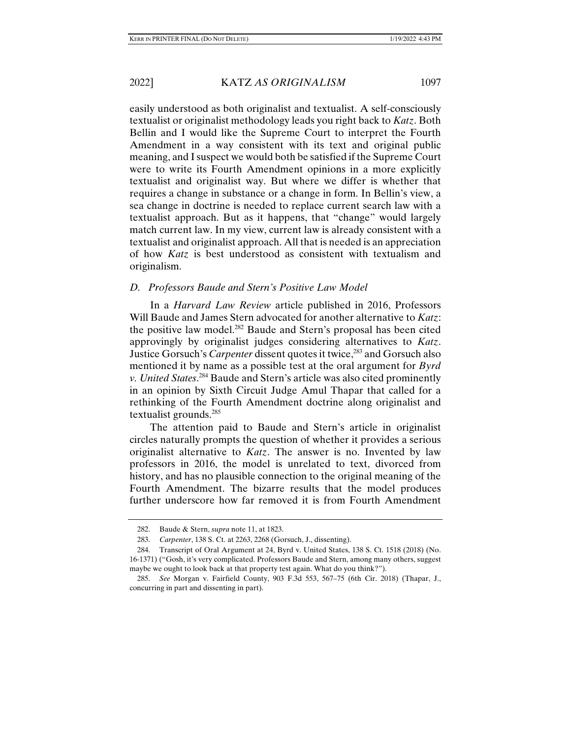easily understood as both originalist and textualist. A self-consciously textualist or originalist methodology leads you right back to *Katz*. Both Bellin and I would like the Supreme Court to interpret the Fourth Amendment in a way consistent with its text and original public meaning, and I suspect we would both be satisfied if the Supreme Court were to write its Fourth Amendment opinions in a more explicitly textualist and originalist way. But where we differ is whether that requires a change in substance or a change in form. In Bellin's view, a sea change in doctrine is needed to replace current search law with a textualist approach. But as it happens, that "change" would largely match current law. In my view, current law is already consistent with a textualist and originalist approach. All that is needed is an appreciation of how *Katz* is best understood as consistent with textualism and originalism.

### *D. Professors Baude and Stern's Positive Law Model*

In a *Harvard Law Review* article published in 2016, Professors Will Baude and James Stern advocated for another alternative to *Katz*: the positive law model.[282] Baude and Stern's proposal has been cited approvingly by originalist judges considering alternatives to *Katz*. Justice Gorsuch's *Carpenter* dissent quotes it twice,[283] and Gorsuch also mentioned it by name as a possible test at the oral argument for *Byrd v. United States*.[284] Baude and Stern's article was also cited prominently in an opinion by Sixth Circuit Judge Amul Thapar that called for a rethinking of the Fourth Amendment doctrine along originalist and textualist grounds.[285]

The attention paid to Baude and Stern's article in originalist circles naturally prompts the question of whether it provides a serious originalist alternative to *Katz*. The answer is no. Invented by law professors in 2016, the model is unrelated to text, divorced from history, and has no plausible connection to the original meaning of the Fourth Amendment. The bizarre results that the model produces further underscore how far removed it is from Fourth Amendment

---

282. Baude & Stern, *supra* note 11, at 1823.

283. *Carpenter*, 138 S. Ct. at 2263, 2268 (Gorsuch, J., dissenting).

284. Transcript of Oral Argument at 24, Byrd v. United States, 138 S. Ct. 1518 (2018) (No. 16-1371) ("Gosh, it's very complicated. Professors Baude and Stern, among many others, suggest maybe we ought to look back at that property test again. What do you think?").

285. *See* Morgan v. Fairfield County, 903 F.3d 553, 567–75 (6th Cir. 2018) (Thapar, J., concurring in part and dissenting in part).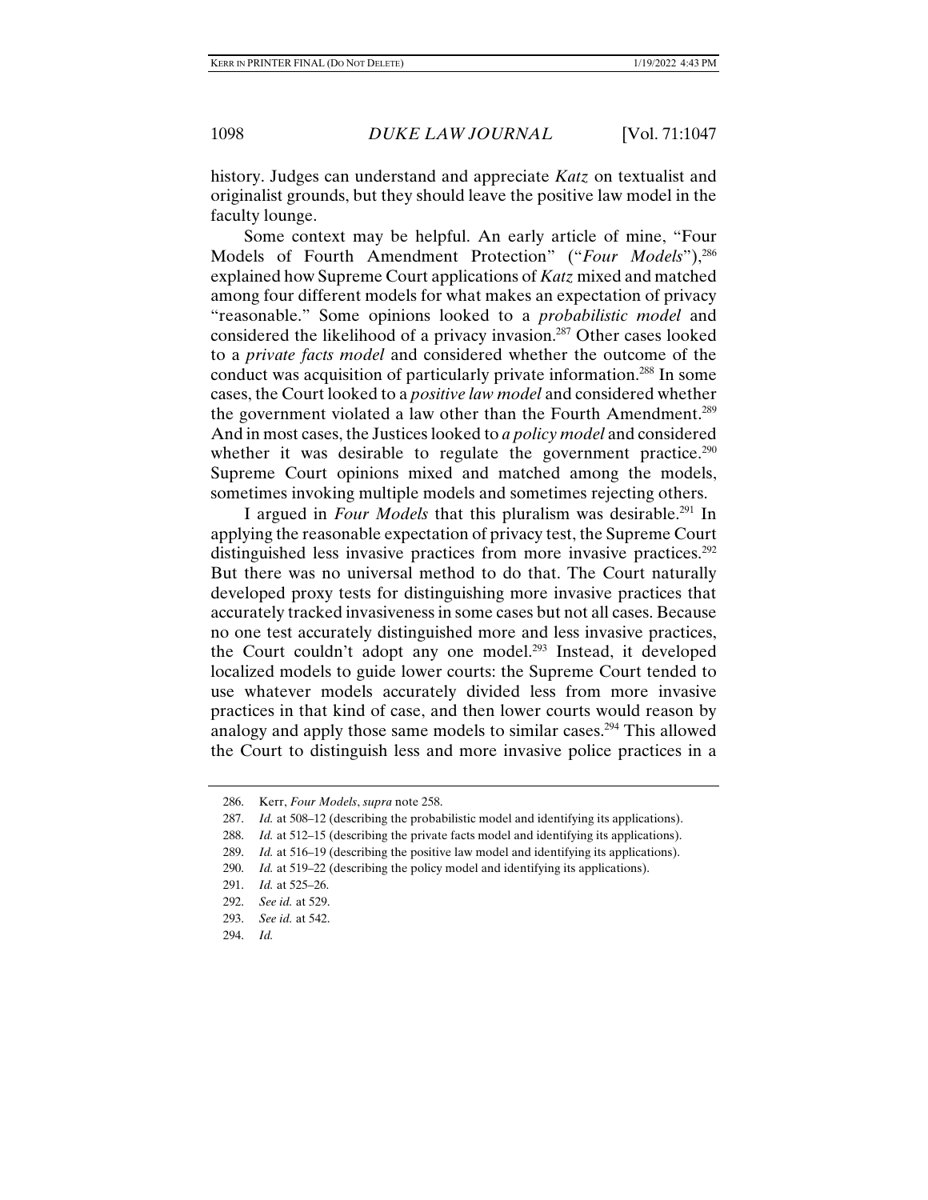history. Judges can understand and appreciate *Katz* on textualist and originalist grounds, but they should leave the positive law model in the faculty lounge.

Some context may be helpful. An early article of mine, "Four Models of Fourth Amendment Protection" ("*Four Models*"),[286] explained how Supreme Court applications of *Katz* mixed and matched among four different models for what makes an expectation of privacy "reasonable." Some opinions looked to a *probabilistic model* and considered the likelihood of a privacy invasion.[287] Other cases looked to a *private facts model* and considered whether the outcome of the conduct was acquisition of particularly private information.[288] In some cases, the Court looked to a *positive law model* and considered whether the government violated a law other than the Fourth Amendment.[289] And in most cases, the Justices looked to *a policy model* and considered whether it was desirable to regulate the government practice.[290] Supreme Court opinions mixed and matched among the models, sometimes invoking multiple models and sometimes rejecting others.

I argued in *Four Models* that this pluralism was desirable.[291] In applying the reasonable expectation of privacy test, the Supreme Court distinguished less invasive practices from more invasive practices.[292] But there was no universal method to do that. The Court naturally developed proxy tests for distinguishing more invasive practices that accurately tracked invasiveness in some cases but not all cases. Because no one test accurately distinguished more and less invasive practices, the Court couldn't adopt any one model.[293] Instead, it developed localized models to guide lower courts: the Supreme Court tended to use whatever models accurately divided less from more invasive practices in that kind of case, and then lower courts would reason by analogy and apply those same models to similar cases.[294] This allowed the Court to distinguish less and more invasive police practices in a

---

286. Kerr, *Four Models*, *supra* note 258.

287. *Id.* at 508–12 (describing the probabilistic model and identifying its applications).

288. *Id.* at 512–15 (describing the private facts model and identifying its applications).

289. *Id.* at 516–19 (describing the positive law model and identifying its applications).

290. *Id.* at 519–22 (describing the policy model and identifying its applications).

291. *Id.* at 525–26.

292. *See id.* at 529.

293. *See id.* at 542.

294. *Id.*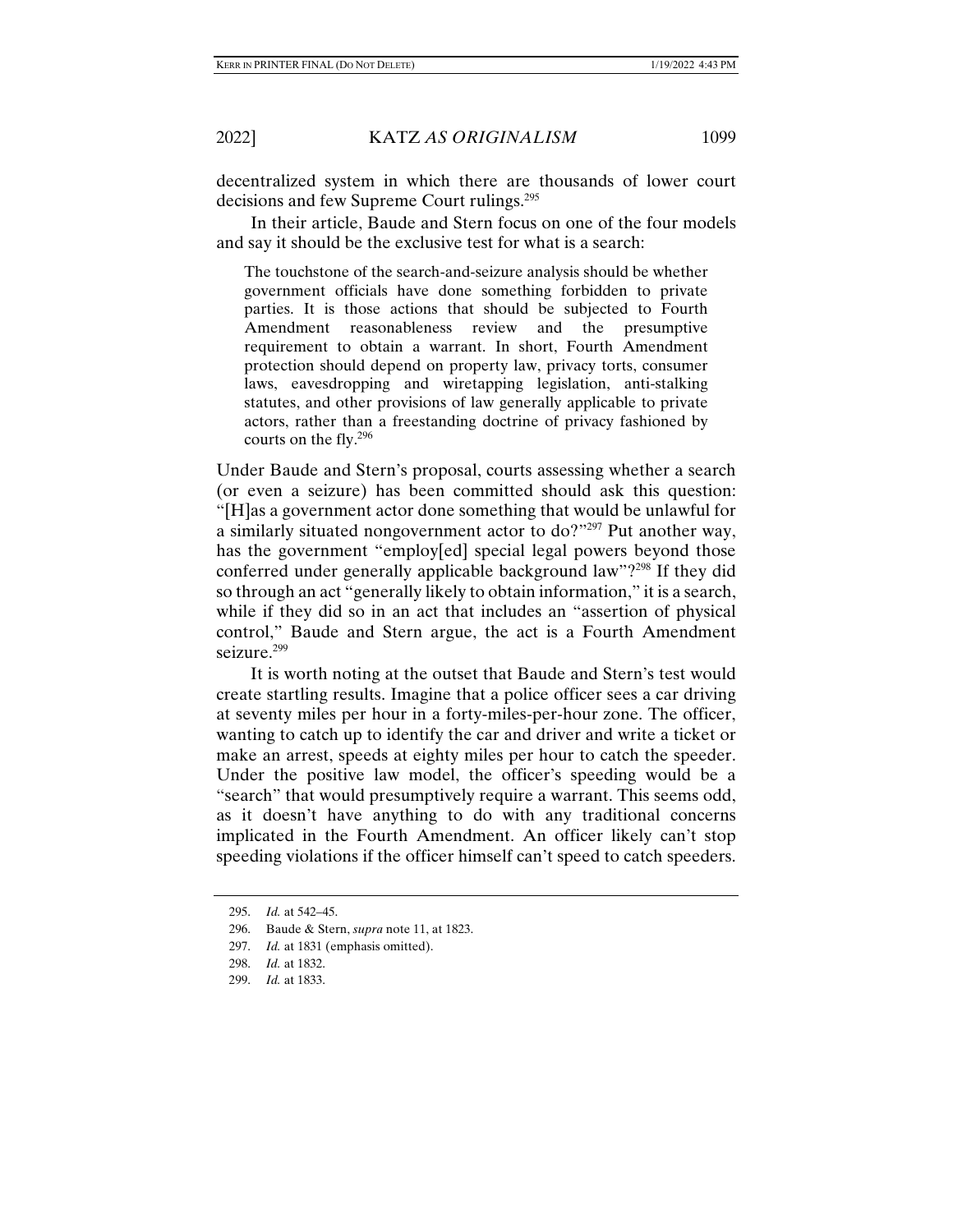decentralized system in which there are thousands of lower court decisions and few Supreme Court rulings.[295]

In their article, Baude and Stern focus on one of the four models and say it should be the exclusive test for what is a search:

> The touchstone of the search-and-seizure analysis should be whether government officials have done something forbidden to private parties. It is those actions that should be subjected to Fourth Amendment reasonableness review and the presumptive requirement to obtain a warrant. In short, Fourth Amendment protection should depend on property law, privacy torts, consumer laws, eavesdropping and wiretapping legislation, anti-stalking statutes, and other provisions of law generally applicable to private actors, rather than a freestanding doctrine of privacy fashioned by courts on the fly.[296]

Under Baude and Stern's proposal, courts assessing whether a search (or even a seizure) has been committed should ask this question: "[H]as a government actor done something that would be unlawful for a similarly situated nongovernment actor to do?"[297] Put another way, has the government "employ[ed] special legal powers beyond those conferred under generally applicable background law"?[298] If they did so through an act "generally likely to obtain information," it is a search, while if they did so in an act that includes an "assertion of physical control," Baude and Stern argue, the act is a Fourth Amendment seizure.[299]

It is worth noting at the outset that Baude and Stern's test would create startling results. Imagine that a police officer sees a car driving at seventy miles per hour in a forty-miles-per-hour zone. The officer, wanting to catch up to identify the car and driver and write a ticket or make an arrest, speeds at eighty miles per hour to catch the speeder. Under the positive law model, the officer's speeding would be a "search" that would presumptively require a warrant. This seems odd, as it doesn't have anything to do with any traditional concerns implicated in the Fourth Amendment. An officer likely can't stop speeding violations if the officer himself can't speed to catch speeders.

---

295. *Id.* at 542–45.

296. Baude & Stern, *supra* note 11, at 1823.

297. *Id.* at 1831 (emphasis omitted).

298. *Id.* at 1832.

299. *Id.* at 1833.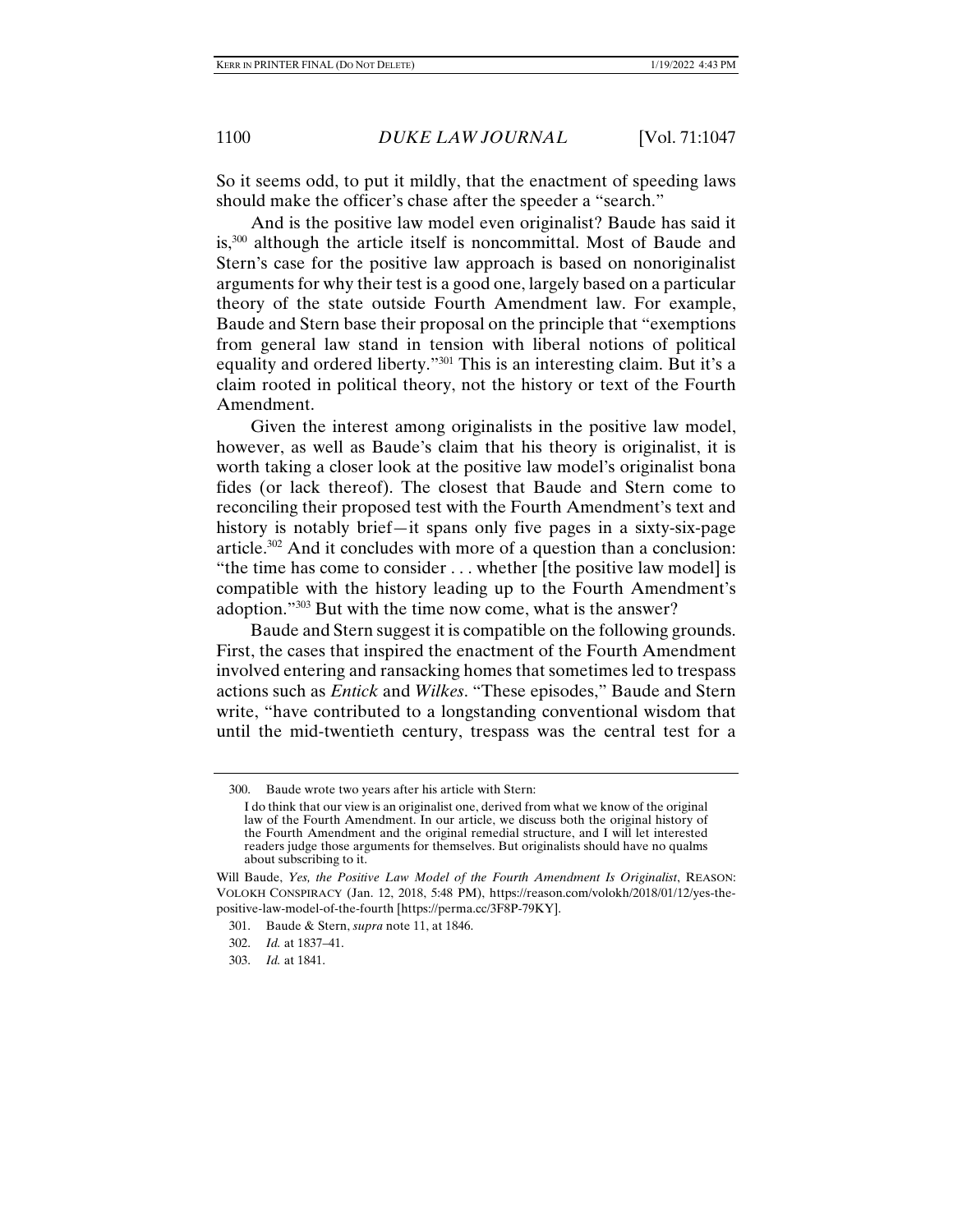So it seems odd, to put it mildly, that the enactment of speeding laws should make the officer's chase after the speeder a "search."

And is the positive law model even originalist? Baude has said it is,[300] although the article itself is noncommittal. Most of Baude and Stern's case for the positive law approach is based on nonoriginalist arguments for why their test is a good one, largely based on a particular theory of the state outside Fourth Amendment law. For example, Baude and Stern base their proposal on the principle that "exemptions from general law stand in tension with liberal notions of political equality and ordered liberty."[301] This is an interesting claim. But it's a claim rooted in political theory, not the history or text of the Fourth Amendment.

Given the interest among originalists in the positive law model, however, as well as Baude's claim that his theory is originalist, it is worth taking a closer look at the positive law model's originalist bona fides (or lack thereof). The closest that Baude and Stern come to reconciling their proposed test with the Fourth Amendment's text and history is notably brief—it spans only five pages in a sixty-six-page article.[302] And it concludes with more of a question than a conclusion: "the time has come to consider . . . whether [the positive law model] is compatible with the history leading up to the Fourth Amendment's adoption."[303] But with the time now come, what is the answer?

Baude and Stern suggest it is compatible on the following grounds. First, the cases that inspired the enactment of the Fourth Amendment involved entering and ransacking homes that sometimes led to trespass actions such as *Entick* and *Wilkes*. "These episodes," Baude and Stern write, "have contributed to a longstanding conventional wisdom that until the mid-twentieth century, trespass was the central test for a

---

300. Baude wrote two years after his article with Stern:

> I do think that our view is an originalist one, derived from what we know of the original law of the Fourth Amendment. In our article, we discuss both the original history of the Fourth Amendment and the original remedial structure, and I will let interested readers judge those arguments for themselves. But originalists should have no qualms about subscribing to it.

Will Baude, *Yes, the Positive Law Model of the Fourth Amendment Is Originalist*, REASON: VOLOKH CONSPIRACY (Jan. 12, 2018, 5:48 PM), https://reason.com/volokh/2018/01/12/yes-the-positive-law-model-of-the-fourth [https://perma.cc/3F8P-79KY].

301. Baude & Stern, *supra* note 11, at 1846.

302. *Id.* at 1837–41.

303. *Id.* at 1841.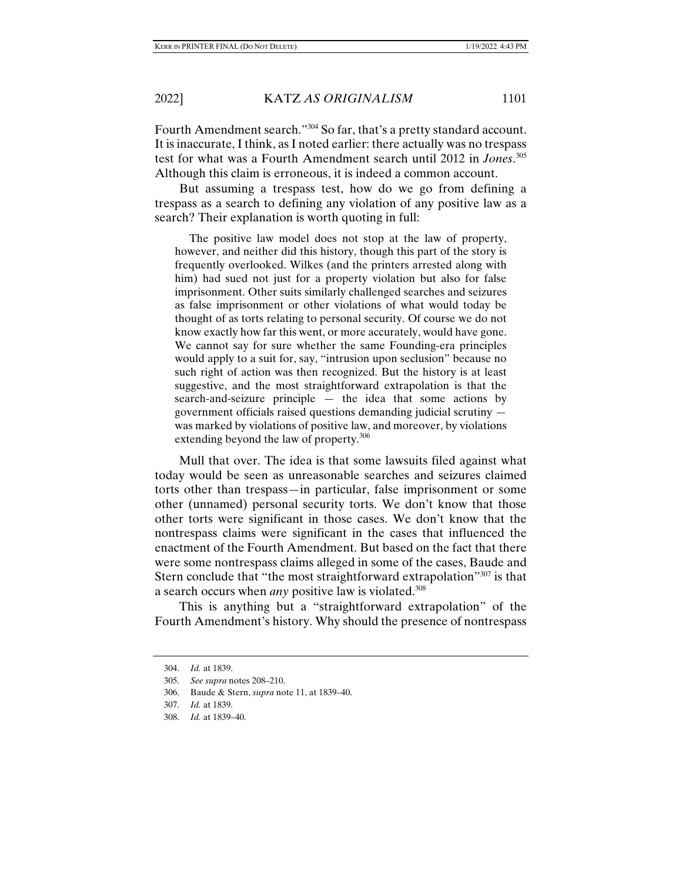Fourth Amendment search."[304] So far, that's a pretty standard account. It is inaccurate, I think, as I noted earlier: there actually was no trespass test for what was a Fourth Amendment search until 2012 in *Jones*.[305] Although this claim is erroneous, it is indeed a common account.

But assuming a trespass test, how do we go from defining a trespass as a search to defining any violation of any positive law as a search? Their explanation is worth quoting in full:

> The positive law model does not stop at the law of property, however, and neither did this history, though this part of the story is frequently overlooked. Wilkes (and the printers arrested along with him) had sued not just for a property violation but also for false imprisonment. Other suits similarly challenged searches and seizures as false imprisonment or other violations of what would today be thought of as torts relating to personal security. Of course we do not know exactly how far this went, or more accurately, would have gone. We cannot say for sure whether the same Founding-era principles would apply to a suit for, say, "intrusion upon seclusion" because no such right of action was then recognized. But the history is at least suggestive, and the most straightforward extrapolation is that the search-and-seizure principle — the idea that some actions by government officials raised questions demanding judicial scrutiny — was marked by violations of positive law, and moreover, by violations extending beyond the law of property.[306]

Mull that over. The idea is that some lawsuits filed against what today would be seen as unreasonable searches and seizures claimed torts other than trespass—in particular, false imprisonment or some other (unnamed) personal security torts. We don't know that those other torts were significant in those cases. We don't know that the nontrespass claims were significant in the cases that influenced the enactment of the Fourth Amendment. But based on the fact that there were some nontrespass claims alleged in some of the cases, Baude and Stern conclude that "the most straightforward extrapolation"[307] is that a search occurs when *any* positive law is violated.[308]

This is anything but a "straightforward extrapolation" of the Fourth Amendment's history. Why should the presence of nontrespass

---

304. *Id.* at 1839.

305. *See supra* notes 208–210.

306. Baude & Stern, *supra* note 11, at 1839–40.

307. *Id.* at 1839.

308. *Id.* at 1839–40.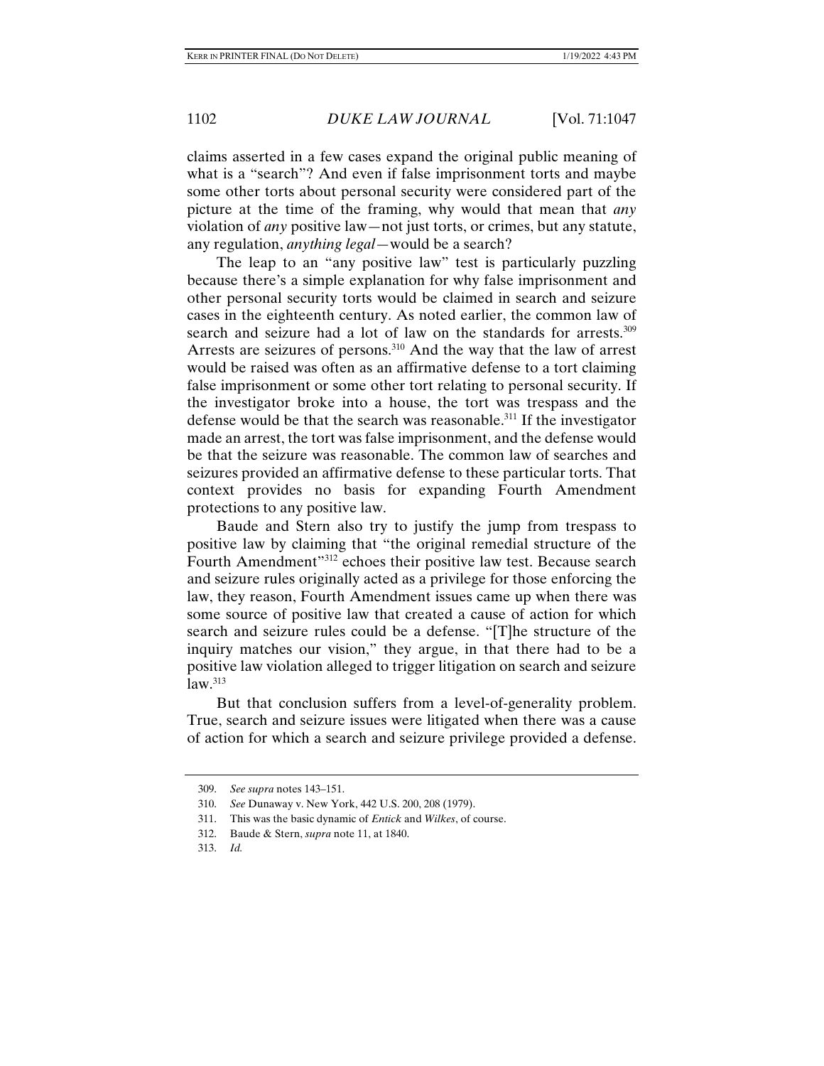claims asserted in a few cases expand the original public meaning of what is a "search"? And even if false imprisonment torts and maybe some other torts about personal security were considered part of the picture at the time of the framing, why would that mean that *any* violation of *any* positive law—not just torts, or crimes, but any statute, any regulation, *anything legal*—would be a search?

The leap to an "any positive law" test is particularly puzzling because there's a simple explanation for why false imprisonment and other personal security torts would be claimed in search and seizure cases in the eighteenth century. As noted earlier, the common law of search and seizure had a lot of law on the standards for arrests.[309] Arrests are seizures of persons.[310] And the way that the law of arrest would be raised was often as an affirmative defense to a tort claiming false imprisonment or some other tort relating to personal security. If the investigator broke into a house, the tort was trespass and the defense would be that the search was reasonable.[311] If the investigator made an arrest, the tort was false imprisonment, and the defense would be that the seizure was reasonable. The common law of searches and seizures provided an affirmative defense to these particular torts. That context provides no basis for expanding Fourth Amendment protections to any positive law.

Baude and Stern also try to justify the jump from trespass to positive law by claiming that "the original remedial structure of the Fourth Amendment"[312] echoes their positive law test. Because search and seizure rules originally acted as a privilege for those enforcing the law, they reason, Fourth Amendment issues came up when there was some source of positive law that created a cause of action for which search and seizure rules could be a defense. "[T]he structure of the inquiry matches our vision," they argue, in that there had to be a positive law violation alleged to trigger litigation on search and seizure law.[313]

But that conclusion suffers from a level-of-generality problem. True, search and seizure issues were litigated when there was a cause of action for which a search and seizure privilege provided a defense.

---

309. *See supra* notes 143–151.

310. *See* Dunaway v. New York, 442 U.S. 200, 208 (1979).

311. This was the basic dynamic of *Entick* and *Wilkes*, of course.

312. Baude & Stern, *supra* note 11, at 1840.

313. *Id.*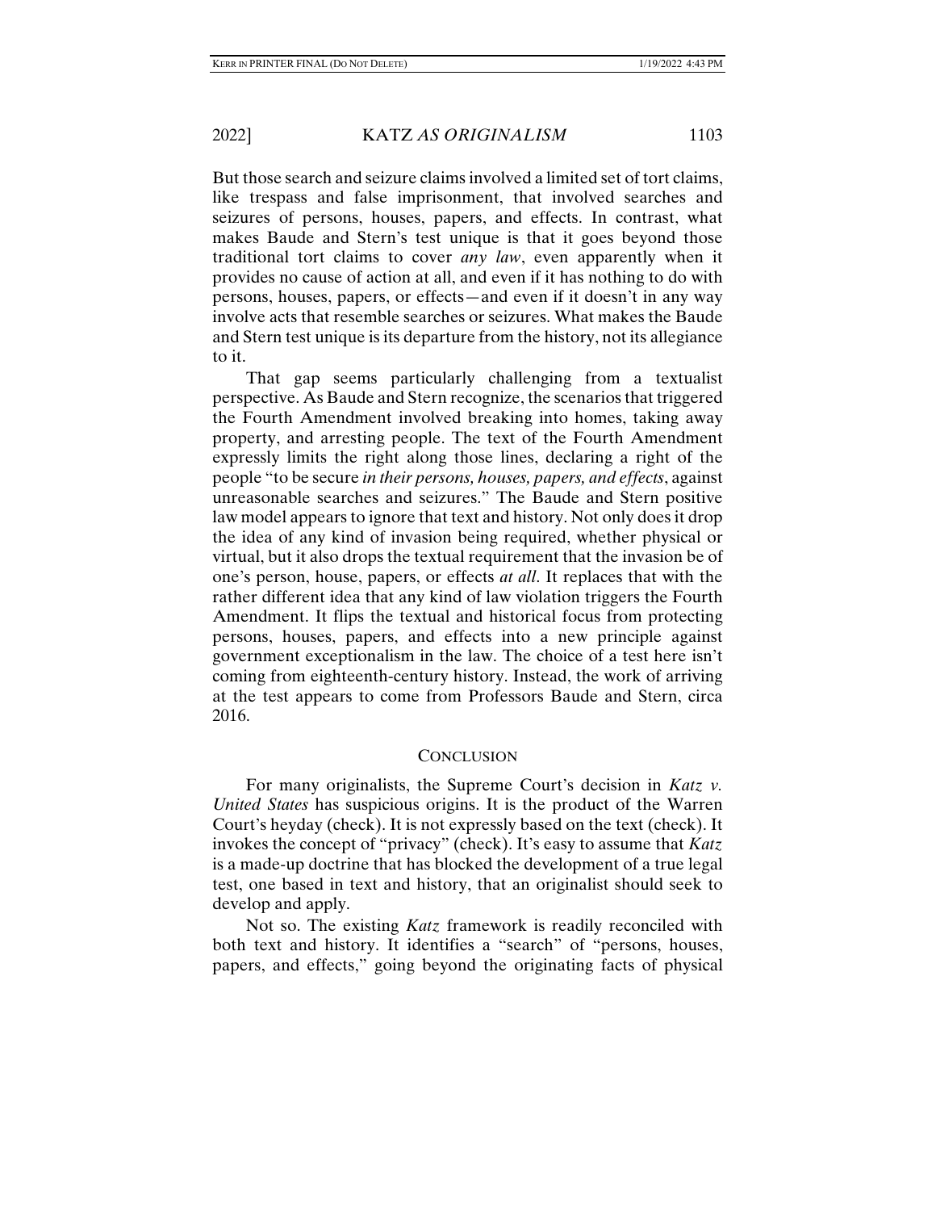But those search and seizure claims involved a limited set of tort claims, like trespass and false imprisonment, that involved searches and seizures of persons, houses, papers, and effects. In contrast, what makes Baude and Stern's test unique is that it goes beyond those traditional tort claims to cover *any law*, even apparently when it provides no cause of action at all, and even if it has nothing to do with persons, houses, papers, or effects—and even if it doesn't in any way involve acts that resemble searches or seizures. What makes the Baude and Stern test unique is its departure from the history, not its allegiance to it.

That gap seems particularly challenging from a textualist perspective. As Baude and Stern recognize, the scenarios that triggered the Fourth Amendment involved breaking into homes, taking away property, and arresting people. The text of the Fourth Amendment expressly limits the right along those lines, declaring a right of the people "to be secure *in their persons, houses, papers, and effects*, against unreasonable searches and seizures." The Baude and Stern positive law model appears to ignore that text and history. Not only does it drop the idea of any kind of invasion being required, whether physical or virtual, but it also drops the textual requirement that the invasion be of one's person, house, papers, or effects *at all*. It replaces that with the rather different idea that any kind of law violation triggers the Fourth Amendment. It flips the textual and historical focus from protecting persons, houses, papers, and effects into a new principle against government exceptionalism in the law. The choice of a test here isn't coming from eighteenth-century history. Instead, the work of arriving at the test appears to come from Professors Baude and Stern, circa 2016.

## CONCLUSION

For many originalists, the Supreme Court's decision in *Katz v. United States* has suspicious origins. It is the product of the Warren Court's heyday (check). It is not expressly based on the text (check). It invokes the concept of "privacy" (check). It's easy to assume that *Katz* is a made-up doctrine that has blocked the development of a true legal test, one based in text and history, that an originalist should seek to develop and apply.

Not so. The existing *Katz* framework is readily reconciled with both text and history. It identifies a "search" of "persons, houses, papers, and effects," going beyond the originating facts of physical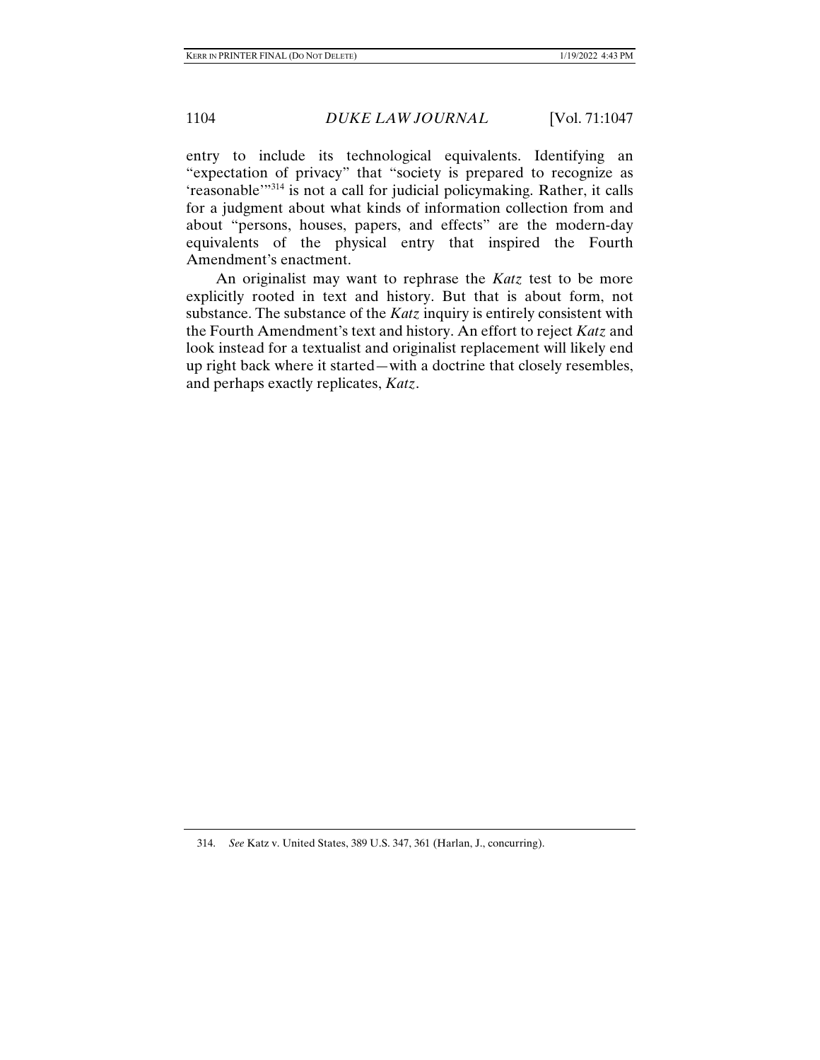entry to include its technological equivalents. Identifying an "expectation of privacy" that "society is prepared to recognize as 'reasonable'"[314] is not a call for judicial policymaking. Rather, it calls for a judgment about what kinds of information collection from and about "persons, houses, papers, and effects" are the modern-day equivalents of the physical entry that inspired the Fourth Amendment's enactment.

An originalist may want to rephrase the *Katz* test to be more explicitly rooted in text and history. But that is about form, not substance. The substance of the *Katz* inquiry is entirely consistent with the Fourth Amendment's text and history. An effort to reject *Katz* and look instead for a textualist and originalist replacement will likely end up right back where it started—with a doctrine that closely resembles, and perhaps exactly replicates, *Katz*.

---

314. *See* Katz v. United States, 389 U.S. 347, 361 (Harlan, J., concurring).